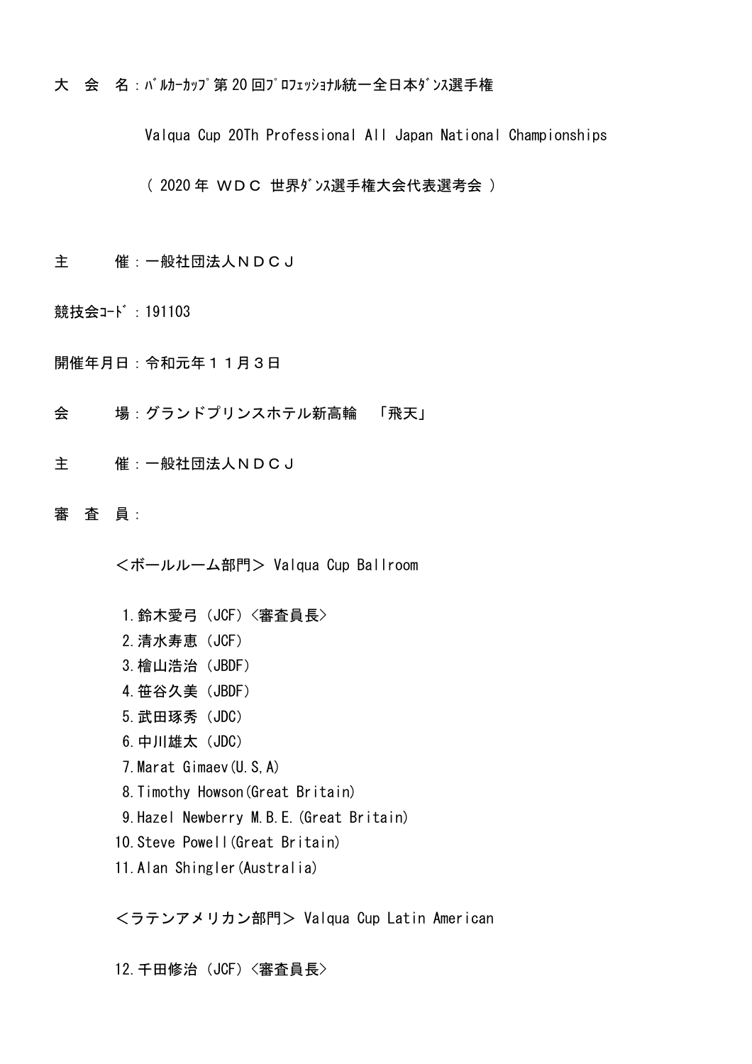大　会　名：ﾊﾞﾙｶｰｶｯﾌﾟ第 20 回ﾌﾟﾛﾌｪｯｼｮﾅﾙ統一全日本ﾀﾞﾝｽ選手権

Valqua Cup 20Th Professional All Japan National Championships

（ 2020 年 ＷＤＣ 世界ﾀﾞﾝｽ選手権大会代表選考会 ）

主　　　催：一般社団法人ＮＤＣＪ

競技会ｺｰﾄﾞ：191103

開催年月日：令和元年１１月３日

会　　　場：グランドプリンスホテル新高輪　「飛天」

主　　　催：一般社団法人ＮＤＣＪ

審　査　員：

＜ボールルーム部門＞ Valqua Cup Ballroom

1. 鈴木愛弓（JCF）〈審査員長〉
2. 清水寿恵（JCF）
3. 檜山浩治（JBDF）
4. 笹谷久美（JBDF）
5. 武田琢秀（JDC）
6. 中川雄太（JDC）
7. Marat Gimaev(U.S,A)
8. Timothy Howson(Great Britain)
9. Hazel Newberry M.B.E.(Great Britain)
10. Steve Powell(Great Britain)
11. Alan Shingler(Australia)

＜ラテンアメリカン部門＞ Valqua Cup Latin American

12. 千田修治（JCF）〈審査員長〉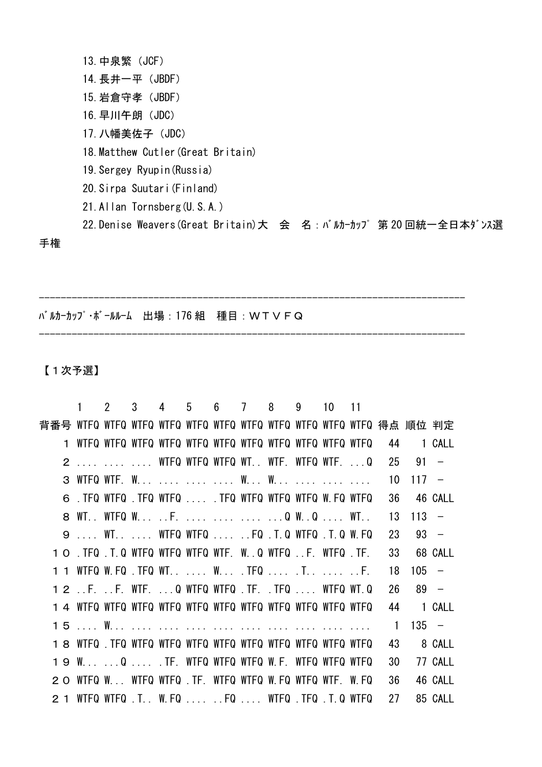13.中泉繁（JCF）

14.長井一平（JBDF）

15.岩倉守孝（JBDF）

16.早川午朗（JDC）

17.八幡美佐子（JDC）

18.Matthew Cutler(Great Britain)

19.Sergey Ryupin(Russia)

20.Sirpa Suutari(Finland)

21.Allan Tornsberg(U.S.A.)

22.Denise Weavers(Great Britain)大　会　名：ﾊﾞﾙｶｰｶｯﾌﾟ 第20回統一全日本ﾀﾞﾝｽ選手権

---

ﾊﾞﾙｶｰｶｯﾌﾟ･ﾎﾞｰﾙﾙｰﾑ　出場：176組　種目：ＷＴＶＦＱ

---

【１次予選】

| | 1 | 2 | 3 | 4 | 5 | 6 | 7 | 8 | 9 | 10 | 11 | | | |
|---|---|---|---|---|---|---|---|---|---|---|---|---|---|---|
| 背番号 | WTFQ | WTFQ | WTFQ | WTFQ | WTFQ | WTFQ | WTFQ | WTFQ | WTFQ | WTFQ | WTFQ | 得点 | 順位 | 判定 |
| １ | WTFQ | WTFQ | WTFQ | WTFQ | WTFQ | WTFQ | WTFQ | WTFQ | WTFQ | WTFQ | WTFQ | 44 | 1 | CALL |
| ２ | .... | .... | .... | WTFQ | WTFQ | WTFQ | WT.. | WTF. | WTFQ | WTF. | ...Q | 25 | 91 | － |
| ３ | WTFQ | WTF. | W... | .... | .... | .... | W... | W... | .... | .... | .... | 10 | 117 | － |
| ６ | .TFQ | WTFQ | .TFQ | WTFQ | .... | .TFQ | WTFQ | WTFQ | WTFQ | W.FQ | WTFQ | 36 | 46 | CALL |
| ８ | WT.. | WTFQ | W... | ..F. | .... | .... | .... | ...Q | W..Q | .... | WT.. | 13 | 113 | － |
| ９ | .... | WT.. | .... | WTFQ | WTFQ | .... | ..FQ | .T.Q | WTFQ | .T.Q | W.FQ | 23 | 93 | － |
| １０ | .TFQ | .T.Q | WTFQ | WTFQ | WTFQ | WTF. | W..Q | WTFQ | ..F. | WTFQ | .TF. | 33 | 68 | CALL |
| １１ | WTFQ | W.FQ | .TFQ | WT.. | .... | W... | .TFQ | .... | .T.. | .... | ..F. | 18 | 105 | － |
| １２ | ..F. | ..F. | WTF. | ...Q | WTFQ | WTFQ | .TF. | .TFQ | .... | WTFQ | WT.Q | 26 | 89 | － |
| １４ | WTFQ | WTFQ | WTFQ | WTFQ | WTFQ | WTFQ | WTFQ | WTFQ | WTFQ | WTFQ | WTFQ | 44 | 1 | CALL |
| １５ | .... | W... | .... | .... | .... | .... | .... | .... | .... | .... | .... | 1 | 135 | － |
| １８ | WTFQ | .TFQ | WTFQ | WTFQ | WTFQ | WTFQ | WTFQ | WTFQ | WTFQ | WTFQ | WTFQ | 43 | 8 | CALL |
| １９ | W... | ...Q | .... | .TF. | WTFQ | WTFQ | WTFQ | W.F. | WTFQ | WTFQ | WTFQ | 30 | 77 | CALL |
| ２０ | WTFQ | W... | WTFQ | WTFQ | .TF. | WTFQ | WTFQ | W.FQ | WTFQ | WTF. | W.FQ | 36 | 46 | CALL |
| ２１ | WTFQ | WTFQ | .T.. | W.FQ | .... | ..FQ | .... | WTFQ | .TFQ | .T.Q | WTFQ | 27 | 85 | CALL |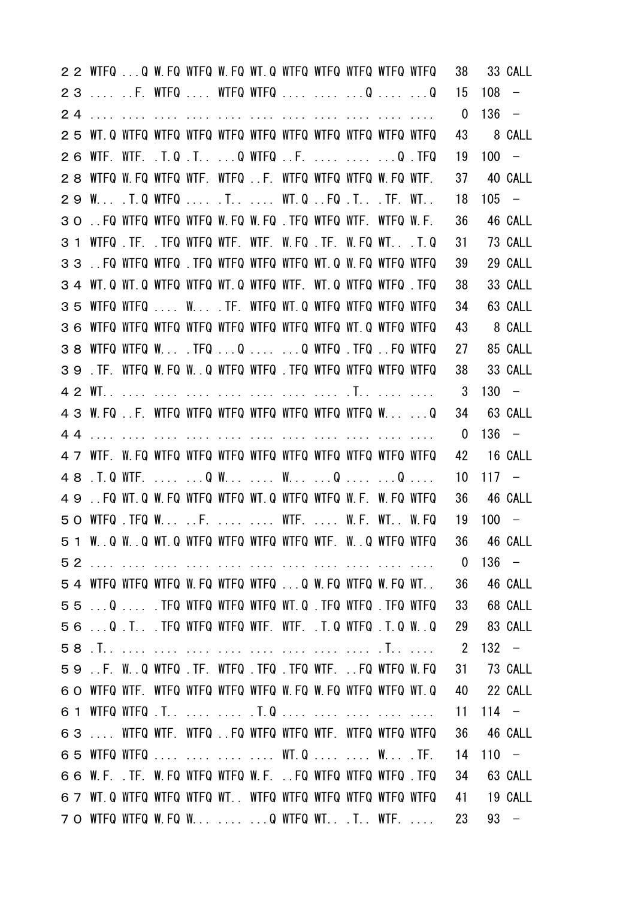```
２２ WTFQ ...Q W.FQ WTFQ W.FQ WT.Q WTFQ WTFQ WTFQ WTFQ WTFQ   38   33 CALL
２３ .... ..F. WTFQ .... WTFQ WTFQ .... .... ...Q .... ...Q   15  108  －
２４ .... .... .... .... .... .... .... .... .... .... ....    0  136  －
２５ WT.Q WTFQ WTFQ WTFQ WTFQ WTFQ WTFQ WTFQ WTFQ WTFQ WTFQ   43    8 CALL
２６ WTF. WTF. .T.Q .T.. ...Q WTFQ ..F. .... .... ...Q .TFQ   19  100  －
２８ WTFQ W.FQ WTFQ WTF. WTFQ ..F. WTFQ WTFQ WTFQ W.FQ WTF.   37   40 CALL
２９ W... .T.Q WTFQ .... .T.. .... WT.Q ..FQ .T.. .TF. WT..   18  105  －
３０ ..FQ WTFQ WTFQ WTFQ W.FQ W.FQ .TFQ WTFQ WTF. WTFQ W.F.   36   46 CALL
３１ WTFQ .TF. .TFQ WTFQ WTF. WTF. W.FQ .TF. W.FQ WT.. .T.Q   31   73 CALL
３３ ..FQ WTFQ WTFQ .TFQ WTFQ WTFQ WTFQ WT.Q W.FQ WTFQ WTFQ   39   29 CALL
３４ WT.Q WT.Q WTFQ WTFQ WT.Q WTFQ WTF. WT.Q WTFQ WTFQ .TFQ   38   33 CALL
３５ WTFQ WTFQ .... W... .TF. WTFQ WT.Q WTFQ WTFQ WTFQ WTFQ   34   63 CALL
３６ WTFQ WTFQ WTFQ WTFQ WTFQ WTFQ WTFQ WTFQ WT.Q WTFQ WTFQ   43    8 CALL
３８ WTFQ WTFQ W... .TFQ ...Q .... ...Q WTFQ .TFQ ..FQ WTFQ   27   85 CALL
３９ .TF. WTFQ W.FQ W..Q WTFQ WTFQ .TFQ WTFQ WTFQ WTFQ WTFQ   38   33 CALL
４２ WT.. .... .... .... .... .... .... .... .T.. .... ....    3  130  －
４３ W.FQ ..F. WTFQ WTFQ WTFQ WTFQ WTFQ WTFQ WTFQ W... ...Q   34   63 CALL
４４ .... .... .... .... .... .... .... .... .... .... ....    0  136  －
４７ WTF. W.FQ WTFQ WTFQ WTFQ WTFQ WTFQ WTFQ WTFQ WTFQ WTFQ   42   16 CALL
４８ .T.Q WTF. .... ...Q W... .... W... ...Q .... ...Q ....   10  117  －
４９ ..FQ WT.Q W.FQ WTFQ WTFQ WT.Q WTFQ WTFQ W.F. W.FQ WTFQ   36   46 CALL
５０ WTFQ .TFQ W... ..F. .... .... WTF. .... W.F. WT.. W.FQ   19  100  －
５１ W..Q W..Q WT.Q WTFQ WTFQ WTFQ WTFQ WTF. W..Q WTFQ WTFQ   36   46 CALL
５２ .... .... .... .... .... .... .... .... .... .... ....    0  136  －
５４ WTFQ WTFQ WTFQ W.FQ WTFQ WTFQ ...Q W.FQ WTFQ W.FQ WT..   36   46 CALL
５５ ...Q .... .TFQ WTFQ WTFQ WTFQ WT.Q .TFQ WTFQ .TFQ WTFQ   33   68 CALL
５６ ...Q .T.. .TFQ WTFQ WTFQ WTF. WTF. .T.Q WTFQ .T.Q W..Q   29   83 CALL
５８ .T.. .... .... .... .... .... .... .... .... .T.. ....    2  132  －
５９ ..F. W..Q WTFQ .TF. WTFQ .TFQ .TFQ WTF. ..FQ WTFQ W.FQ   31   73 CALL
６０ WTFQ WTF. WTFQ WTFQ WTFQ WTFQ W.FQ W.FQ WTFQ WTFQ WT.Q   40   22 CALL
６１ WTFQ WTFQ .T.. .... .... .T.Q .... .... .... .... ....   11  114  －
６３ .... WTFQ WTF. WTFQ ..FQ WTFQ WTFQ WTF. WTFQ WTFQ WTFQ   36   46 CALL
６５ WTFQ WTFQ .... .... .... .... WT.Q .... .... W... .TF.   14  110  －
６６ W.F. .TF. W.FQ WTFQ WTFQ W.F. ..FQ WTFQ WTFQ WTFQ .TFQ   34   63 CALL
６７ WT.Q WTFQ WTFQ WTFQ WT.. WTFQ WTFQ WTFQ WTFQ WTFQ WTFQ   41   19 CALL
７０ WTFQ WTFQ W.FQ W... .... ...Q WTFQ WT.. .T.. WTF. ....   23   93  －
```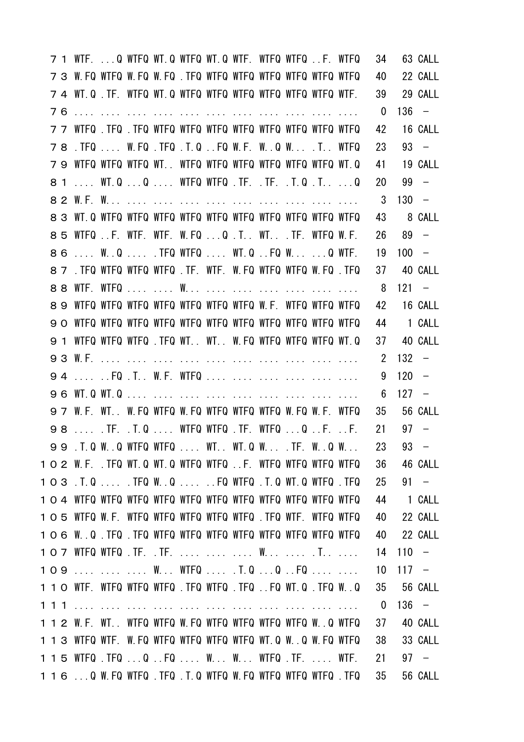```
７１ WTF. ...Q WTFQ WT.Q WTFQ WT.Q WTF. WTFQ WTFQ ..F. WTFQ   34   63 CALL
７３ W.FQ WTFQ W.FQ W.FQ .TFQ WTFQ WTFQ WTFQ WTFQ WTFQ WTFQ   40   22 CALL
７４ WT.Q .TF. WTFQ WT.Q WTFQ WTFQ WTFQ WTFQ WTFQ WTFQ WTF.   39   29 CALL
７６ .... .... .... .... .... .... .... .... .... .... ....    0  136  -
７７ WTFQ .TFQ .TFQ WTFQ WTFQ WTFQ WTFQ WTFQ WTFQ WTFQ WTFQ   42   16 CALL
７８ .TFQ .... W.FQ .TFQ .T.Q ..FQ W.F. W..Q W... .T.. WTFQ   23   93  -
７９ WTFQ WTFQ WTFQ WT.. WTFQ WTFQ WTFQ WTFQ WTFQ WTFQ WT.Q   41   19 CALL
８１ .... WT.Q ...Q .... WTFQ WTFQ .TF. .TF. .T.Q .T.. ...Q   20   99  -
８２ W.F. W... .... .... .... .... .... .... .... .... ....    3  130  -
８３ WT.Q WTFQ WTFQ WTFQ WTFQ WTFQ WTFQ WTFQ WTFQ WTFQ WTFQ   43    8 CALL
８５ WTFQ ..F. WTF. WTF. W.FQ ...Q .T.. WT.. .TF. WTFQ W.F.   26   89  -
８６ .... W..Q .... .TFQ WTFQ .... WT.Q ..FQ W... ...Q WTF.   19  100  -
８７ .TFQ WTFQ WTFQ WTFQ .TF. WTF. W.FQ WTFQ WTFQ W.FQ .TFQ   37   40 CALL
８８ WTF. WTFQ .... .... W... .... .... .... .... .... ....    8  121  -
８９ WTFQ WTFQ WTFQ WTFQ WTFQ WTFQ WTFQ W.F. WTFQ WTFQ WTFQ   42   16 CALL
９０ WTFQ WTFQ WTFQ WTFQ WTFQ WTFQ WTFQ WTFQ WTFQ WTFQ WTFQ   44    1 CALL
９１ WTFQ WTFQ WTFQ .TFQ WT.. WT.. W.FQ WTFQ WTFQ WTFQ WT.Q   37   40 CALL
９３ W.F. .... .... .... .... .... .... .... .... .... ....    2  132  -
９４ .... ..FQ .T.. W.F. WTFQ .... .... .... .... .... ....    9  120  -
９６ WT.Q WT.Q .... .... .... .... .... .... .... .... ....    6  127  -
９７ W.F. WT.. W.FQ WTFQ W.FQ WTFQ WTFQ WTFQ W.FQ W.F. WTFQ   35   56 CALL
９８ .... .TF. .T.Q .... WTFQ WTFQ .TF. WTFQ ...Q ..F. ..F.   21   97  -
９９ .T.Q W..Q WTFQ WTFQ .... WT.. WT.Q W... .TF. W..Q W...   23   93  -
１０２ W.F. .TFQ WT.Q WT.Q WTFQ WTFQ ..F. WTFQ WTFQ WTFQ WTFQ   36   46 CALL
１０３ .T.Q .... .TFQ W..Q .... ..FQ WTFQ .T.Q WT.Q WTFQ .TFQ   25   91  -
１０４ WTFQ WTFQ WTFQ WTFQ WTFQ WTFQ WTFQ WTFQ WTFQ WTFQ WTFQ   44    1 CALL
１０５ WTFQ W.F. WTFQ WTFQ WTFQ WTFQ WTFQ .TFQ WTF. WTFQ WTFQ   40   22 CALL
１０６ W..Q .TFQ .TFQ WTFQ WTFQ WTFQ WTFQ WTFQ WTFQ WTFQ WTFQ   40   22 CALL
１０７ WTFQ WTFQ .TF. .TF. .... .... .... W... .... .T.. ....   14  110  -
１０９ .... .... .... W... WTFQ .... .T.Q ...Q ..FQ .... ....   10  117  -
１１０ WTF. WTFQ WTFQ WTFQ .TFQ WTFQ .TFQ ..FQ WT.Q .TFQ W..Q   35   56 CALL
１１１ .... .... .... .... .... .... .... .... .... .... ....    0  136  -
１１２ W.F. WT.. WTFQ WTFQ W.FQ WTFQ WTFQ WTFQ WTFQ W..Q WTFQ   37   40 CALL
１１３ WTFQ WTF. W.FQ WTFQ WTFQ WTFQ WTFQ WT.Q W..Q W.FQ WTFQ   38   33 CALL
１１５ WTFQ .TFQ ...Q ..FQ .... W... W... WTFQ .TF. .... WTF.   21   97  -
１１６ ...Q W.FQ WTFQ .TFQ .T.Q WTFQ W.FQ WTFQ WTFQ WTFQ .TFQ   35   56 CALL
```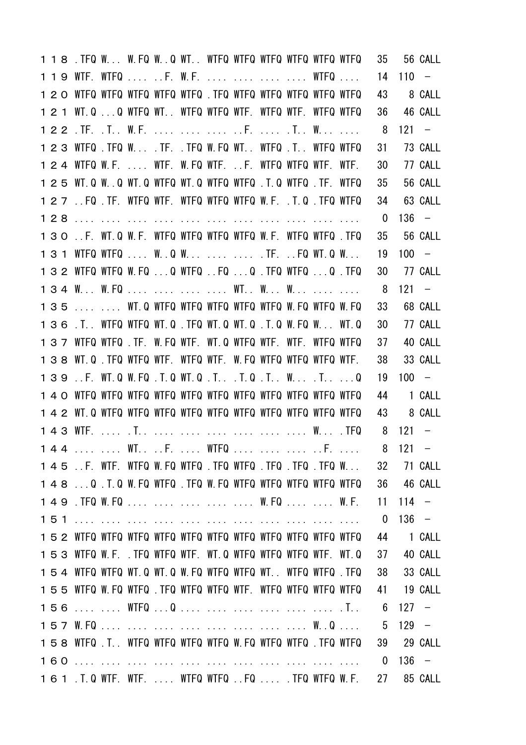```
１１８ .TFQ W... W.FQ W..Q WT.. WTFQ WTFQ WTFQ WTFQ WTFQ WTFQ  35  56 CALL
１１９ WTF. WTFQ .... ..F. W.F. .... .... .... .... WTFQ ....  14 110  -
１２０ WTFQ WTFQ WTFQ WTFQ WTFQ .TFQ WTFQ WTFQ WTFQ WTFQ WTFQ  43   8 CALL
１２１ WT.Q ...Q WTFQ WT.. WTFQ WTFQ WTF. WTFQ WTF. WTFQ WTFQ  36  46 CALL
１２２ .TF. .T.. W.F. .... .... .... ..F. .... .T.. W... ....   8 121  -
１２３ WTFQ .TFQ W... .TF. .TFQ W.FQ WT.. WTFQ .T.. WTFQ WTFQ  31  73 CALL
１２４ WTFQ W.F. .... WTF. W.FQ WTF. ..F. WTFQ WTFQ WTF. WTF.  30  77 CALL
１２５ WT.Q W..Q WT.Q WTFQ WT.Q WTFQ WTFQ .T.Q WTFQ .TF. WTFQ  35  56 CALL
１２７ ..FQ .TF. WTFQ WTF. WTFQ WTFQ WTFQ W.F. .T.Q .TFQ WTFQ  34  63 CALL
１２８ .... .... .... .... .... .... .... .... .... .... ....   0 136  -
１３０ ..F. WT.Q W.F. WTFQ WTFQ WTFQ WTFQ W.F. WTFQ WTFQ .TFQ  35  56 CALL
１３１ WTFQ WTFQ .... W..Q W... .... .... .TF. ..FQ WT.Q W...  19 100  -
１３２ WTFQ WTFQ W.FQ ...Q WTFQ ..FQ ...Q .TFQ WTFQ ...Q .TFQ  30  77 CALL
１３４ W... W.FQ .... .... .... .... WT.. W... W... .... ....   8 121  -
１３５ .... .... WT.Q WTFQ WTFQ WTFQ WTFQ WTFQ W.FQ WTFQ W.FQ  33  68 CALL
１３６ .T.. WTFQ WTFQ WT.Q .TFQ WT.Q WT.Q .T.Q W.FQ W... WT.Q  30  77 CALL
１３７ WTFQ WTFQ .TF. W.FQ WTF. WT.Q WTFQ WTF. WTF. WTFQ WTFQ  37  40 CALL
１３８ WT.Q .TFQ WTFQ WTF. WTFQ WTF. W.FQ WTFQ WTFQ WTFQ WTF.  38  33 CALL
１３９ ..F. WT.Q W.FQ .T.Q WT.Q .T.. .T.Q .T.. W... .T.. ...Q  19 100  -
１４０ WTFQ WTFQ WTFQ WTFQ WTFQ WTFQ WTFQ WTFQ WTFQ WTFQ WTFQ  44   1 CALL
１４２ WT.Q WTFQ WTFQ WTFQ WTFQ WTFQ WTFQ WTFQ WTFQ WTFQ WTFQ  43   8 CALL
１４３ WTF. .... .T.. .... .... .... .... .... .... W... .TFQ   8 121  -
１４４ .... .... WT.. ..F. .... WTFQ .... .... .... ..F. ....   8 121  -
１４５ ..F. WTF. WTFQ W.FQ WTFQ .TFQ WTFQ .TFQ .TFQ .TFQ W...  32  71 CALL
１４８ ...Q .T.Q W.FQ WTFQ .TFQ W.FQ WTFQ WTFQ WTFQ WTFQ WTFQ  36  46 CALL
１４９ .TFQ W.FQ .... .... .... .... .... W.FQ .... .... W.F.  11 114  -
１５１ .... .... .... .... .... .... .... .... .... .... ....   0 136  -
１５２ WTFQ WTFQ WTFQ WTFQ WTFQ WTFQ WTFQ WTFQ WTFQ WTFQ WTFQ  44   1 CALL
１５３ WTFQ W.F. .TFQ WTFQ WTF. WT.Q WTFQ WTFQ WTFQ WTF. WT.Q  37  40 CALL
１５４ WTFQ WTFQ WT.Q WT.Q W.FQ WTFQ WTFQ WT.. WTFQ WTFQ .TFQ  38  33 CALL
１５５ WTFQ W.FQ WTFQ .TFQ WTFQ WTFQ WTF. WTFQ WTFQ WTFQ WTFQ  41  19 CALL
１５６ .... .... WTFQ ...Q .... .... .... .... .... .... .T..   6 127  -
１５７ W.FQ .... .... .... .... .... .... .... .... W..Q ....   5 129  -
１５８ WTFQ .T.. WTFQ WTFQ WTFQ WTFQ W.FQ WTFQ WTFQ .TFQ WTFQ  39  29 CALL
１６０ .... .... .... .... .... .... .... .... .... .... ....   0 136  -
１６１ .T.Q WTF. WTF. .... WTFQ WTFQ ..FQ .... .TFQ WTFQ W.F.  27  85 CALL
```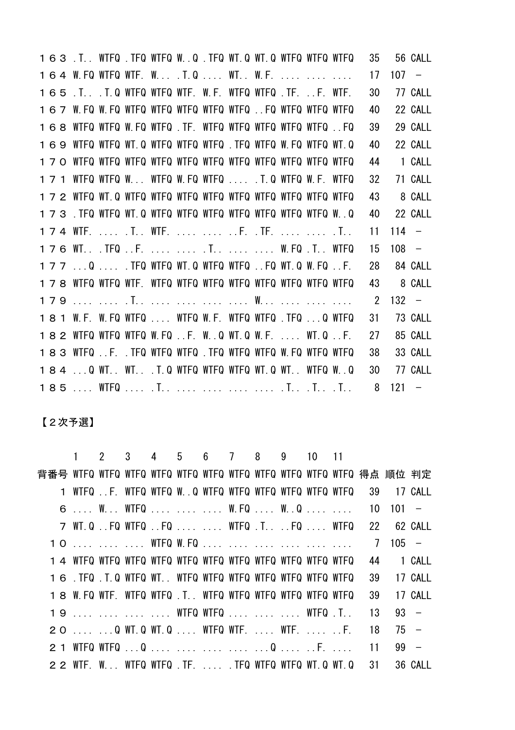| | | | | | | | | | | | | | | |
|---|---|---|---|---|---|---|---|---|---|---|---|---|---|---|
| １６３ | .T.. | WTFQ | .TFQ | WTFQ | W..Q | .TFQ | WT.Q | WT.Q | WTFQ | WTFQ | WTFQ | 35 | 56 | CALL |
| １６４ | W.FQ | WTFQ | WTF. | W... | .T.Q | .... | WT.. | W.F. | .... | .... | .... | 17 | 107 | － |
| １６５ | .T.. | .T.Q | WTFQ | WTFQ | WTF. | W.F. | WTFQ | WTFQ | .TF. | ..F. | WTF. | 30 | 77 | CALL |
| １６７ | W.FQ | W.FQ | WTFQ | WTFQ | WTFQ | WTFQ | WTFQ | ..FQ | WTFQ | WTFQ | WTFQ | 40 | 22 | CALL |
| １６８ | WTFQ | WTFQ | W.FQ | WTFQ | .TF. | WTFQ | WTFQ | WTFQ | WTFQ | WTFQ | ..FQ | 39 | 29 | CALL |
| １６９ | WTFQ | WTFQ | WT.Q | WTFQ | WTFQ | WTFQ | .TFQ | WTFQ | W.FQ | WTFQ | WT.Q | 40 | 22 | CALL |
| １７０ | WTFQ | WTFQ | WTFQ | WTFQ | WTFQ | WTFQ | WTFQ | WTFQ | WTFQ | WTFQ | WTFQ | 44 | 1 | CALL |
| １７１ | WTFQ | WTFQ | W... | WTFQ | W.FQ | WTFQ | .... | .T.Q | WTFQ | W.F. | WTFQ | 32 | 71 | CALL |
| １７２ | WTFQ | WT.Q | WTFQ | WTFQ | WTFQ | WTFQ | WTFQ | WTFQ | WTFQ | WTFQ | WTFQ | 43 | 8 | CALL |
| １７３ | .TFQ | WTFQ | WT.Q | WTFQ | WTFQ | WTFQ | WTFQ | WTFQ | WTFQ | WTFQ | W..Q | 40 | 22 | CALL |
| １７４ | WTF. | .... | .T.. | WTF. | .... | .... | ..F. | .TF. | .... | .... | .T.. | 11 | 114 | － |
| １７６ | WT.. | .TFQ | ..F. | .... | .... | .T.. | .... | .... | W.FQ | .T.. | WTFQ | 15 | 108 | － |
| １７７ | ...Q | .... | .TFQ | WTFQ | WT.Q | WTFQ | WTFQ | ..FQ | WT.Q | W.FQ | ..F. | 28 | 84 | CALL |
| １７８ | WTFQ | WTFQ | WTF. | WTFQ | WTFQ | WTFQ | WTFQ | WTFQ | WTFQ | WTFQ | WTFQ | 43 | 8 | CALL |
| １７９ | .... | .... | .T.. | .... | .... | .... | .... | W... | .... | .... | .... | 2 | 132 | － |
| １８１ | W.F. | W.FQ | WTFQ | .... | WTFQ | W.F. | WTFQ | WTFQ | .TFQ | ...Q | WTFQ | 31 | 73 | CALL |
| １８２ | WTFQ | WTFQ | WTFQ | W.FQ | ..F. | W..Q | WT.Q | W.F. | .... | WT.Q | ..F. | 27 | 85 | CALL |
| １８３ | WTFQ | ..F. | .TFQ | WTFQ | WTFQ | .TFQ | WTFQ | WTFQ | W.FQ | WTFQ | WTFQ | 38 | 33 | CALL |
| １８４ | ...Q | WT.. | WT.. | .T.Q | WTFQ | WTFQ | WTFQ | WT.Q | WT.. | WTFQ | W..Q | 30 | 77 | CALL |
| １８５ | .... | WTFQ | .... | .T.. | .... | .... | .... | .... | .T.. | .T.. | .T.. | 8 | 121 | － |

【２次予選】

| | 1 | 2 | 3 | 4 | 5 | 6 | 7 | 8 | 9 | 10 | 11 | | | |
|---|---|---|---|---|---|---|---|---|---|---|---|---|---|---|
| 背番号 | WTFQ | WTFQ | WTFQ | WTFQ | WTFQ | WTFQ | WTFQ | WTFQ | WTFQ | WTFQ | WTFQ | 得点 | 順位 | 判定 |
| １ | WTFQ | ..F. | WTFQ | WTFQ | W..Q | WTFQ | WTFQ | WTFQ | WTFQ | WTFQ | WTFQ | 39 | 17 | CALL |
| ６ | .... | W... | WTFQ | .... | .... | .... | W.FQ | .... | W..Q | .... | .... | 10 | 101 | － |
| ７ | WT.Q | ..FQ | WTFQ | ..FQ | .... | .... | WTFQ | .T.. | ..FQ | .... | WTFQ | 22 | 62 | CALL |
| １０ | .... | .... | .... | WTFQ | W.FQ | .... | .... | .... | .... | .... | .... | 7 | 105 | － |
| １４ | WTFQ | WTFQ | WTFQ | WTFQ | WTFQ | WTFQ | WTFQ | WTFQ | WTFQ | WTFQ | WTFQ | 44 | 1 | CALL |
| １６ | .TFQ | .T.Q | WTFQ | WT.. | WTFQ | WTFQ | WTFQ | WTFQ | WTFQ | WTFQ | WTFQ | 39 | 17 | CALL |
| １８ | W.FQ | WTF. | WTFQ | WTFQ | .T.. | WTFQ | WTFQ | WTFQ | WTFQ | WTFQ | WTFQ | 39 | 17 | CALL |
| １９ | .... | .... | .... | .... | WTFQ | WTFQ | .... | .... | .... | WTFQ | .T.. | 13 | 93 | － |
| ２０ | .... | ...Q | WT.Q | WT.Q | .... | WTFQ | WTF. | .... | WTF. | .... | ..F. | 18 | 75 | － |
| ２１ | WTFQ | WTFQ | ...Q | .... | .... | .... | .... | ...Q | .... | ..F. | .... | 11 | 99 | － |
| ２２ | WTF. | W... | WTFQ | WTFQ | .TF. | .... | .TFQ | WTFQ | WTFQ | WT.Q | WT.Q | 31 | 36 | CALL |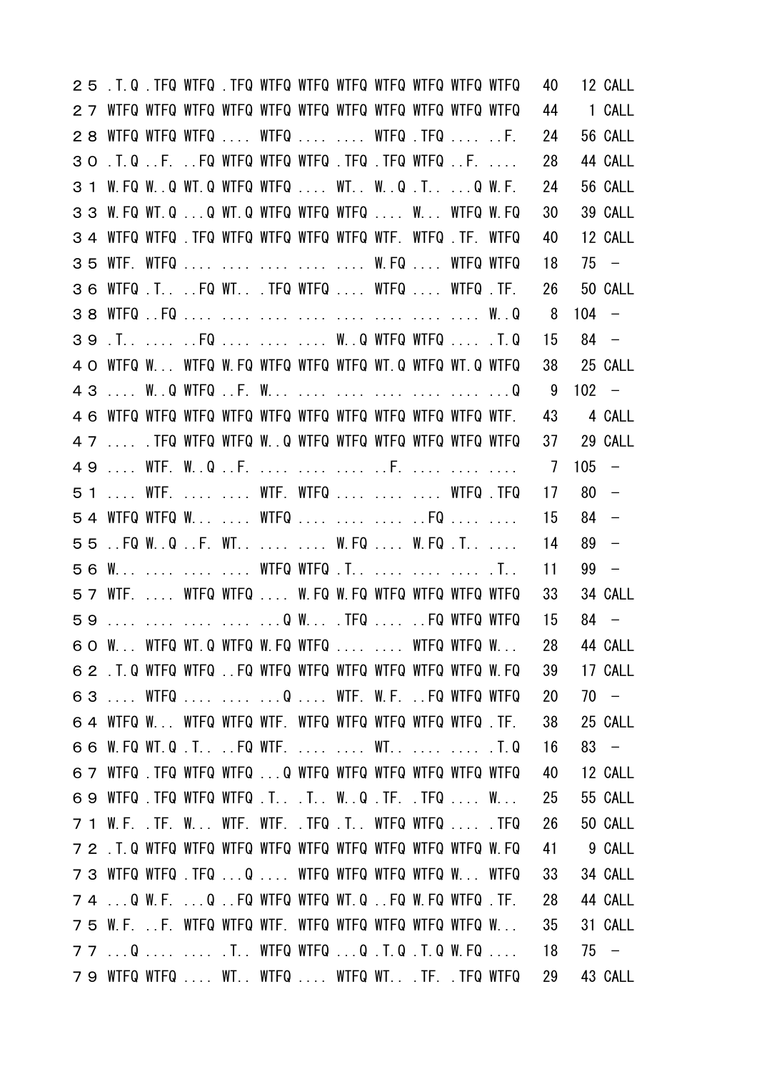```
２５ .T.Q .TFQ WTFQ .TFQ WTFQ WTFQ WTFQ WTFQ WTFQ WTFQ WTFQ   40   12 CALL
２７ WTFQ WTFQ WTFQ WTFQ WTFQ WTFQ WTFQ WTFQ WTFQ WTFQ WTFQ   44    1 CALL
２８ WTFQ WTFQ WTFQ .... WTFQ .... .... WTFQ .TFQ .... ..F.   24   56 CALL
３０ .T.Q ..F. ..FQ WTFQ WTFQ WTFQ .TFQ .TFQ WTFQ ..F. ....   28   44 CALL
３１ W.FQ W..Q WT.Q WTFQ WTFQ .... WT.. W..Q .T.. ...Q W.F.   24   56 CALL
３３ W.FQ WT.Q ...Q WT.Q WTFQ WTFQ WTFQ .... W... WTFQ W.FQ   30   39 CALL
３４ WTFQ WTFQ .TFQ WTFQ WTFQ WTFQ WTFQ WTF. WTFQ .TF. WTFQ   40   12 CALL
３５ WTF. WTFQ .... .... .... .... .... W.FQ .... WTFQ WTFQ   18   75  －
３６ WTFQ .T.. ..FQ WT.. .TFQ WTFQ .... WTFQ .... WTFQ .TF.   26   50 CALL
３８ WTFQ ..FQ .... .... .... .... .... .... .... .... W..Q    8  104  －
３９ .T.. .... ..FQ .... .... .... W..Q WTFQ WTFQ .... .T.Q   15   84  －
４０ WTFQ W... WTFQ W.FQ WTFQ WTFQ WTFQ WT.Q WTFQ WT.Q WTFQ   38   25 CALL
４３ .... W..Q WTFQ ..F. W... .... .... .... .... .... ...Q    9  102  －
４６ WTFQ WTFQ WTFQ WTFQ WTFQ WTFQ WTFQ WTFQ WTFQ WTFQ WTF.   43    4 CALL
４７ .... .TFQ WTFQ WTFQ W..Q WTFQ WTFQ WTFQ WTFQ WTFQ WTFQ   37   29 CALL
４９ .... WTF. W..Q ..F. .... .... .... ..F. .... .... ....    7  105  －
５１ .... WTF. .... .... WTF. WTFQ .... .... .... WTFQ .TFQ   17   80  －
５４ WTFQ WTFQ W... .... WTFQ .... .... .... ..FQ .... ....   15   84  －
５５ ..FQ W..Q ..F. WT.. .... .... W.FQ .... W.FQ .T.. ....   14   89  －
５６ W... .... .... .... WTFQ WTFQ .T.. .... .... .... .T..   11   99  －
５７ WTF. .... WTFQ WTFQ .... W.FQ W.FQ WTFQ WTFQ WTFQ WTFQ   33   34 CALL
５９ .... .... .... .... ...Q W... .TFQ .... ..FQ WTFQ WTFQ   15   84  －
６０ W... WTFQ WT.Q WTFQ W.FQ WTFQ .... .... WTFQ WTFQ W...   28   44 CALL
６２ .T.Q WTFQ WTFQ ..FQ WTFQ WTFQ WTFQ WTFQ WTFQ WTFQ W.FQ   39   17 CALL
６３ .... WTFQ .... .... ...Q .... WTF. W.F. ..FQ WTFQ WTFQ   20   70  －
６４ WTFQ W... WTFQ WTFQ WTF. WTFQ WTFQ WTFQ WTFQ WTFQ .TF.   38   25 CALL
６６ W.FQ WT.Q .T.. ..FQ WTF. .... .... WT.. .... .... .T.Q   16   83  －
６７ WTFQ .TFQ WTFQ WTFQ ...Q WTFQ WTFQ WTFQ WTFQ WTFQ WTFQ   40   12 CALL
６９ WTFQ .TFQ WTFQ WTFQ .T.. .T.. W..Q .TF. .TFQ .... W...   25   55 CALL
７１ W.F. .TF. W... WTF. WTF. .TFQ .T.. WTFQ WTFQ .... .TFQ   26   50 CALL
７２ .T.Q WTFQ WTFQ WTFQ WTFQ WTFQ WTFQ WTFQ WTFQ WTFQ W.FQ   41    9 CALL
７３ WTFQ WTFQ .TFQ ...Q .... WTFQ WTFQ WTFQ WTFQ W... WTFQ   33   34 CALL
７４ ...Q W.F. ...Q ..FQ WTFQ WTFQ WT.Q ..FQ W.FQ WTFQ .TF.   28   44 CALL
７５ W.F. ..F. WTFQ WTFQ WTF. WTFQ WTFQ WTFQ WTFQ WTFQ W...   35   31 CALL
７７ ...Q .... .... .T.. WTFQ WTFQ ...Q .T.Q .T.Q W.FQ ....   18   75  －
７９ WTFQ WTFQ .... WT.. WTFQ .... WTFQ WT.. .TF. .TFQ WTFQ   29   43 CALL
```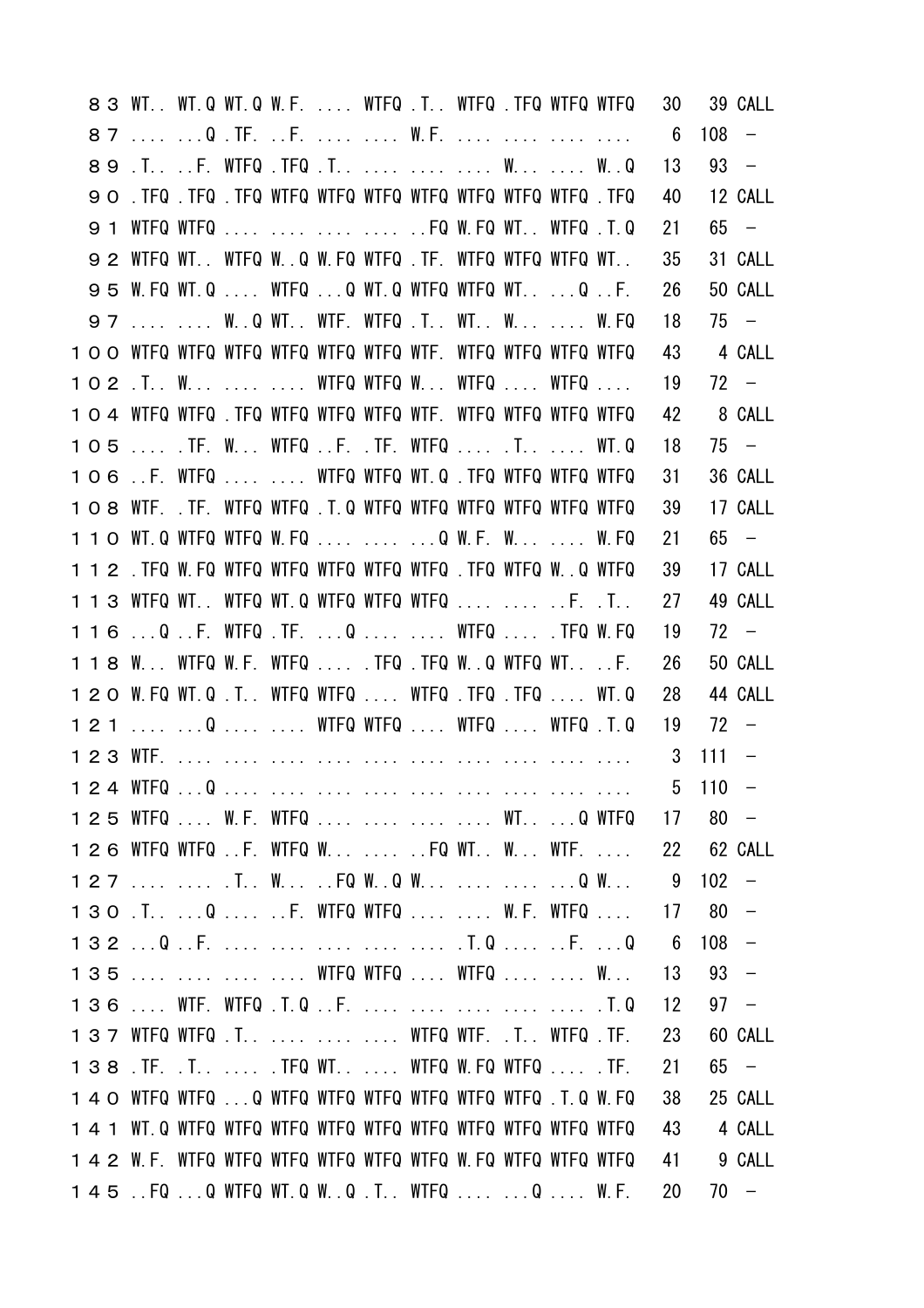```
８３ WT.. WT.Q WT.Q W.F. .... WTFQ .T.. WTFQ .TFQ WTFQ WTFQ   30   39 CALL
８７ .... ...Q .TF. ..F. .... .... W.F. .... .... .... ....    6  108  －
８９ .T.. ..F. WTFQ .TFQ .T.. .... .... .... W... .... W..Q   13   93  －
９０ .TFQ .TFQ .TFQ WTFQ WTFQ WTFQ WTFQ WTFQ WTFQ WTFQ .TFQ   40   12 CALL
９１ WTFQ WTFQ .... .... .... .... ..FQ W.FQ WT.. WTFQ .T.Q   21   65  －
９２ WTFQ WT.. WTFQ W..Q W.FQ WTFQ .TF. WTFQ WTFQ WTFQ WT..   35   31 CALL
９５ W.FQ WT.Q .... WTFQ ...Q WT.Q WTFQ WTFQ WT.. ...Q ..F.   26   50 CALL
９７ .... .... W..Q WT.. WTF. WTFQ .T.. WT.. W... .... W.FQ   18   75  －
１００ WTFQ WTFQ WTFQ WTFQ WTFQ WTFQ WTF. WTFQ WTFQ WTFQ WTFQ   43    4 CALL
１０２ .T.. W... .... .... WTFQ WTFQ W... WTFQ .... WTFQ ....   19   72  －
１０４ WTFQ WTFQ .TFQ WTFQ WTFQ WTFQ WTF. WTFQ WTFQ WTFQ WTFQ   42    8 CALL
１０５ .... .TF. W... WTFQ ..F. .TF. WTFQ .... .T.. .... WT.Q   18   75  －
１０６ ..F. WTFQ .... .... WTFQ WTFQ WT.Q .TFQ WTFQ WTFQ WTFQ   31   36 CALL
１０８ WTF. .TF. WTFQ WTFQ .T.Q WTFQ WTFQ WTFQ WTFQ WTFQ WTFQ   39   17 CALL
１１０ WT.Q WTFQ WTFQ W.FQ .... .... ...Q W.F. W... .... W.FQ   21   65  －
１１２ .TFQ W.FQ WTFQ WTFQ WTFQ WTFQ WTFQ .TFQ WTFQ W..Q WTFQ   39   17 CALL
１１３ WTFQ WT.. WTFQ WT.Q WTFQ WTFQ WTFQ .... .... ..F. .T..   27   49 CALL
１１６ ...Q ..F. WTFQ .TF. ...Q .... .... WTFQ .... .TFQ W.FQ   19   72  －
１１８ W... WTFQ W.F. WTFQ .... .TFQ .TFQ W..Q WTFQ WT.. ..F.   26   50 CALL
１２０ W.FQ WT.Q .T.. WTFQ WTFQ .... WTFQ .TFQ .TFQ .... WT.Q   28   44 CALL
１２１ .... ...Q .... .... WTFQ WTFQ .... WTFQ .... WTFQ .T.Q   19   72  －
１２３ WTF. .... .... .... .... .... .... .... .... .... ....    3  111  －
１２４ WTFQ ...Q .... .... .... .... .... .... .... .... ....    5  110  －
１２５ WTFQ .... W.F. WTFQ .... .... .... .... WT.. ...Q WTFQ   17   80  －
１２６ WTFQ WTFQ ..F. WTFQ W... .... ..FQ WT.. W... WTF. ....   22   62 CALL
１２７ .... .... .T.. W... ..FQ W..Q W... .... .... ...Q W...    9  102  －
１３０ .T.. ...Q .... ..F. WTFQ WTFQ .... .... W.F. WTFQ ....   17   80  －
１３２ ...Q ..F. .... .... .... .... .... .T.Q .... ..F. ...Q    6  108  －
１３５ .... .... .... .... WTFQ WTFQ .... WTFQ .... .... W...   13   93  －
１３６ .... WTF. WTFQ .T.Q ..F. .... .... .... .... .... .T.Q   12   97  －
１３７ WTFQ WTFQ .T.. .... .... .... WTFQ WTF. .T.. WTFQ .TF.   23   60 CALL
１３８ .TF. .T.. .... .TFQ WT.. .... WTFQ W.FQ WTFQ .... .TF.   21   65  －
１４０ WTFQ WTFQ ...Q WTFQ WTFQ WTFQ WTFQ WTFQ WTFQ .T.Q W.FQ   38   25 CALL
１４１ WT.Q WTFQ WTFQ WTFQ WTFQ WTFQ WTFQ WTFQ WTFQ WTFQ WTFQ   43    4 CALL
１４２ W.F. WTFQ WTFQ WTFQ WTFQ WTFQ WTFQ W.FQ WTFQ WTFQ WTFQ   41    9 CALL
１４５ ..FQ ...Q WTFQ WT.Q W..Q .T.. WTFQ .... ...Q .... W.F.   20   70  －
```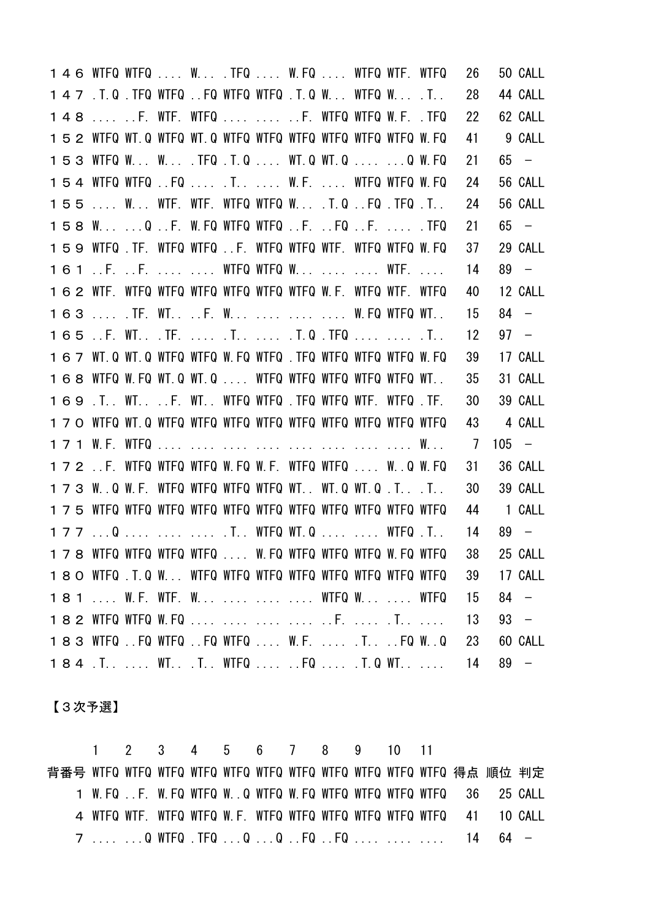| | | | | | | | | | | | | | | |
|---|---|---|---|---|---|---|---|---|---|---|---|---|---|---|
| １４６ | WTFQ | WTFQ | .... | W... | .TFQ | .... | W.FQ | .... | WTFQ | WTF. | WTFQ | 26 | 50 | CALL |
| １４７ | .T.Q | .TFQ | WTFQ | ..FQ | WTFQ | WTFQ | .T.Q | W... | WTFQ | W... | .T.. | 28 | 44 | CALL |
| １４８ | .... | ..F. | WTF. | WTFQ | .... | .... | ..F. | WTFQ | WTFQ | W.F. | .TFQ | 22 | 62 | CALL |
| １５２ | WTFQ | WT.Q | WTFQ | WT.Q | WTFQ | WTFQ | WTFQ | WTFQ | WTFQ | WTFQ | W.FQ | 41 | 9 | CALL |
| １５３ | WTFQ | W... | W... | .TFQ | .T.Q | .... | WT.Q | WT.Q | .... | ...Q | W.FQ | 21 | 65 | － |
| １５４ | WTFQ | WTFQ | ..FQ | .... | .T.. | .... | W.F. | .... | WTFQ | WTFQ | W.FQ | 24 | 56 | CALL |
| １５５ | .... | W... | WTF. | WTF. | WTFQ | WTFQ | W... | .T.Q | ..FQ | .TFQ | .T.. | 24 | 56 | CALL |
| １５８ | W... | ...Q | ..F. | W.FQ | WTFQ | WTFQ | ..F. | ..FQ | ..F. | .... | .TFQ | 21 | 65 | － |
| １５９ | WTFQ | .TF. | WTFQ | WTFQ | ..F. | WTFQ | WTFQ | WTF. | WTFQ | WTFQ | W.FQ | 37 | 29 | CALL |
| １６１ | ..F. | ..F. | .... | .... | WTFQ | WTFQ | W... | .... | .... | WTF. | .... | 14 | 89 | － |
| １６２ | WTF. | WTFQ | WTFQ | WTFQ | WTFQ | WTFQ | WTFQ | W.F. | WTFQ | WTF. | WTFQ | 40 | 12 | CALL |
| １６３ | .... | .TF. | WT.. | ..F. | W... | .... | .... | .... | W.FQ | WTFQ | WT.. | 15 | 84 | － |
| １６５ | ..F. | WT.. | .TF. | .... | .T.. | .... | .T.Q | .TFQ | .... | .... | .T.. | 12 | 97 | － |
| １６７ | WT.Q | WT.Q | WTFQ | WTFQ | W.FQ | WTFQ | .TFQ | WTFQ | WTFQ | WTFQ | W.FQ | 39 | 17 | CALL |
| １６８ | WTFQ | W.FQ | WT.Q | WT.Q | .... | WTFQ | WTFQ | WTFQ | WTFQ | WTFQ | WT.. | 35 | 31 | CALL |
| １６９ | .T.. | WT.. | ..F. | WT.. | WTFQ | WTFQ | .TFQ | WTFQ | WTF. | WTFQ | .TF. | 30 | 39 | CALL |
| １７０ | WTFQ | WT.Q | WTFQ | WTFQ | WTFQ | WTFQ | WTFQ | WTFQ | WTFQ | WTFQ | WTFQ | 43 | 4 | CALL |
| １７１ | W.F. | WTFQ | .... | .... | .... | .... | .... | .... | .... | .... | W... | 7 | 105 | － |
| １７２ | ..F. | WTFQ | WTFQ | WTFQ | W.FQ | W.F. | WTFQ | WTFQ | .... | W..Q | W.FQ | 31 | 36 | CALL |
| １７３ | W..Q | W.F. | WTFQ | WTFQ | WTFQ | WTFQ | WT.. | WT.Q | WT.Q | .T.. | .T.. | 30 | 39 | CALL |
| １７５ | WTFQ | WTFQ | WTFQ | WTFQ | WTFQ | WTFQ | WTFQ | WTFQ | WTFQ | WTFQ | WTFQ | 44 | 1 | CALL |
| １７７ | ...Q | .... | .... | .... | .T.. | WTFQ | WT.Q | .... | .... | WTFQ | .T.. | 14 | 89 | － |
| １７８ | WTFQ | WTFQ | WTFQ | WTFQ | .... | W.FQ | WTFQ | WTFQ | WTFQ | W.FQ | WTFQ | 38 | 25 | CALL |
| １８０ | WTFQ | .T.Q | W... | WTFQ | WTFQ | WTFQ | WTFQ | WTFQ | WTFQ | WTFQ | WTFQ | 39 | 17 | CALL |
| １８１ | .... | W.F. | WTF. | W... | .... | .... | .... | WTFQ | W... | .... | WTFQ | 15 | 84 | － |
| １８２ | WTFQ | WTFQ | W.FQ | .... | .... | .... | .... | ..F. | .... | .T.. | .... | 13 | 93 | － |
| １８３ | WTFQ | ..FQ | WTFQ | ..FQ | WTFQ | .... | W.F. | .... | .T.. | ..FQ | W..Q | 23 | 60 | CALL |
| １８４ | .T.. | .... | WT.. | .T.. | WTFQ | .... | ..FQ | .... | .T.Q | WT.. | .... | 14 | 89 | － |

【３次予選】

| | 1 | 2 | 3 | 4 | 5 | 6 | 7 | 8 | 9 | 10 | 11 | | | |
|---|---|---|---|---|---|---|---|---|---|---|---|---|---|---|
| 背番号 | WTFQ | WTFQ | WTFQ | WTFQ | WTFQ | WTFQ | WTFQ | WTFQ | WTFQ | WTFQ | WTFQ | 得点 | 順位 | 判定 |
| 1 | W.FQ | ..F. | W.FQ | WTFQ | W..Q | WTFQ | W.FQ | WTFQ | WTFQ | WTFQ | WTFQ | 36 | 25 | CALL |
| 4 | WTFQ | WTF. | WTFQ | WTFQ | W.F. | WTFQ | WTFQ | WTFQ | WTFQ | WTFQ | WTFQ | 41 | 10 | CALL |
| 7 | .... | ...Q | WTFQ | .TFQ | ...Q | ...Q | ..FQ | ..FQ | .... | .... | .... | 14 | 64 | － |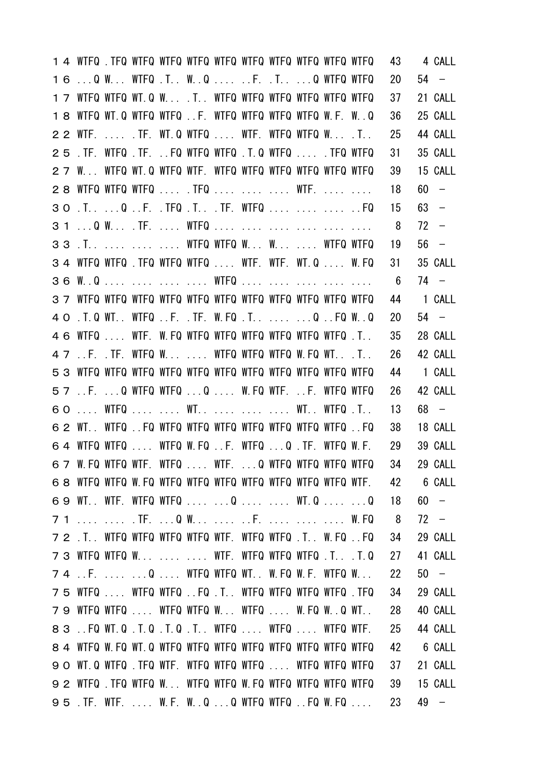```
１４ WTFQ .TFQ WTFQ WTFQ WTFQ WTFQ WTFQ WTFQ WTFQ WTFQ WTFQ  43   4 CALL
１６ ...Q W... WTFQ .T.. W..Q .... ..F. .T.. ...Q WTFQ WTFQ  20  54  −
１７ WTFQ WTFQ WT.Q W... .T.. WTFQ WTFQ WTFQ WTFQ WTFQ WTFQ  37  21 CALL
１８ WTFQ WT.Q WTFQ WTFQ ..F. WTFQ WTFQ WTFQ WTFQ W.F. W..Q  36  25 CALL
２２ WTF. .... .TF. WT.Q WTFQ .... WTF. WTFQ WTFQ W... .T..  25  44 CALL
２５ .TF. WTFQ .TF. ..FQ WTFQ WTFQ .T.Q WTFQ .... .TFQ WTFQ  31  35 CALL
２７ W... WTFQ WT.Q WTFQ WTF. WTFQ WTFQ WTFQ WTFQ WTFQ WTFQ  39  15 CALL
２８ WTFQ WTFQ WTFQ .... .TFQ .... .... .... WTF. .... ....  18  60  −
３０ .T.. ...Q ..F. .TFQ .T.. .TF. WTFQ .... .... .... ..FQ  15  63  −
３１ ...Q W... .TF. .... WTFQ .... .... .... .... .... ....   8  72  −
３３ .T.. .... .... .... WTFQ WTFQ W... W... .... WTFQ WTFQ  19  56  −
３４ WTFQ WTFQ .TFQ WTFQ WTFQ .... WTF. WTF. WT.Q .... W.FQ  31  35 CALL
３６ W..Q .... .... .... .... WTFQ .... .... .... .... ....   6  74  −
３７ WTFQ WTFQ WTFQ WTFQ WTFQ WTFQ WTFQ WTFQ WTFQ WTFQ WTFQ  44   1 CALL
４０ .T.Q WT.. WTFQ ..F. .TF. W.FQ .T.. .... ...Q ..FQ W..Q  20  54  −
４６ WTFQ .... WTF. W.FQ WTFQ WTFQ WTFQ WTFQ WTFQ WTFQ .T..  35  28 CALL
４７ ..F. .TF. WTFQ W... .... WTFQ WTFQ WTFQ W.FQ WT.. .T..  26  42 CALL
５３ WTFQ WTFQ WTFQ WTFQ WTFQ WTFQ WTFQ WTFQ WTFQ WTFQ WTFQ  44   1 CALL
５７ ..F. ...Q WTFQ WTFQ ...Q .... W.FQ WTF. ..F. WTFQ WTFQ  26  42 CALL
６０ .... WTFQ .... .... WT.. .... .... .... WT.. WTFQ .T..  13  68  −
６２ WT.. WTFQ ..FQ WTFQ WTFQ WTFQ WTFQ WTFQ WTFQ WTFQ ..FQ  38  18 CALL
６４ WTFQ WTFQ .... WTFQ W.FQ ..F. WTFQ ...Q .TF. WTFQ W.F.  29  39 CALL
６７ W.FQ WTFQ WTF. WTFQ .... WTF. ...Q WTFQ WTFQ WTFQ WTFQ  34  29 CALL
６８ WTFQ WTFQ W.FQ WTFQ WTFQ WTFQ WTFQ WTFQ WTFQ WTFQ WTF.  42   6 CALL
６９ WT.. WTF. WTFQ WTFQ .... ...Q .... .... WT.Q .... ...Q  18  60  −
７１ .... .... .TF. ...Q W... .... ..F. .... .... .... W.FQ   8  72  −
７２ .T.. WTFQ WTFQ WTFQ WTFQ WTF. WTFQ WTFQ .T.. W.FQ ..FQ  34  29 CALL
７３ WTFQ WTFQ W... .... .... WTF. WTFQ WTFQ WTFQ .T.. .T.Q  27  41 CALL
７４ ..F. .... ...Q .... WTFQ WTFQ WT.. W.FQ W.F. WTFQ W...  22  50  −
７５ WTFQ .... WTFQ WTFQ ..FQ .T.. WTFQ WTFQ WTFQ WTFQ .TFQ  34  29 CALL
７９ WTFQ WTFQ .... WTFQ WTFQ W... WTFQ .... W.FQ W..Q WT..  28  40 CALL
８３ ..FQ WT.Q .T.Q .T.Q .T.. WTFQ .... WTFQ .... WTFQ WTF.  25  44 CALL
８４ WTFQ W.FQ WT.Q WTFQ WTFQ WTFQ WTFQ WTFQ WTFQ WTFQ WTFQ  42   6 CALL
９０ WT.Q WTFQ .TFQ WTF. WTFQ WTFQ WTFQ .... WTFQ WTFQ WTFQ  37  21 CALL
９２ WTFQ .TFQ WTFQ W... WTFQ WTFQ W.FQ WTFQ WTFQ WTFQ WTFQ  39  15 CALL
９５ .TF. WTF. .... W.F. W..Q ...Q WTFQ WTFQ ..FQ W.FQ ....  23  49  −
```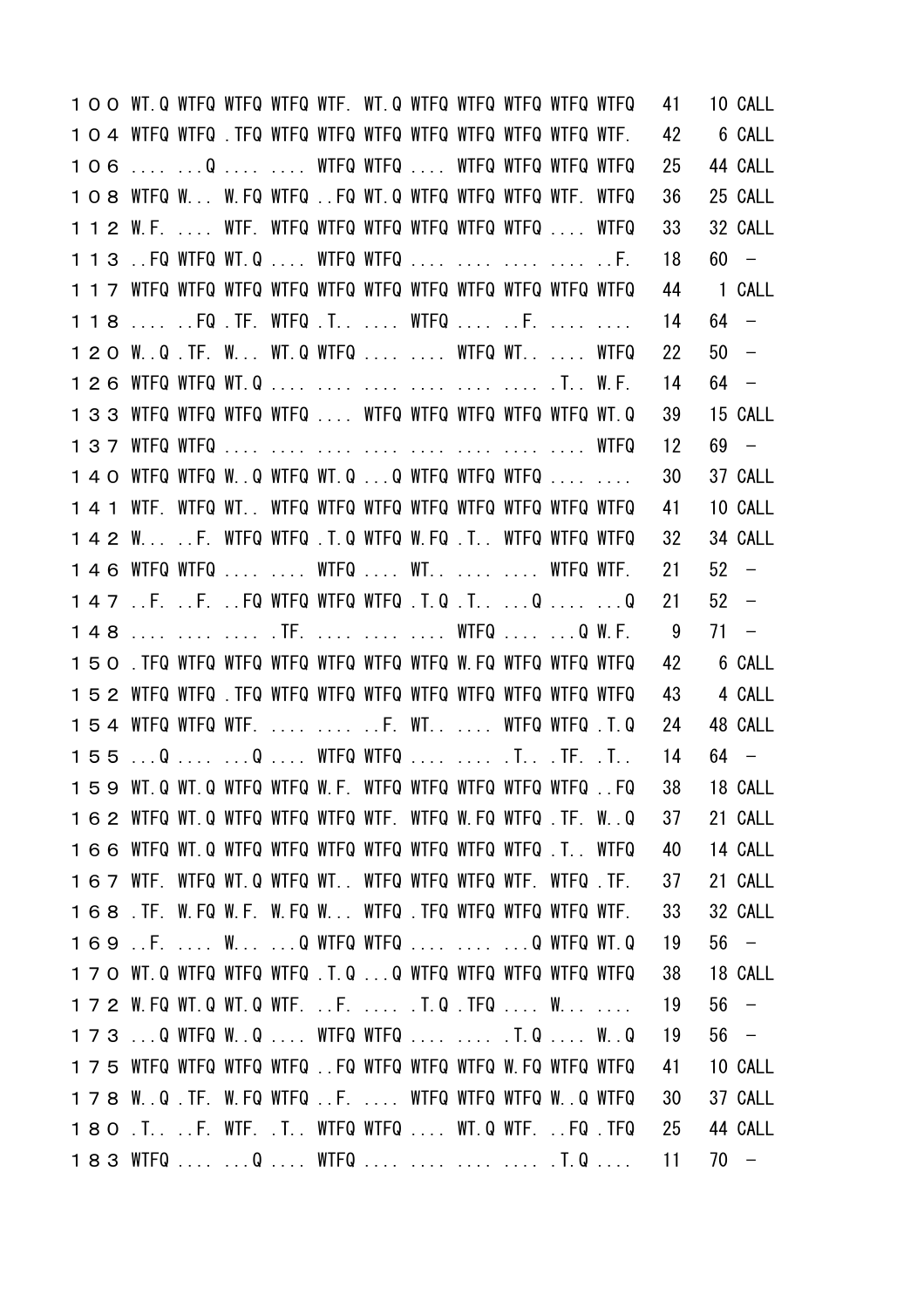```
１００ WT.Q WTFQ WTFQ WTFQ WTF. WT.Q WTFQ WTFQ WTFQ WTFQ WTFQ  41   10 CALL
１０４ WTFQ WTFQ .TFQ WTFQ WTFQ WTFQ WTFQ WTFQ WTFQ WTFQ WTF.  42    6 CALL
１０６ .... ...Q .... .... WTFQ WTFQ .... WTFQ WTFQ WTFQ WTFQ  25   44 CALL
１０８ WTFQ W... W.FQ WTFQ ..FQ WT.Q WTFQ WTFQ WTFQ WTF. WTFQ  36   25 CALL
１１２ W.F. .... WTF. WTFQ WTFQ WTFQ WTFQ WTFQ WTFQ .... WTFQ  33   32 CALL
１１３ ..FQ WTFQ WT.Q .... WTFQ WTFQ .... .... .... .... ..F.  18   60  －
１１７ WTFQ WTFQ WTFQ WTFQ WTFQ WTFQ WTFQ WTFQ WTFQ WTFQ WTFQ  44    1 CALL
１１８ .... ..FQ .TF. WTFQ .T.. .... WTFQ .... ..F. .... ....  14   64  －
１２０ W..Q .TF. W... WT.Q WTFQ .... .... WTFQ WT.. .... WTFQ  22   50  －
１２６ WTFQ WTFQ WT.Q .... .... .... .... .... .... .T.. W.F.  14   64  －
１３３ WTFQ WTFQ WTFQ WTFQ .... WTFQ WTFQ WTFQ WTFQ WTFQ WT.Q  39   15 CALL
１３７ WTFQ WTFQ .... .... .... .... .... .... .... .... WTFQ  12   69  －
１４０ WTFQ WTFQ W..Q WTFQ WT.Q ...Q WTFQ WTFQ WTFQ .... ....  30   37 CALL
１４１ WTF. WTFQ WT.. WTFQ WTFQ WTFQ WTFQ WTFQ WTFQ WTFQ WTFQ  41   10 CALL
１４２ W... ..F. WTFQ WTFQ .T.Q WTFQ W.FQ .T.. WTFQ WTFQ WTFQ  32   34 CALL
１４６ WTFQ WTFQ .... .... WTFQ .... WT.. .... .... WTFQ WTF.  21   52  －
１４７ ..F. ..F. ..FQ WTFQ WTFQ WTFQ .T.Q .T.. ...Q .... ...Q  21   52  －
１４８ .... .... .... .TF. .... .... .... WTFQ .... ...Q W.F.   9   71  －
１５０ .TFQ WTFQ WTFQ WTFQ WTFQ WTFQ WTFQ W.FQ WTFQ WTFQ WTFQ  42    6 CALL
１５２ WTFQ WTFQ .TFQ WTFQ WTFQ WTFQ WTFQ WTFQ WTFQ WTFQ WTFQ  43    4 CALL
１５４ WTFQ WTFQ WTF. .... .... ..F. WT.. .... WTFQ WTFQ .T.Q  24   48 CALL
１５５ ...Q .... ...Q .... WTFQ WTFQ .... .... .T.. .TF. .T..  14   64  －
１５９ WT.Q WT.Q WTFQ WTFQ W.F. WTFQ WTFQ WTFQ WTFQ WTFQ ..FQ  38   18 CALL
１６２ WTFQ WT.Q WTFQ WTFQ WTFQ WTF. WTFQ W.FQ WTFQ .TF. W..Q  37   21 CALL
１６６ WTFQ WT.Q WTFQ WTFQ WTFQ WTFQ WTFQ WTFQ WTFQ .T.. WTFQ  40   14 CALL
１６７ WTF. WTFQ WT.Q WTFQ WT.. WTFQ WTFQ WTFQ WTF. WTFQ .TF.  37   21 CALL
１６８ .TF. W.FQ W.F. W.FQ W... WTFQ .TFQ WTFQ WTFQ WTFQ WTF.  33   32 CALL
１６９ ..F. .... W... ...Q WTFQ WTFQ .... .... ...Q WTFQ WT.Q  19   56  －
１７０ WT.Q WTFQ WTFQ WTFQ .T.Q ...Q WTFQ WTFQ WTFQ WTFQ WTFQ  38   18 CALL
１７２ W.FQ WT.Q WT.Q WTF. ..F. .... .T.Q .TFQ .... W... ....  19   56  －
１７３ ...Q WTFQ W..Q .... WTFQ WTFQ .... .... .T.Q .... W..Q  19   56  －
１７５ WTFQ WTFQ WTFQ WTFQ ..FQ WTFQ WTFQ WTFQ W.FQ WTFQ WTFQ  41   10 CALL
１７８ W..Q .TF. W.FQ WTFQ ..F. .... WTFQ WTFQ WTFQ W..Q WTFQ  30   37 CALL
１８０ .T.. ..F. WTF. .T.. WTFQ WTFQ .... WT.Q WTF. ..FQ .TFQ  25   44 CALL
１８３ WTFQ .... ...Q .... WTFQ .... .... .... .... .T.Q ....  11   70  －
```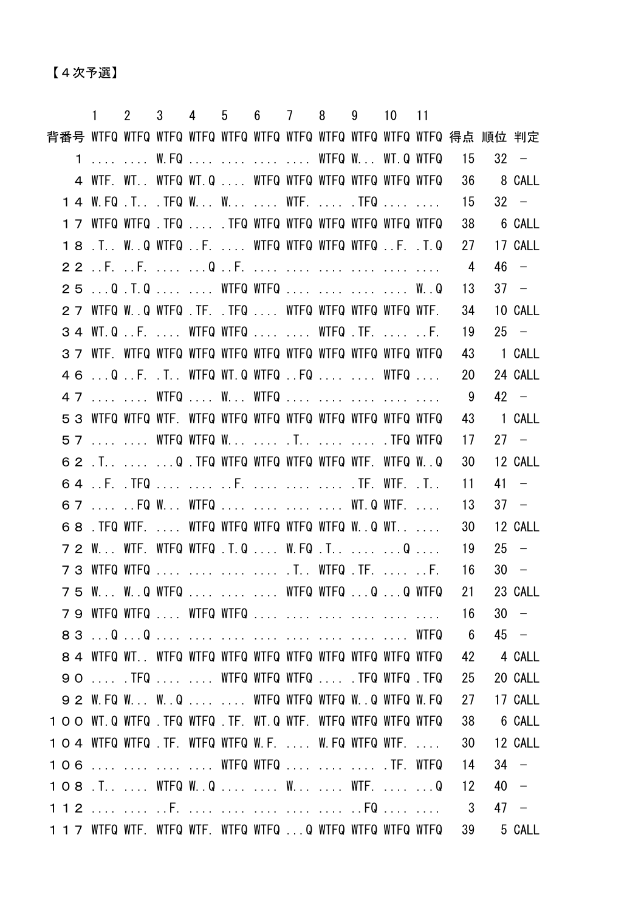【４次予選】

| 背番号 | 1 WTFQ | 2 WTFQ | 3 WTFQ | 4 WTFQ | 5 WTFQ | 6 WTFQ | 7 WTFQ | 8 WTFQ | 9 WTFQ | 10 WTFQ | 11 WTFQ | 得点 | 順位 | 判定 |
|---|---|---|---|---|---|---|---|---|---|---|---|---|---|---|
| 1 | .... | .... | W.FQ | .... | .... | .... | .... | WTFQ | W... | WT.Q | WTFQ | 15 | 32 | − |
| 4 | WTF. | WT.. | WTFQ | WT.Q | .... | WTFQ | WTFQ | WTFQ | WTFQ | WTFQ | WTFQ | 36 | 8 | CALL |
| 14 | W.FQ | .T.. | .TFQ | W... | W... | .... | WTF. | .... | .TFQ | .... | .... | 15 | 32 | − |
| 17 | WTFQ | WTFQ | .TFQ | .... | .TFQ | WTFQ | WTFQ | WTFQ | WTFQ | WTFQ | WTFQ | 38 | 6 | CALL |
| 18 | .T.. | W..Q | WTFQ | ..F. | .... | WTFQ | WTFQ | WTFQ | WTFQ | ..F. | .T.Q | 27 | 17 | CALL |
| 22 | ..F. | ..F. | .... | ...Q | ..F. | .... | .... | .... | .... | .... | .... | 4 | 46 | − |
| 25 | ...Q | .T.Q | .... | .... | WTFQ | WTFQ | .... | .... | .... | .... | W..Q | 13 | 37 | − |
| 27 | WTFQ | W..Q | WTFQ | .TF. | .TFQ | .... | WTFQ | WTFQ | WTFQ | WTFQ | WTF. | 34 | 10 | CALL |
| 34 | WT.Q | ..F. | .... | WTFQ | WTFQ | .... | .... | WTFQ | .TF. | .... | ..F. | 19 | 25 | − |
| 37 | WTF. | WTFQ | WTFQ | WTFQ | WTFQ | WTFQ | WTFQ | WTFQ | WTFQ | WTFQ | WTFQ | 43 | 1 | CALL |
| 46 | ...Q | ..F. | .T.. | WTFQ | WT.Q | WTFQ | ..FQ | .... | .... | WTFQ | .... | 20 | 24 | CALL |
| 47 | .... | .... | WTFQ | .... | W... | WTFQ | .... | .... | .... | .... | .... | 9 | 42 | − |
| 53 | WTFQ | WTFQ | WTF. | WTFQ | WTFQ | WTFQ | WTFQ | WTFQ | WTFQ | WTFQ | WTFQ | 43 | 1 | CALL |
| 57 | .... | .... | WTFQ | WTFQ | W... | .... | .T.. | .... | .... | .TFQ | WTFQ | 17 | 27 | − |
| 62 | .T.. | .... | ...Q | .TFQ | WTFQ | WTFQ | WTFQ | WTFQ | WTF. | WTFQ | W..Q | 30 | 12 | CALL |
| 64 | ..F. | .TFQ | .... | .... | ..F. | .... | .... | .... | .TF. | WTF. | .T.. | 11 | 41 | − |
| 67 | .... | ..FQ | W... | WTFQ | .... | .... | .... | .... | WT.Q | WTF. | .... | 13 | 37 | − |
| 68 | .TFQ | WTF. | .... | WTFQ | WTFQ | WTFQ | WTFQ | WTFQ | W..Q | WT.. | .... | 30 | 12 | CALL |
| 72 | W... | WTF. | WTFQ | WTFQ | .T.Q | .... | W.FQ | .T.. | .... | ...Q | .... | 19 | 25 | − |
| 73 | WTFQ | WTFQ | .... | .... | .... | .... | .T.. | WTFQ | .TF. | .... | ..F. | 16 | 30 | − |
| 75 | W... | W..Q | WTFQ | .... | .... | .... | WTFQ | WTFQ | ...Q | ...Q | WTFQ | 21 | 23 | CALL |
| 79 | WTFQ | WTFQ | .... | WTFQ | WTFQ | .... | .... | .... | .... | .... | .... | 16 | 30 | − |
| 83 | ...Q | ...Q | .... | .... | .... | .... | .... | .... | .... | .... | WTFQ | 6 | 45 | − |
| 84 | WTFQ | WT.. | WTFQ | WTFQ | WTFQ | WTFQ | WTFQ | WTFQ | WTFQ | WTFQ | WTFQ | 42 | 4 | CALL |
| 90 | .... | .TFQ | .... | .... | WTFQ | WTFQ | WTFQ | .... | .TFQ | WTFQ | .TFQ | 25 | 20 | CALL |
| 92 | W.FQ | W... | W..Q | .... | .... | WTFQ | WTFQ | WTFQ | W..Q | WTFQ | W.FQ | 27 | 17 | CALL |
| 100 | WT.Q | WTFQ | .TFQ | WTFQ | .TF. | WT.Q | WTF. | WTFQ | WTFQ | WTFQ | WTFQ | 38 | 6 | CALL |
| 104 | WTFQ | WTFQ | .TF. | WTFQ | WTFQ | W.F. | .... | W.FQ | WTFQ | WTF. | .... | 30 | 12 | CALL |
| 106 | .... | .... | .... | .... | WTFQ | WTFQ | .... | .... | .... | .TF. | WTFQ | 14 | 34 | − |
| 108 | .T.. | .... | WTFQ | W..Q | .... | .... | W... | .... | WTF. | .... | ...Q | 12 | 40 | − |
| 112 | .... | .... | ..F. | .... | .... | .... | .... | .... | ..FQ | .... | .... | 3 | 47 | − |
| 117 | WTFQ | WTF. | WTFQ | WTF. | WTFQ | WTFQ | ...Q | WTFQ | WTFQ | WTFQ | WTFQ | 39 | 5 | CALL |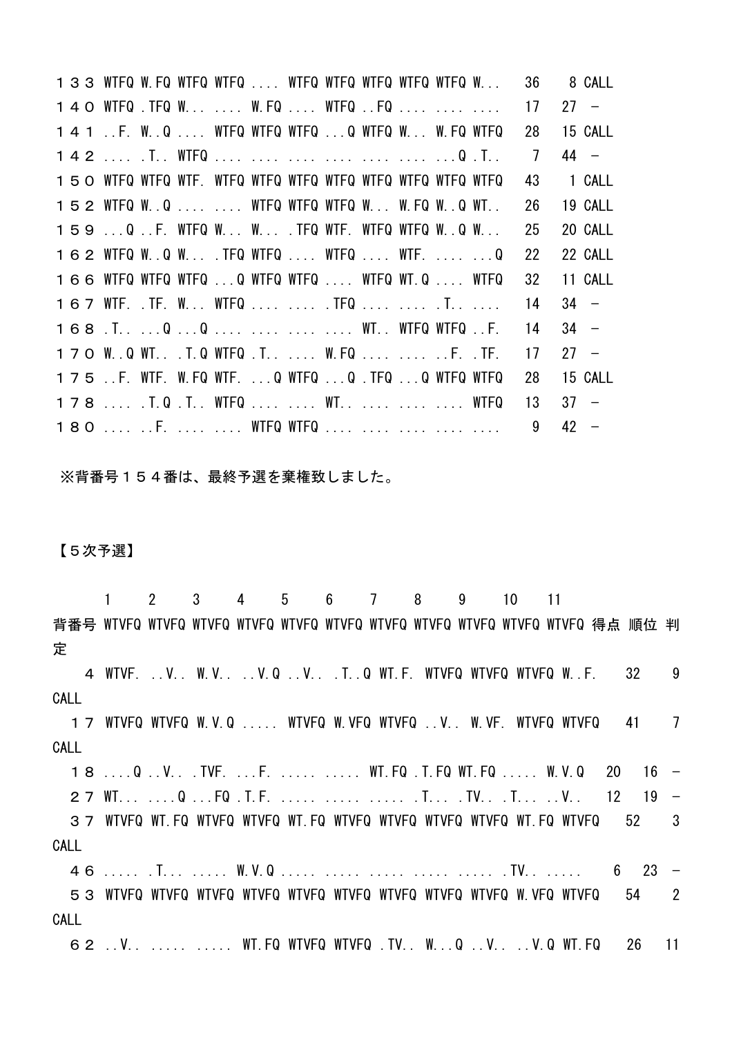| | | | | | | | | | | | | | |
|---|---|---|---|---|---|---|---|---|---|---|---|---|---|
| １３３ | WTFQ | W.FQ | WTFQ | WTFQ | .... | WTFQ | WTFQ | WTFQ | WTFQ | WTFQ | W... | 36 | 8 | CALL |
| １４０ | WTFQ | .TFQ | W... | .... | W.FQ | .... | WTFQ | ..FQ | .... | .... | .... | 17 | 27 | － |
| １４１ | ..F. | W..Q | .... | WTFQ | WTFQ | WTFQ | ...Q | WTFQ | W... | W.FQ | WTFQ | 28 | 15 | CALL |
| １４２ | .... | .T.. | WTFQ | .... | .... | .... | .... | .... | .... | ...Q | .T.. | 7 | 44 | － |
| １５０ | WTFQ | WTFQ | WTF. | WTFQ | WTFQ | WTFQ | WTFQ | WTFQ | WTFQ | WTFQ | WTFQ | 43 | 1 | CALL |
| １５２ | WTFQ | W..Q | .... | .... | WTFQ | WTFQ | WTFQ | W... | W.FQ | W..Q | WT.. | 26 | 19 | CALL |
| １５９ | ...Q | ..F. | WTFQ | W... | W... | .TFQ | WTF. | WTFQ | WTFQ | W..Q | W... | 25 | 20 | CALL |
| １６２ | WTFQ | W..Q | W... | .TFQ | WTFQ | .... | WTFQ | .... | WTF. | .... | ...Q | 22 | 22 | CALL |
| １６６ | WTFQ | WTFQ | WTFQ | ...Q | WTFQ | WTFQ | .... | WTFQ | WT.Q | .... | WTFQ | 32 | 11 | CALL |
| １６７ | WTF. | .TF. | W... | WTFQ | .... | .... | .TFQ | .... | .... | .T.. | .... | 14 | 34 | － |
| １６８ | .T.. | ...Q | ...Q | .... | .... | .... | .... | WT.. | WTFQ | WTFQ | ..F. | 14 | 34 | － |
| １７０ | W..Q | WT.. | .T.Q | WTFQ | .T.. | .... | W.FQ | .... | .... | ..F. | .TF. | 17 | 27 | － |
| １７５ | ..F. | WTF. | W.FQ | WTF. | ...Q | WTFQ | ...Q | .TFQ | ...Q | WTFQ | WTFQ | 28 | 15 | CALL |
| １７８ | .... | .T.Q | .T.. | WTFQ | .... | .... | WT.. | .... | .... | .... | WTFQ | 13 | 37 | － |
| １８０ | .... | ..F. | .... | .... | WTFQ | WTFQ | .... | .... | .... | .... | .... | 9 | 42 | － |

※背番号１５４番は、最終予選を棄権致しました。

【５次予選】

| | 1 | 2 | 3 | 4 | 5 | 6 | 7 | 8 | 9 | 10 | 11 | | | |
|---|---|---|---|---|---|---|---|---|---|---|---|---|---|---|
| 背番号 | WTVFQ | WTVFQ | WTVFQ | WTVFQ | WTVFQ | WTVFQ | WTVFQ | WTVFQ | WTVFQ | WTVFQ | WTVFQ | 得点 | 順位 | 判定 |
| ４ | WTVF. | ..V.. | W.V.. | ..V.Q | ..V.. | .T..Q | WT.F. | WTVFQ | WTVFQ | WTVFQ | W..F. | 32 | 9 | CALL |
| １７ | WTVFQ | WTVFQ | W.V.Q | ..... | WTVFQ | W.VFQ | WTVFQ | ..V.. | W.VF. | WTVFQ | WTVFQ | 41 | 7 | CALL |
| １８ | ....Q | ..V.. | .TVF. | ...F. | ..... | ..... | WT.FQ | .T.FQ | WT.FQ | ..... | W.V.Q | 20 | 16 | － |
| ２７ | WT... | ....Q | ...FQ | .T.F. | ..... | ..... | ..... | .T... | .TV.. | .T... | ..V.. | 12 | 19 | － |
| ３７ | WTVFQ | WT.FQ | WTVFQ | WTVFQ | WT.FQ | WTVFQ | WTVFQ | WTVFQ | WTVFQ | WT.FQ | WTVFQ | 52 | 3 | CALL |
| ４６ | ..... | .T... | ..... | W.V.Q | ..... | ..... | ..... | ..... | ..... | .TV.. | ..... | 6 | 23 | － |
| ５３ | WTVFQ | WTVFQ | WTVFQ | WTVFQ | WTVFQ | WTVFQ | WTVFQ | WTVFQ | WTVFQ | W.VFQ | WTVFQ | 54 | 2 | CALL |
| ６２ | ..V.. | ..... | ..... | WT.FQ | WTVFQ | WTVFQ | .TV.. | W...Q | ..V.. | ..V.Q | WT.FQ | 26 | 11 | |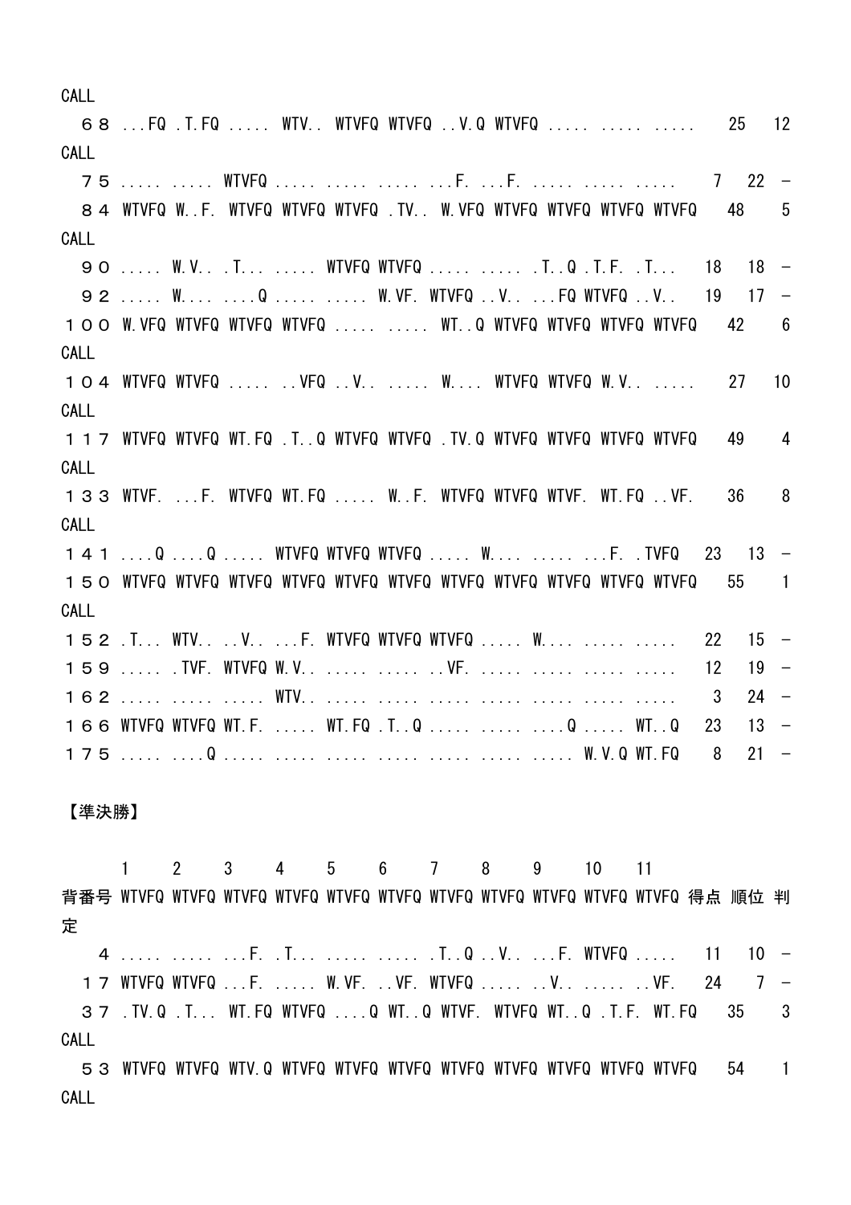CALL

| 68 | ...FQ | .T.FQ | ..... | WTV.. | WTVFQ | WTVFQ | ..V.Q | WTVFQ | ..... | ..... | ..... | 25 | 12 | |
|---|---|---|---|---|---|---|---|---|---|---|---|---|---|---|

CALL

| 75 | ..... | ..... | WTVFQ | ..... | ..... | ..... | ...F. | ...F. | ..... | ..... | ..... | 7 | 22 | － |
|---|---|---|---|---|---|---|---|---|---|---|---|---|---|---|
| 84 | WTVFQ | W..F. | WTVFQ | WTVFQ | WTVFQ | .TV.. | W.VFQ | WTVFQ | WTVFQ | WTVFQ | WTVFQ | 48 | 5 | |

CALL

| 90 | ..... | W.V.. | .T... | ..... | WTVFQ | WTVFQ | ..... | ..... | .T..Q | .T.F. | .T... | 18 | 18 | － |
|---|---|---|---|---|---|---|---|---|---|---|---|---|---|---|
| 92 | ..... | W.... | ....Q | ..... | ..... | W.VF. | WTVFQ | ..V.. | ...FQ | WTVFQ | ..V.. | 19 | 17 | － |
| 100 | W.VFQ | WTVFQ | WTVFQ | WTVFQ | ..... | ..... | WT..Q | WTVFQ | WTVFQ | WTVFQ | WTVFQ | 42 | 6 | |

CALL

| 104 | WTVFQ | WTVFQ | ..... | ..VFQ | ..V.. | ..... | W.... | WTVFQ | WTVFQ | W.V.. | ..... | 27 | 10 | |
|---|---|---|---|---|---|---|---|---|---|---|---|---|---|---|

CALL

| 117 | WTVFQ | WTVFQ | WT.FQ | .T..Q | WTVFQ | WTVFQ | .TV.Q | WTVFQ | WTVFQ | WTVFQ | WTVFQ | 49 | 4 | |
|---|---|---|---|---|---|---|---|---|---|---|---|---|---|---|

CALL

| 133 | WTVF. | ...F. | WTVFQ | WT.FQ | ..... | W..F. | WTVFQ | WTVFQ | WTVF. | WT.FQ | ..VF. | 36 | 8 | |
|---|---|---|---|---|---|---|---|---|---|---|---|---|---|---|

CALL

| 141 | ....Q | ....Q | ..... | WTVFQ | WTVFQ | WTVFQ | ..... | W.... | ..... | ...F. | .TVFQ | 23 | 13 | － |
|---|---|---|---|---|---|---|---|---|---|---|---|---|---|---|
| 150 | WTVFQ | WTVFQ | WTVFQ | WTVFQ | WTVFQ | WTVFQ | WTVFQ | WTVFQ | WTVFQ | WTVFQ | WTVFQ | 55 | 1 | |

CALL

| 152 | .T... | WTV.. | ..V.. | ...F. | WTVFQ | WTVFQ | WTVFQ | ..... | W.... | ..... | ..... | 22 | 15 | － |
|---|---|---|---|---|---|---|---|---|---|---|---|---|---|---|
| 159 | ..... | .TVF. | WTVFQ | W.V.. | ..... | ..... | ..VF. | ..... | ..... | ..... | ..... | 12 | 19 | － |
| 162 | ..... | ..... | ..... | WTV.. | ..... | ..... | ..... | ..... | ..... | ..... | ..... | 3 | 24 | － |
| 166 | WTVFQ | WTVFQ | WT.F. | ..... | WT.FQ | .T..Q | ..... | ..... | ....Q | ..... | WT..Q | 23 | 13 | － |
| 175 | ..... | ....Q | ..... | ..... | ..... | ..... | ..... | ..... | ..... | W.V.Q | WT.FQ | 8 | 21 | － |

【準決勝】

| | 1 | 2 | 3 | 4 | 5 | 6 | 7 | 8 | 9 | 10 | 11 | | | |
|---|---|---|---|---|---|---|---|---|---|---|---|---|---|---|
| 背番号 | WTVFQ | WTVFQ | WTVFQ | WTVFQ | WTVFQ | WTVFQ | WTVFQ | WTVFQ | WTVFQ | WTVFQ | WTVFQ | 得点 | 順位 | 判定 |
| 4 | ..... | ..... | ...F. | .T... | ..... | ..... | .T..Q | ..V.. | ...F. | WTVFQ | ..... | 11 | 10 | － |
| 17 | WTVFQ | WTVFQ | ...F. | ..... | W.VF. | ..VF. | WTVFQ | ..... | ..V.. | ..... | ..VF. | 24 | 7 | － |
| 37 | .TV.Q | .T... | WT.FQ | WTVFQ | ....Q | WT..Q | WTVF. | WTVFQ | WT..Q | .T.F. | WT.FQ | 35 | 3 | |

CALL

| 53 | WTVFQ | WTVFQ | WTV.Q | WTVFQ | WTVFQ | WTVFQ | WTVFQ | WTVFQ | WTVFQ | WTVFQ | WTVFQ | 54 | 1 | |
|---|---|---|---|---|---|---|---|---|---|---|---|---|---|---|

CALL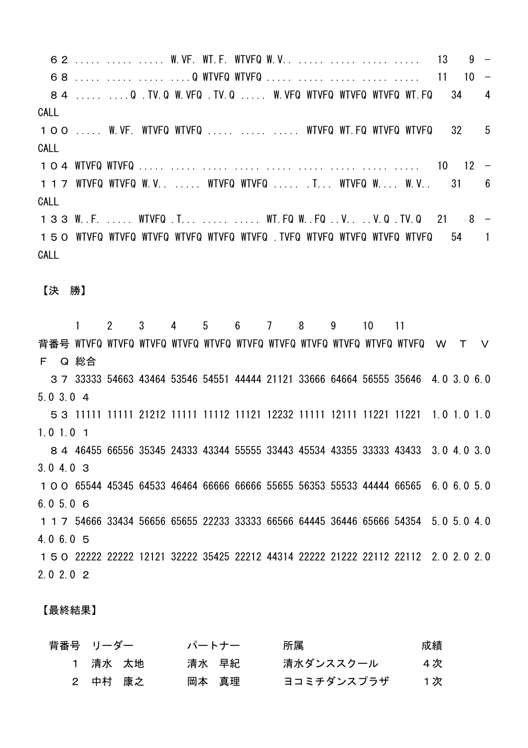```
　６２ ..... ..... ..... W.VF. WT.F. WTVFQ W.V.. ..... ..... ..... .....   13    9 －
　６８ ..... ..... ..... ....Q WTVFQ WTVFQ ..... ..... ..... ..... .....   11   10 －
　８４ ..... ....Q .TV.Q W.VFQ .TV.Q ..... W.VFQ WTVFQ WTVFQ WTVFQ WT.FQ   34    4
CALL
１００ ..... W.VF. WTVFQ WTVFQ ..... ..... ..... WTVFQ WT.FQ WTVFQ WTVFQ   32    5
CALL
１０４ WTVFQ WTVFQ ..... ..... ..... ..... ..... ..... ..... ..... .....   10   12 －
１１７ WTVFQ WTVFQ W.V.. ..... WTVFQ WTVFQ ..... .T... WTVFQ W.... W.V..   31    6
CALL
１３３ W..F. ..... WTVFQ .T... ..... ..... WT.FQ W..FQ ..V.. ..V.Q .TV.Q   21    8 －
１５０ WTVFQ WTVFQ WTVFQ WTVFQ WTVFQ WTVFQ .TVFQ WTVFQ WTVFQ WTVFQ WTVFQ   54    1
CALL
```

【決　勝】

```
       1     2     3     4     5     6     7     8     9     10    11
背番号 WTVFQ WTVFQ WTVFQ WTVFQ WTVFQ WTVFQ WTVFQ WTVFQ WTVFQ WTVFQ WTVFQ  Ｗ  Ｔ  Ｖ  Ｆ  Ｑ 総合
　３７ 33333 54663 43464 53546 54551 44444 21121 33666 64664 56555 35646  4.0 3.0 6.0 5.0 3.0 ４
　５３ 11111 11111 21212 11111 11112 11121 12232 11111 12111 11221 11221  1.0 1.0 1.0 1.0 1.0 １
　８４ 46455 66556 35345 24333 43344 55555 33443 45534 43355 33333 43433  3.0 4.0 3.0 3.0 4.0 ３
１００ 65544 45345 64533 46464 66666 66666 55655 56353 55533 44444 66565  6.0 6.0 5.0 6.0 5.0 ６
１１７ 54666 33434 56656 65655 22233 33333 66566 64445 36446 65666 54354  5.0 5.0 4.0 4.0 6.0 ５
１５０ 22222 22222 12121 32222 35425 22212 44314 22222 21222 22112 22112  2.0 2.0 2.0 2.0 2.0 ２
```

【最終結果】

| 背番号 | リーダー | パートナー | 所属 | 成績 |
|---|---|---|---|---|
| 1 | 清水　太地 | 清水　早紀 | 清水ダンススクール | ４次 |
| 2 | 中村　康之 | 岡本　真理 | ヨコミチダンスプラザ | １次 |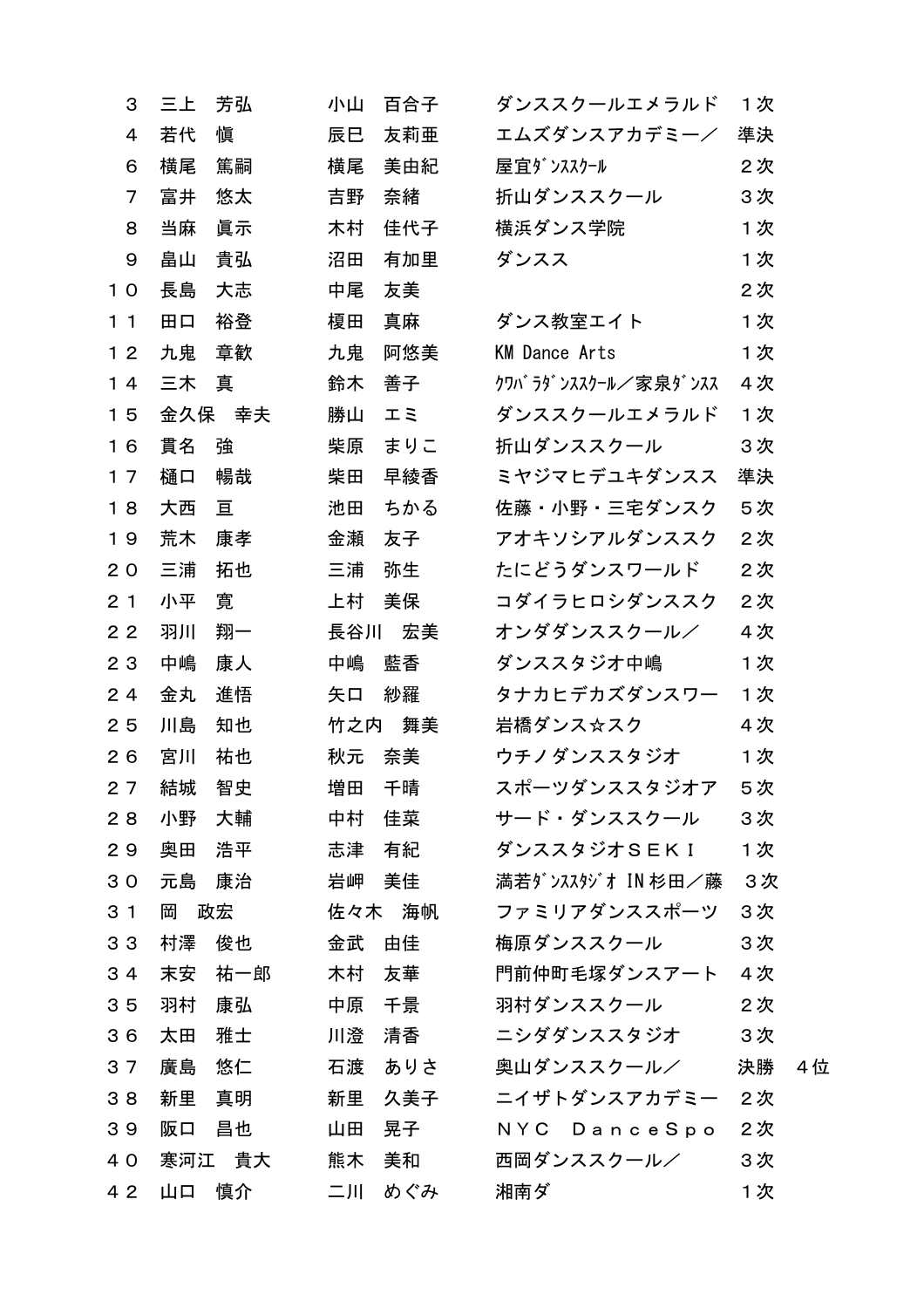| | | | | |
|---|---|---|---|---|
| ３ | 三上　芳弘 | 小山　百合子 | ダンススクールエメラルド | １次 |
| ４ | 若代　慎 | 辰巳　友莉亜 | エムズダンスアカデミー／ | 準決 |
| ６ | 横尾　篤嗣 | 横尾　美由紀 | 屋宜ﾀﾞﾝｽｽｸｰﾙ | ２次 |
| ７ | 富井　悠太 | 吉野　奈緒 | 折山ダンススクール | ３次 |
| ８ | 当麻　眞示 | 木村　佳代子 | 横浜ダンス学院 | １次 |
| ９ | 畠山　貴弘 | 沼田　有加里 | ダンスス | １次 |
| １０ | 長島　大志 | 中尾　友美 | | ２次 |
| １１ | 田口　裕登 | 榎田　真麻 | ダンス教室エイト | １次 |
| １２ | 九鬼　章歓 | 九鬼　阿悠美 | KM Dance Arts | １次 |
| １４ | 三木　真 | 鈴木　善子 | ｸﾜﾊﾞﾗﾀﾞﾝｽｽｸｰﾙ／家泉ﾀﾞﾝｽｽ | ４次 |
| １５ | 金久保　幸夫 | 勝山　エミ | ダンススクールエメラルド | １次 |
| １６ | 貫名　強 | 柴原　まりこ | 折山ダンススクール | ３次 |
| １７ | 樋口　暢哉 | 柴田　早綾香 | ミヤジマヒデユキダンスス | 準決 |
| １８ | 大西　亘 | 池田　ちかる | 佐藤・小野・三宅ダンスク | ５次 |
| １９ | 荒木　康孝 | 金瀬　友子 | アオキソシアルダンススク | ２次 |
| ２０ | 三浦　拓也 | 三浦　弥生 | たにどうダンスワールド | ２次 |
| ２１ | 小平　寛 | 上村　美保 | コダイラヒロシダンススク | ２次 |
| ２２ | 羽川　翔一 | 長谷川　宏美 | オンダダンススクール／ | ４次 |
| ２３ | 中嶋　康人 | 中嶋　藍香 | ダンススタジオ中嶋 | １次 |
| ２４ | 金丸　進悟 | 矢口　紗羅 | タナカヒデカズダンスワー | １次 |
| ２５ | 川島　知也 | 竹之内　舞美 | 岩橋ダンス☆スク | ４次 |
| ２６ | 宮川　祐也 | 秋元　奈美 | ウチノダンススタジオ | １次 |
| ２７ | 結城　智史 | 増田　千晴 | スポーツダンススタジオア | ５次 |
| ２８ | 小野　大輔 | 中村　佳菜 | サード・ダンススクール | ３次 |
| ２９ | 奥田　浩平 | 志津　有紀 | ダンススタジオＳＥＫＩ | １次 |
| ３０ | 元島　康治 | 岩岬　美佳 | 満若ﾀﾞﾝｽｽﾀｼﾞｵ IN 杉田／藤 | ３次 |
| ３１ | 岡　政宏 | 佐々木　海帆 | ファミリアダンススポーツ | ３次 |
| ３３ | 村澤　俊也 | 金武　由佳 | 梅原ダンススクール | ３次 |
| ３４ | 末安　祐一郎 | 木村　友華 | 門前仲町毛塚ダンスアート | ４次 |
| ３５ | 羽村　康弘 | 中原　千景 | 羽村ダンススクール | ２次 |
| ３６ | 太田　雅士 | 川澄　清香 | ニシダダンススタジオ | ３次 |
| ３７ | 廣島　悠仁 | 石渡　ありさ | 奥山ダンススクール／ | 決勝　４位 |
| ３８ | 新里　真明 | 新里　久美子 | ニイザトダンスアカデミー | ２次 |
| ３９ | 阪口　昌也 | 山田　晃子 | ＮＹＣ　ＤａｎｃｅＳｐｏ | ２次 |
| ４０ | 寒河江　貴大 | 熊木　美和 | 西岡ダンススクール／ | ３次 |
| ４２ | 山口　慎介 | 二川　めぐみ | 湘南ダ | １次 |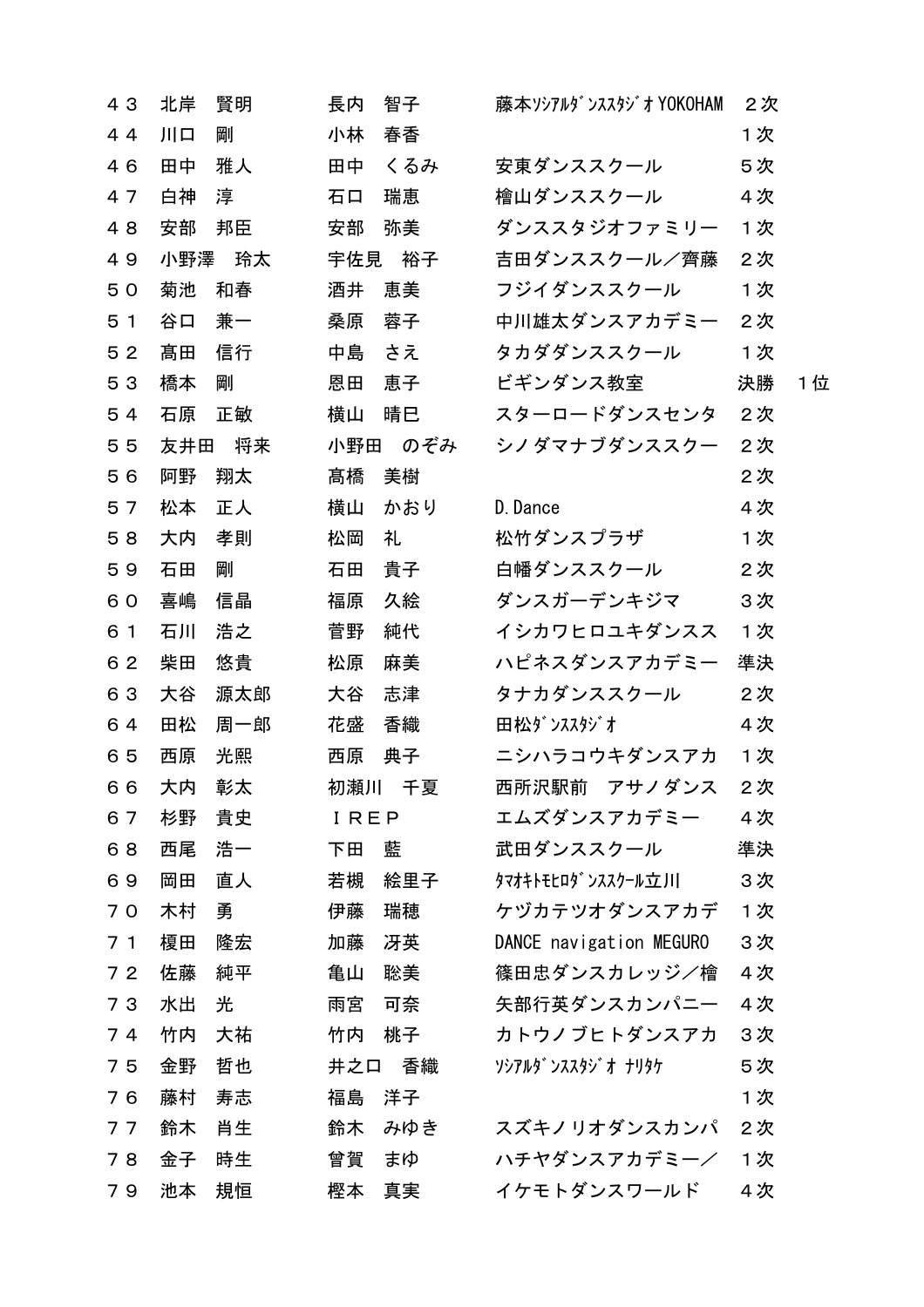| | | | | | |
|---|---|---|---|---|---|
| ４３ | 北岸　賢明 | 長内　智子 | 藤本ｿｼｱﾙﾀﾞﾝｽｽﾀｼﾞｵYOKOHAM | ２次 | |
| ４４ | 川口　剛 | 小林　春香 | | １次 | |
| ４６ | 田中　雅人 | 田中　くるみ | 安東ダンススクール | ５次 | |
| ４７ | 白神　淳 | 石口　瑞恵 | 檜山ダンススクール | ４次 | |
| ４８ | 安部　邦臣 | 安部　弥美 | ダンススタジオファミリー | １次 | |
| ４９ | 小野澤　玲太 | 宇佐見　裕子 | 吉田ダンススクール／齊藤 | ２次 | |
| ５０ | 菊池　和春 | 酒井　恵美 | フジイダンススクール | １次 | |
| ５１ | 谷口　兼一 | 桑原　蓉子 | 中川雄太ダンスアカデミー | ２次 | |
| ５２ | 髙田　信行 | 中島　さえ | タカダダンススクール | １次 | |
| ５３ | 橋本　剛 | 恩田　恵子 | ビギンダンス教室 | 決勝 | １位 |
| ５４ | 石原　正敏 | 横山　晴巳 | スターロードダンスセンタ | ２次 | |
| ５５ | 友井田　将来 | 小野田　のぞみ | シノダマナブダンススクー | ２次 | |
| ５６ | 阿野　翔太 | 髙橋　美樹 | | ２次 | |
| ５７ | 松本　正人 | 横山　かおり | D.Dance | ４次 | |
| ５８ | 大内　孝則 | 松岡　礼 | 松竹ダンスプラザ | １次 | |
| ５９ | 石田　剛 | 石田　貴子 | 白幡ダンススクール | ２次 | |
| ６０ | 喜嶋　信晶 | 福原　久絵 | ダンスガーデンキジマ | ３次 | |
| ６１ | 石川　浩之 | 菅野　純代 | イシカワヒロユキダンスス | １次 | |
| ６２ | 柴田　悠貴 | 松原　麻美 | ハピネスダンスアカデミー | 準決 | |
| ６３ | 大谷　源太郎 | 大谷　志津 | タナカダンススクール | ２次 | |
| ６４ | 田松　周一郎 | 花盛　香織 | 田松ﾀﾞﾝｽｽﾀｼﾞｵ | ４次 | |
| ６５ | 西原　光煕 | 西原　典子 | ニシハラコウキダンスアカ | １次 | |
| ６６ | 大内　彰太 | 初瀬川　千夏 | 西所沢駅前　アサノダンス | ２次 | |
| ６７ | 杉野　貴史 | ＩＲＥＰ | エムズダンスアカデミー | ４次 | |
| ６８ | 西尾　浩一 | 下田　藍 | 武田ダンススクール | 準決 | |
| ６９ | 岡田　直人 | 若槻　絵里子 | ﾀﾏｵｷﾄﾓﾋﾛﾀﾞﾝｽｽｸｰﾙ立川 | ３次 | |
| ７０ | 木村　勇 | 伊藤　瑞穂 | ケヅカテツオダンスアカデ | １次 | |
| ７１ | 榎田　隆宏 | 加藤　冴英 | DANCE navigation MEGURO | ３次 | |
| ７２ | 佐藤　純平 | 亀山　聡美 | 篠田忠ダンスカレッジ／檜 | ４次 | |
| ７３ | 水出　光 | 雨宮　可奈 | 矢部行英ダンスカンパニー | ４次 | |
| ７４ | 竹内　大祐 | 竹内　桃子 | カトウノブヒトダンスアカ | ３次 | |
| ７５ | 金野　哲也 | 井之口　香織 | ｿｼｱﾙﾀﾞﾝｽｽﾀｼﾞｵ ﾅﾘﾀｹ | ５次 | |
| ７６ | 藤村　寿志 | 福島　洋子 | | １次 | |
| ７７ | 鈴木　肖生 | 鈴木　みゆき | スズキノリオダンスカンパ | ２次 | |
| ７８ | 金子　時生 | 曽賀　まゆ | ハチヤダンスアカデミー／ | １次 | |
| ７９ | 池本　規恒 | 樫本　真実 | イケモトダンスワールド | ４次 | |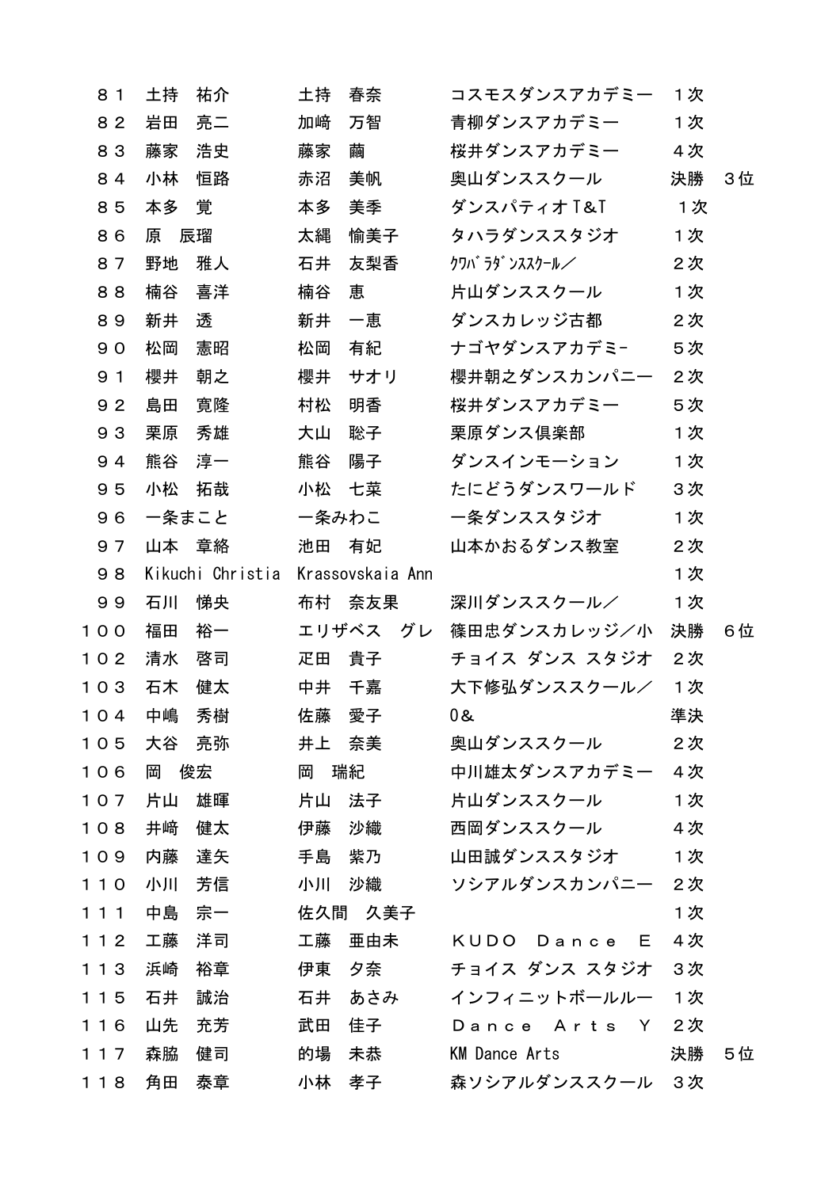| | | | | | |
|---|---|---|---|---|---|
| ８１ | 土持　祐介 | 土持　春奈 | コスモスダンスアカデミー | １次 | |
| ８２ | 岩田　亮二 | 加﨑　万智 | 青柳ダンスアカデミー | １次 | |
| ８３ | 藤家　浩史 | 藤家　繭 | 桜井ダンスアカデミー | ４次 | |
| ８４ | 小林　恒路 | 赤沼　美帆 | 奥山ダンススクール | 決勝 | ３位 |
| ８５ | 本多　覚 | 本多　美季 | ダンスパティオＴ&Ｔ | １次 | |
| ８６ | 原　辰瑠 | 太縄　愉美子 | タハラダンススタジオ | １次 | |
| ８７ | 野地　雅人 | 石井　友梨香 | ｸﾜﾊﾞﾗﾀﾞﾝｽｽｸｰﾙ／ | ２次 | |
| ８８ | 楠谷　喜洋 | 楠谷　恵 | 片山ダンススクール | １次 | |
| ８９ | 新井　透 | 新井　一恵 | ダンスカレッジ古都 | ２次 | |
| ９０ | 松岡　憲昭 | 松岡　有紀 | ナゴヤダンスアカデミ- | ５次 | |
| ９１ | 櫻井　朝之 | 櫻井　サオリ | 櫻井朝之ダンスカンパニー | ２次 | |
| ９２ | 島田　寛隆 | 村松　明香 | 桜井ダンスアカデミー | ５次 | |
| ９３ | 栗原　秀雄 | 大山　聡子 | 栗原ダンス倶楽部 | １次 | |
| ９４ | 熊谷　淳一 | 熊谷　陽子 | ダンスインモーション | １次 | |
| ９５ | 小松　拓哉 | 小松　七菜 | たにどうダンスワールド | ３次 | |
| ９６ | 一条まこと | 一条みわこ | 一条ダンススタジオ | １次 | |
| ９７ | 山本　章絡 | 池田　有妃 | 山本かおるダンス教室 | ２次 | |
| ９８ | Kikuchi Christia | Krassovskaia Ann | | １次 | |
| ９９ | 石川　悌央 | 布村　奈友果 | 深川ダンススクール／ | １次 | |
| １００ | 福田　裕一 | エリザベス　グレ | 篠田忠ダンスカレッジ／小 | 決勝 | ６位 |
| １０２ | 清水　啓司 | 疋田　貴子 | チョイス ダンス スタジオ | ２次 | |
| １０３ | 石木　健太 | 中井　千嘉 | 大下修弘ダンススクール／ | １次 | |
| １０４ | 中嶋　秀樹 | 佐藤　愛子 | O& | 準決 | |
| １０５ | 大谷　亮弥 | 井上　奈美 | 奥山ダンススクール | ２次 | |
| １０６ | 岡　俊宏 | 岡　瑞紀 | 中川雄太ダンスアカデミー | ４次 | |
| １０７ | 片山　雄暉 | 片山　法子 | 片山ダンススクール | １次 | |
| １０８ | 井﨑　健太 | 伊藤　沙織 | 西岡ダンススクール | ４次 | |
| １０９ | 内藤　達矢 | 手島　紫乃 | 山田誠ダンススタジオ | １次 | |
| １１０ | 小川　芳信 | 小川　沙織 | ソシアルダンスカンパニー | ２次 | |
| １１１ | 中島　宗一 | 佐久間　久美子 | | １次 | |
| １１２ | 工藤　洋司 | 工藤　亜由未 | ＫＵＤＯ　Ｄａｎｃｅ　Ｅ | ４次 | |
| １１３ | 浜崎　裕章 | 伊東　夕奈 | チョイス ダンス スタジオ | ３次 | |
| １１５ | 石井　誠治 | 石井　あさみ | インフィニットボールルー | １次 | |
| １１６ | 山先　充芳 | 武田　佳子 | Ｄａｎｃｅ　Ａｒｔｓ　Ｙ | ２次 | |
| １１７ | 森脇　健司 | 的場　未恭 | KM Dance Arts | 決勝 | ５位 |
| １１８ | 角田　泰章 | 小林　孝子 | 森ソシアルダンススクール | ３次 | |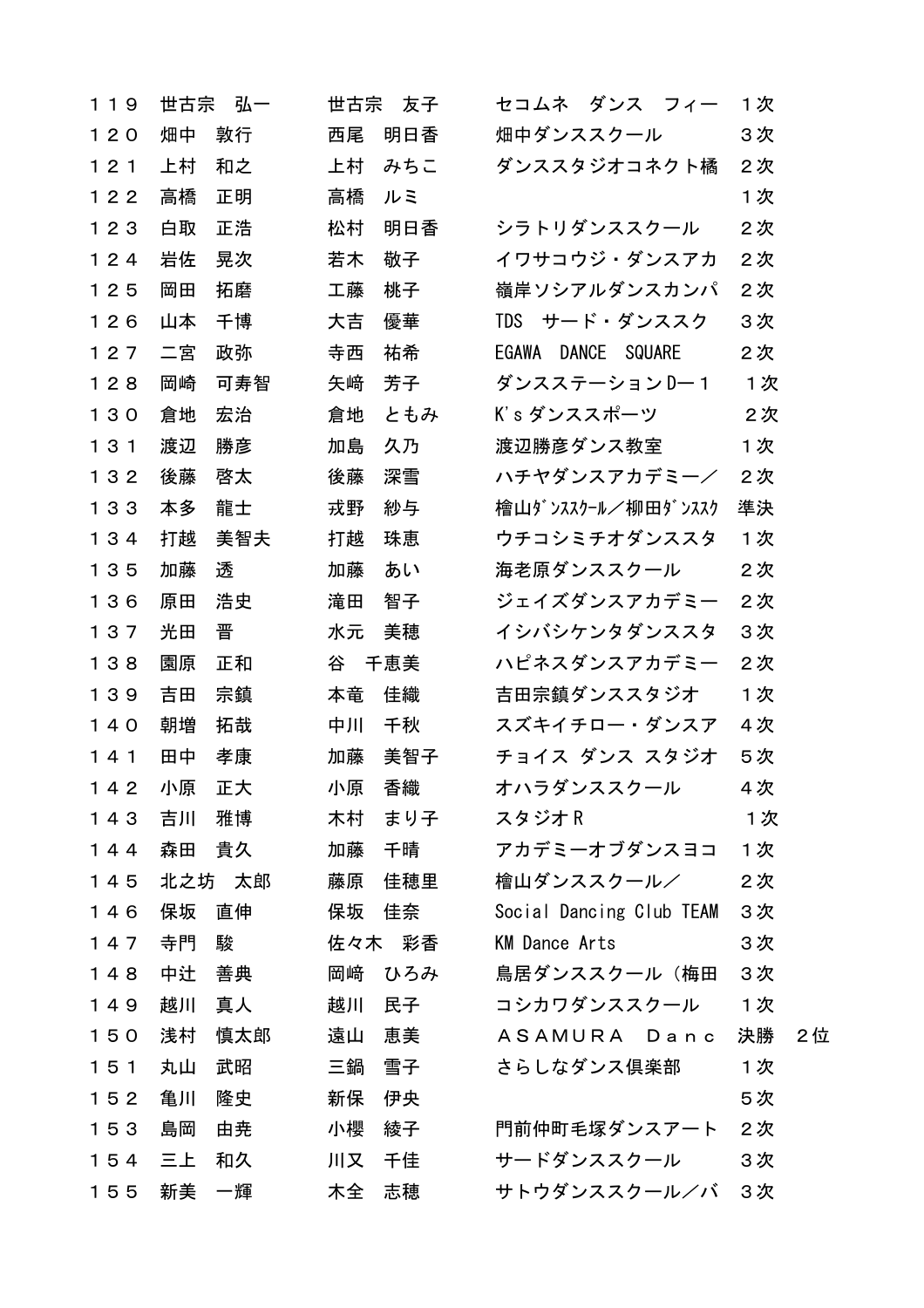| | | | | |
|---|---|---|---|---|
| １１９ | 世古宗　弘一 | 世古宗　友子 | セコムネ　ダンス　フィー | １次 |
| １２０ | 畑中　敦行 | 西尾　明日香 | 畑中ダンススクール | ３次 |
| １２１ | 上村　和之 | 上村　みちこ | ダンススタジオコネクト橘 | ２次 |
| １２２ | 高橋　正明 | 高橋　ルミ | | １次 |
| １２３ | 白取　正浩 | 松村　明日香 | シラトリダンススクール | ２次 |
| １２４ | 岩佐　晃次 | 若木　敬子 | イワサコウジ・ダンスアカ | ２次 |
| １２５ | 岡田　拓磨 | 工藤　桃子 | 嶺岸ソシアルダンスカンパ | ２次 |
| １２６ | 山本　千博 | 大吉　優華 | TDS　サード・ダンススク | ３次 |
| １２７ | 二宮　政弥 | 寺西　祐希 | EGAWA　DANCE　SQUARE | ２次 |
| １２８ | 岡崎　可寿智 | 矢﨑　芳子 | ダンスステーションＤ―１ | １次 |
| １３０ | 倉地　宏治 | 倉地　ともみ | K'sダンススポーツ | ２次 |
| １３１ | 渡辺　勝彦 | 加島　久乃 | 渡辺勝彦ダンス教室 | １次 |
| １３２ | 後藤　啓太 | 後藤　深雪 | ハチヤダンスアカデミー／ | ２次 |
| １３３ | 本多　龍士 | 戎野　紗与 | 檜山ﾀﾞﾝｽｽｸｰﾙ／柳田ﾀﾞﾝｽｽｸ | 準決 |
| １３４ | 打越　美智夫 | 打越　珠恵 | ウチコシミチオダンススタ | １次 |
| １３５ | 加藤　透 | 加藤　あい | 海老原ダンススクール | ２次 |
| １３６ | 原田　浩史 | 滝田　智子 | ジェイズダンスアカデミー | ２次 |
| １３７ | 光田　晋 | 水元　美穂 | イシバシケンタダンススタ | ３次 |
| １３８ | 園原　正和 | 谷　千恵美 | ハピネスダンスアカデミー | ２次 |
| １３９ | 吉田　宗鎮 | 本竜　佳織 | 吉田宗鎮ダンススタジオ | １次 |
| １４０ | 朝増　拓哉 | 中川　千秋 | スズキイチロー・ダンスア | ４次 |
| １４１ | 田中　孝康 | 加藤　美智子 | チョイス ダンス スタジオ | ５次 |
| １４２ | 小原　正大 | 小原　香織 | オハラダンススクール | ４次 |
| １４３ | 吉川　雅博 | 木村　まり子 | スタジオＲ | １次 |
| １４４ | 森田　貴久 | 加藤　千晴 | アカデミーオブダンスヨコ | １次 |
| １４５ | 北之坊　太郎 | 藤原　佳穂里 | 檜山ダンススクール／ | ２次 |
| １４６ | 保坂　直伸 | 保坂　佳奈 | Social Dancing Club TEAM | ３次 |
| １４７ | 寺門　駿 | 佐々木　彩香 | KM Dance Arts | ３次 |
| １４８ | 中辻　善典 | 岡崎　ひろみ | 鳥居ダンススクール（梅田 | ３次 |
| １４９ | 越川　真人 | 越川　民子 | コシカワダンススクール | １次 |
| １５０ | 浅村　慎太郎 | 遠山　恵美 | ＡＳＡＭＵＲＡ　Ｄａｎｃ | 決勝　２位 |
| １５１ | 丸山　武昭 | 三鍋　雪子 | さらしなダンス倶楽部 | １次 |
| １５２ | 亀川　隆史 | 新保　伊央 | | ５次 |
| １５３ | 島岡　由尭 | 小櫻　綾子 | 門前仲町毛塚ダンスアート | ２次 |
| １５４ | 三上　和久 | 川又　千佳 | サードダンススクール | ３次 |
| １５５ | 新美　一輝 | 木全　志穂 | サトウダンススクール／バ | ３次 |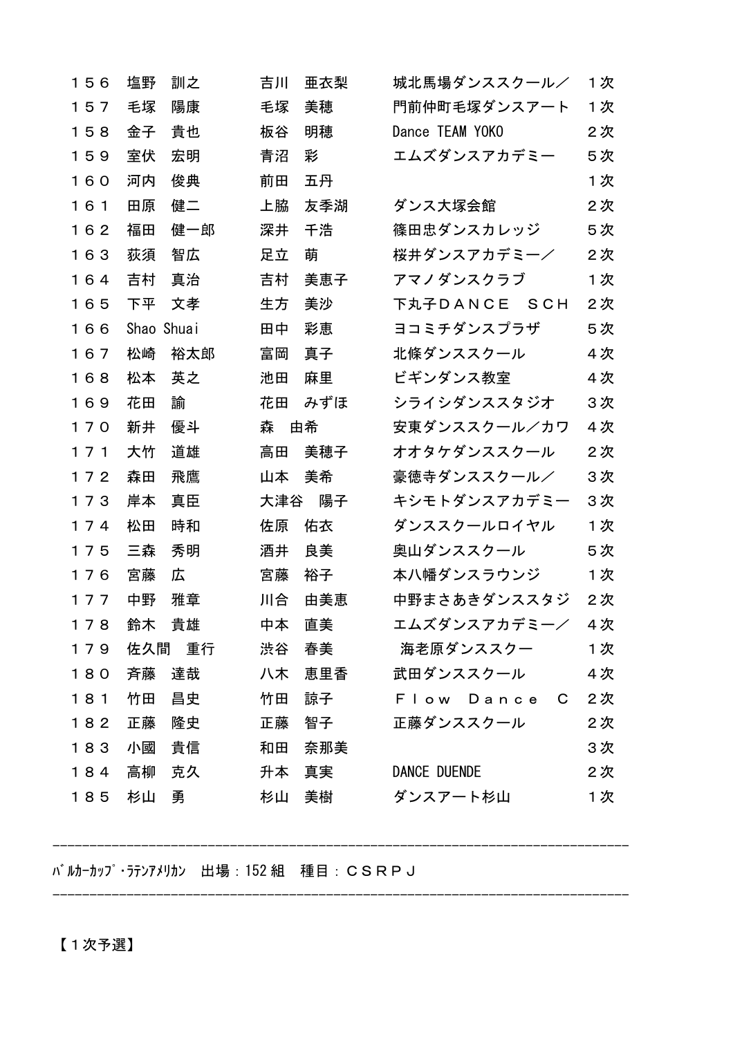| | | | | |
|---|---|---|---|---|
| １５６ | 塩野　訓之 | 吉川　亜衣梨 | 城北馬場ダンススクール／ | １次 |
| １５７ | 毛塚　陽康 | 毛塚　美穂 | 門前仲町毛塚ダンスアート | １次 |
| １５８ | 金子　貴也 | 板谷　明穂 | Dance TEAM YOKO | ２次 |
| １５９ | 室伏　宏明 | 青沼　彩 | エムズダンスアカデミー | ５次 |
| １６０ | 河内　俊典 | 前田　五丹 | | １次 |
| １６１ | 田原　健二 | 上脇　友季湖 | ダンス大塚会館 | ２次 |
| １６２ | 福田　健一郎 | 深井　千浩 | 篠田忠ダンスカレッジ | ５次 |
| １６３ | 荻須　智広 | 足立　萌 | 桜井ダンスアカデミー／ | ２次 |
| １６４ | 吉村　真治 | 吉村　美恵子 | アマノダンスクラブ | １次 |
| １６５ | 下平　文孝 | 生方　美沙 | 下丸子ＤＡＮＣＥ　ＳＣＨ | ２次 |
| １６６ | Shao Shuai | 田中　彩恵 | ヨコミチダンスプラザ | ５次 |
| １６７ | 松崎　裕太郎 | 富岡　真子 | 北條ダンススクール | ４次 |
| １６８ | 松本　英之 | 池田　麻里 | ビギンダンス教室 | ４次 |
| １６９ | 花田　諭 | 花田　みずほ | シライシダンススタジオ | ３次 |
| １７０ | 新井　優斗 | 森　由希 | 安東ダンススクール／カワ | ４次 |
| １７１ | 大竹　道雄 | 高田　美穂子 | オオタケダンススクール | ２次 |
| １７２ | 森田　飛鷹 | 山本　美希 | 豪徳寺ダンススクール／ | ３次 |
| １７３ | 岸本　真臣 | 大津谷　陽子 | キシモトダンスアカデミー | ３次 |
| １７４ | 松田　時和 | 佐原　佑衣 | ダンススクールロイヤル | １次 |
| １７５ | 三森　秀明 | 酒井　良美 | 奥山ダンススクール | ５次 |
| １７６ | 宮藤　広 | 宮藤　裕子 | 本八幡ダンスラウンジ | １次 |
| １７７ | 中野　雅章 | 川合　由美恵 | 中野まさあきダンススタジ | ２次 |
| １７８ | 鈴木　貴雄 | 中本　直美 | エムズダンスアカデミー／ | ４次 |
| １７９ | 佐久間　重行 | 渋谷　春美 | 海老原ダンススクー | １次 |
| １８０ | 斉藤　達哉 | 八木　恵里香 | 武田ダンススクール | ４次 |
| １８１ | 竹田　昌史 | 竹田　諒子 | Ｆｌｏｗ　Ｄａｎｃｅ　Ｃ | ２次 |
| １８２ | 正藤　隆史 | 正藤　智子 | 正藤ダンススクール | ２次 |
| １８３ | 小國　貴信 | 和田　奈那美 | | ３次 |
| １８４ | 高柳　克久 | 升本　真実 | DANCE DUENDE | ２次 |
| １８５ | 杉山　勇 | 杉山　美樹 | ダンスアート杉山 | １次 |

---

ﾊﾞﾙｶｰｶｯﾌﾟ･ﾗﾃﾝｱﾒﾘｶﾝ　出場：152 組　種目：ＣＳＲＰＪ

---

【１次予選】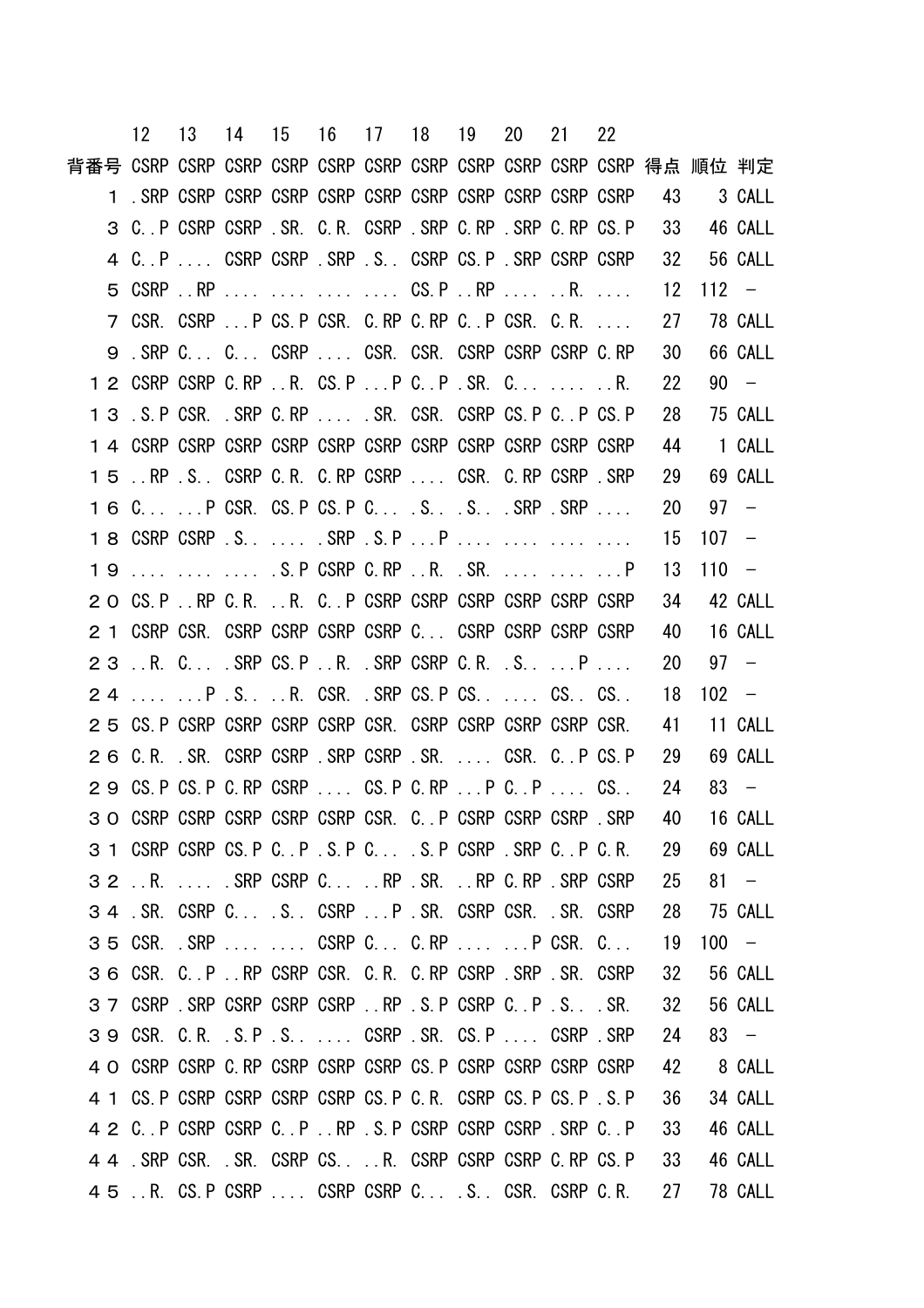| 背番号 | 12 | 13 | 14 | 15 | 16 | 17 | 18 | 19 | 20 | 21 | 22 | 得点 | 順位 | 判定 |
|---|---|---|---|---|---|---|---|---|---|---|---|---|---|---|
| | CSRP | CSRP | CSRP | CSRP | CSRP | CSRP | CSRP | CSRP | CSRP | CSRP | CSRP | | | |
| １ | .SRP | CSRP | CSRP | CSRP | CSRP | CSRP | CSRP | CSRP | CSRP | CSRP | CSRP | 43 | 3 | CALL |
| ３ | C..P | CSRP | CSRP | .SR. | C.R. | CSRP | .SRP | C.RP | .SRP | C.RP | CS.P | 33 | 46 | CALL |
| ４ | C..P | .... | CSRP | CSRP | .SRP | .S.. | CSRP | CS.P | .SRP | CSRP | CSRP | 32 | 56 | CALL |
| ５ | CSRP | ..RP | .... | .... | .... | .... | CS.P | ..RP | .... | ..R. | .... | 12 | 112 | － |
| ７ | CSR. | CSRP | ...P | CS.P | CSR. | C.RP | C.RP | C..P | CSR. | C.R. | .... | 27 | 78 | CALL |
| ９ | .SRP | C... | C... | CSRP | .... | CSR. | CSR. | CSRP | CSRP | CSRP | C.RP | 30 | 66 | CALL |
| １２ | CSRP | CSRP | C.RP | ..R. | CS.P | ...P | C..P | .SR. | C... | .... | ..R. | 22 | 90 | － |
| １３ | .S.P | CSR. | .SRP | C.RP | .... | .SR. | CSR. | CSRP | CS.P | C..P | CS.P | 28 | 75 | CALL |
| １４ | CSRP | CSRP | CSRP | CSRP | CSRP | CSRP | CSRP | CSRP | CSRP | CSRP | CSRP | 44 | 1 | CALL |
| １５ | ..RP | .S.. | CSRP | C.R. | C.RP | CSRP | .... | CSR. | C.RP | CSRP | .SRP | 29 | 69 | CALL |
| １６ | C... | ...P | CSR. | CS.P | CS.P | C... | .S.. | .S.. | .SRP | .SRP | .... | 20 | 97 | － |
| １８ | CSRP | CSRP | .S.. | .... | .SRP | .S.P | ...P | .... | .... | .... | .... | 15 | 107 | － |
| １９ | .... | .... | .... | .S.P | CSRP | C.RP | ..R. | .SR. | .... | .... | ...P | 13 | 110 | － |
| ２０ | CS.P | ..RP | C.R. | ..R. | C..P | CSRP | CSRP | CSRP | CSRP | CSRP | CSRP | 34 | 42 | CALL |
| ２１ | CSRP | CSR. | CSRP | CSRP | CSRP | CSRP | C... | CSRP | CSRP | CSRP | CSRP | 40 | 16 | CALL |
| ２３ | ..R. | C... | .SRP | CS.P | ..R. | .SRP | CSRP | C.R. | .S.. | ...P | .... | 20 | 97 | － |
| ２４ | .... | ...P | .S.. | ..R. | CSR. | .SRP | CS.P | CS.. | .... | CS.. | CS.. | 18 | 102 | － |
| ２５ | CS.P | CSRP | CSRP | CSRP | CSRP | CSR. | CSRP | CSRP | CSRP | CSRP | CSR. | 41 | 11 | CALL |
| ２６ | C.R. | .SR. | CSRP | CSRP | .SRP | CSRP | .SR. | .... | CSR. | C..P | CS.P | 29 | 69 | CALL |
| ２９ | CS.P | CS.P | C.RP | CSRP | .... | CS.P | C.RP | ...P | C..P | .... | CS.. | 24 | 83 | － |
| ３０ | CSRP | CSRP | CSRP | CSRP | CSRP | CSR. | C..P | CSRP | CSRP | CSRP | .SRP | 40 | 16 | CALL |
| ３１ | CSRP | CSRP | CS.P | C..P | .S.P | C... | .S.P | CSRP | .SRP | C..P | C.R. | 29 | 69 | CALL |
| ３２ | ..R. | .... | .SRP | CSRP | C... | ..RP | .SR. | ..RP | C.RP | .SRP | CSRP | 25 | 81 | － |
| ３４ | .SR. | CSRP | C... | .S.. | CSRP | ...P | .SR. | CSRP | CSR. | .SR. | CSRP | 28 | 75 | CALL |
| ３５ | CSR. | .SRP | .... | .... | CSRP | C... | C.RP | .... | ...P | CSR. | C... | 19 | 100 | － |
| ３６ | CSR. | C..P | ..RP | CSRP | CSR. | C.R. | C.RP | CSRP | .SRP | .SR. | CSRP | 32 | 56 | CALL |
| ３７ | CSRP | .SRP | CSRP | CSRP | CSRP | ..RP | .S.P | CSRP | C..P | .S.. | .SR. | 32 | 56 | CALL |
| ３９ | CSR. | C.R. | .S.P | .S.. | .... | CSRP | .SR. | CS.P | .... | CSRP | .SRP | 24 | 83 | － |
| ４０ | CSRP | CSRP | C.RP | CSRP | CSRP | CSRP | CS.P | CSRP | CSRP | CSRP | CSRP | 42 | 8 | CALL |
| ４１ | CS.P | CSRP | CSRP | CSRP | CSRP | CS.P | C.R. | CSRP | CS.P | CS.P | .S.P | 36 | 34 | CALL |
| ４２ | C..P | CSRP | CSRP | C..P | ..RP | .S.P | CSRP | CSRP | CSRP | .SRP | C..P | 33 | 46 | CALL |
| ４４ | .SRP | CSR. | .SR. | CSRP | CS.. | ..R. | CSRP | CSRP | CSRP | C.RP | CS.P | 33 | 46 | CALL |
| ４５ | ..R. | CS.P | CSRP | .... | CSRP | CSRP | C... | .S.. | CSR. | CSRP | C.R. | 27 | 78 | CALL |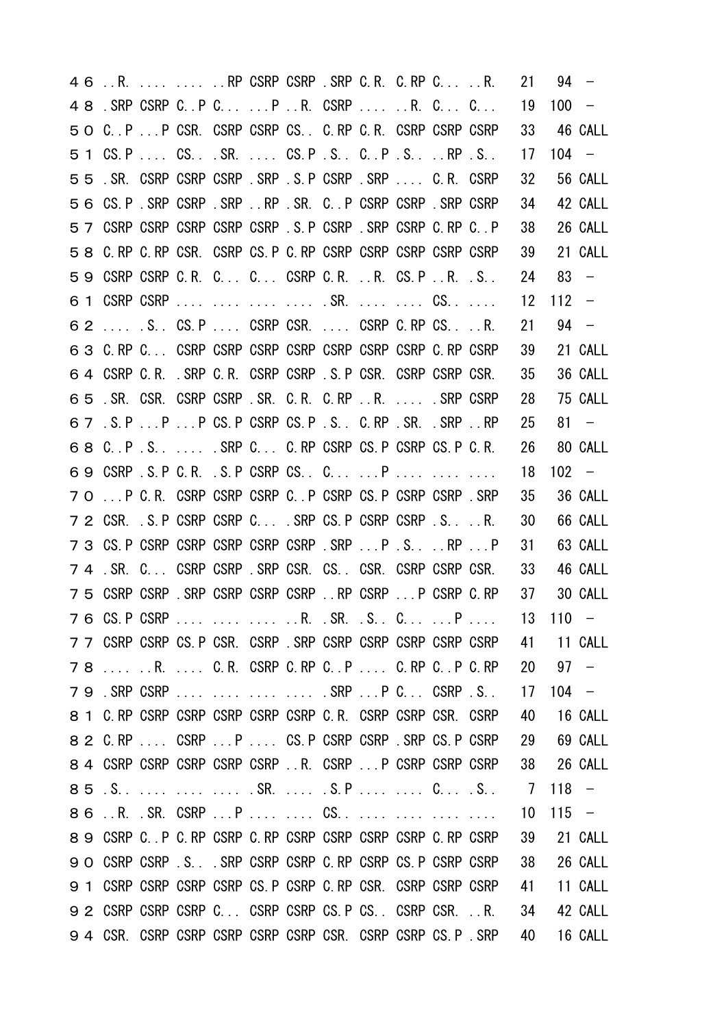```
４６ ..R. .... .... ..RP CSRP CSRP .SRP C.R. C.RP C... ..R.   21   94  –
４８ .SRP CSRP C..P C... ...P ..R. CSRP .... ..R. C... C...   19  100  –
５０ C..P ...P CSR. CSRP CSRP CS.. C.RP C.R. CSRP CSRP CSRP   33   46 CALL
５１ CS.P .... CS.. .SR. .... CS.P .S.. C..P .S.. ..RP .S..   17  104  –
５５ .SR. CSRP CSRP CSRP .SRP .S.P CSRP .SRP .... C.R. CSRP   32   56 CALL
５６ CS.P .SRP CSRP .SRP ..RP .SR. C..P CSRP CSRP .SRP CSRP   34   42 CALL
５７ CSRP CSRP CSRP CSRP CSRP .S.P CSRP .SRP CSRP C.RP C..P   38   26 CALL
５８ C.RP C.RP CSR. CSRP CS.P C.RP CSRP CSRP CSRP CSRP CSRP   39   21 CALL
５９ CSRP CSRP C.R. C... C... CSRP C.R. ..R. CS.P ..R. .S..   24   83  –
６１ CSRP CSRP .... .... .... .... .SR. .... .... CS.. ....   12  112  –
６２ .... .S.. CS.P .... CSRP CSR. .... CSRP C.RP CS.. ..R.   21   94  –
６３ C.RP C... CSRP CSRP CSRP CSRP CSRP CSRP CSRP C.RP CSRP   39   21 CALL
６４ CSRP C.R. .SRP C.R. CSRP CSRP .S.P CSR. CSRP CSRP CSR.   35   36 CALL
６５ .SR. CSR. CSRP CSRP .SR. C.R. C.RP ..R. .... .SRP CSRP   28   75 CALL
６７ .S.P ...P ...P CS.P CSRP CS.P .S.. C.RP .SR. .SRP ..RP   25   81  –
６８ C..P .S.. .... .SRP C... C.RP CSRP CS.P CSRP CS.P C.R.   26   80 CALL
６９ CSRP .S.P C.R. .S.P CSRP CS.. C... ...P .... .... ....   18  102  –
７０ ...P C.R. CSRP CSRP CSRP C..P CSRP CS.P CSRP CSRP .SRP   35   36 CALL
７２ CSR. .S.P CSRP CSRP C... .SRP CS.P CSRP CSRP .S.. ..R.   30   66 CALL
７３ CS.P CSRP CSRP CSRP CSRP CSRP .SRP ...P .S.. ..RP ...P   31   63 CALL
７４ .SR. C... CSRP CSRP .SRP CSR. CS.. CSR. CSRP CSRP CSR.   33   46 CALL
７５ CSRP CSRP .SRP CSRP CSRP CSRP ..RP CSRP ...P CSRP C.RP   37   30 CALL
７６ CS.P CSRP .... .... .... ..R. .SR. .S.. C... ...P ....   13  110  –
７７ CSRP CSRP CS.P CSR. CSRP .SRP CSRP CSRP CSRP CSRP CSRP   41   11 CALL
７８ .... ..R. .... C.R. CSRP C.RP C..P .... C.RP C..P C.RP   20   97  –
７９ .SRP CSRP .... .... .... .... .SRP ...P C... CSRP .S..   17  104  –
８１ C.RP CSRP CSRP CSRP CSRP CSRP C.R. CSRP CSRP CSR. CSRP   40   16 CALL
８２ C.RP .... CSRP ...P .... CS.P CSRP CSRP .SRP CS.P CSRP   29   69 CALL
８４ CSRP CSRP CSRP CSRP CSRP ..R. CSRP ...P CSRP CSRP CSRP   38   26 CALL
８５ .S.. .... .... .... .SR. .... .S.P .... .... C... .S..    7  118  –
８６ ..R. .SR. CSRP ...P .... .... CS.. .... .... .... ....   10  115  –
８９ CSRP C..P C.RP CSRP C.RP CSRP CSRP CSRP CSRP C.RP CSRP   39   21 CALL
９０ CSRP CSRP .S.. .SRP CSRP CSRP C.RP CSRP CS.P CSRP CSRP   38   26 CALL
９１ CSRP CSRP CSRP CSRP CS.P CSRP C.RP CSR. CSRP CSRP CSRP   41   11 CALL
９２ CSRP CSRP CSRP C... CSRP CSRP CS.P CS.. CSRP CSR. ..R.   34   42 CALL
９４ CSR. CSRP CSRP CSRP CSRP CSRP CSR. CSRP CSRP CS.P .SRP   40   16 CALL
```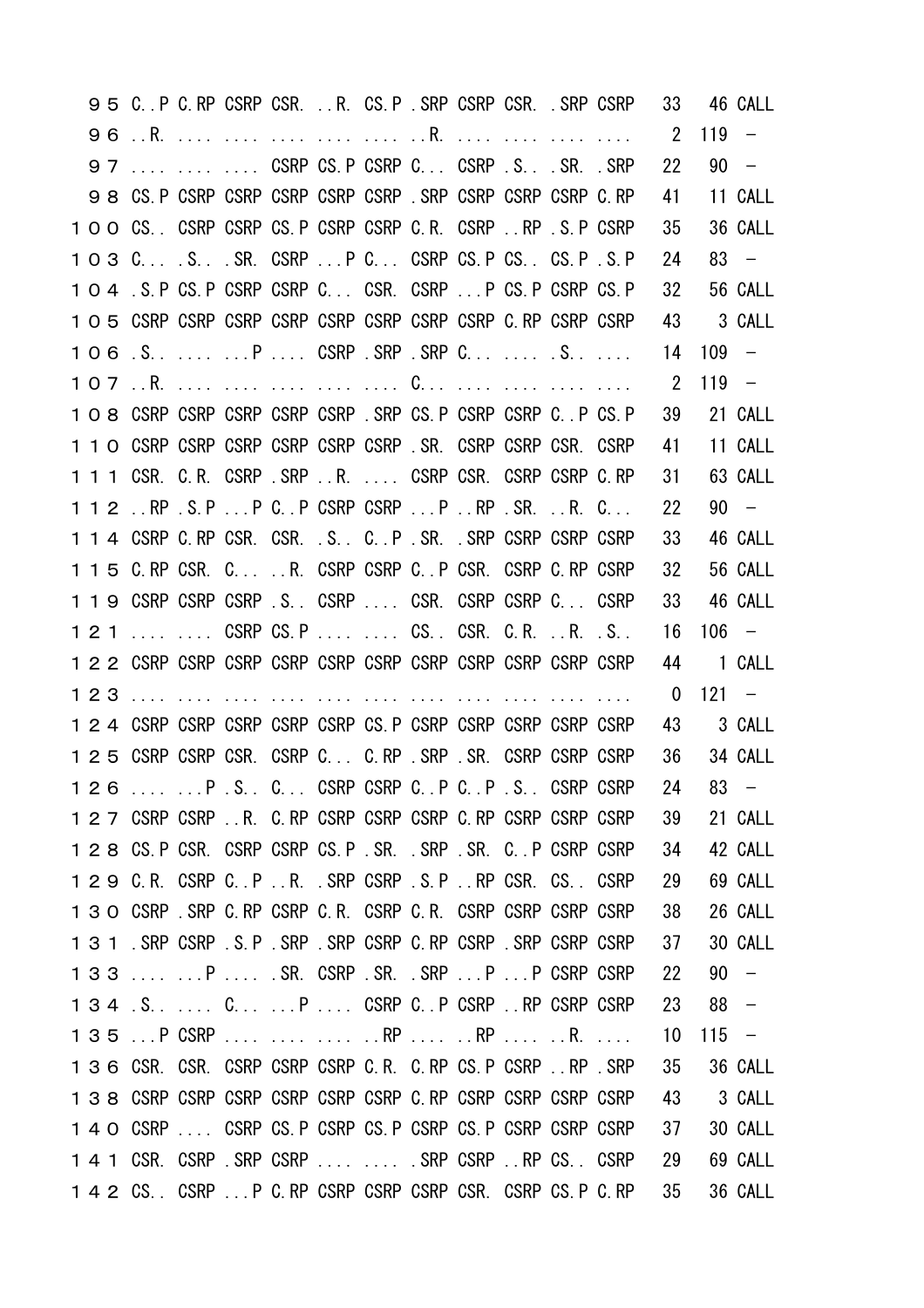```
  ９５ C..P C.RP CSRP CSR. ..R. CS.P .SRP CSRP CSR. .SRP CSRP   33   46 CALL
  ９６ ..R. .... .... .... .... .... ..R. .... .... .... ....    2  119  －
  ９７ .... .... .... CSRP CS.P CSRP C... CSRP .S.. .SR. .SRP   22   90  －
  ９８ CS.P CSRP CSRP CSRP CSRP CSRP .SRP CSRP CSRP CSRP C.RP   41   11 CALL
１００ CS.. CSRP CSRP CS.P CSRP CSRP C.R. CSRP ..RP .S.P CSRP   35   36 CALL
１０３ C... .S.. .SR. CSRP ...P C... CSRP CS.P CS.. CS.P .S.P   24   83  －
１０４ .S.P CS.P CSRP CSRP C... CSR. CSRP ...P CS.P CSRP CS.P   32   56 CALL
１０５ CSRP CSRP CSRP CSRP CSRP CSRP CSRP CSRP C.RP CSRP CSRP   43    3 CALL
１０６ .S.. .... ...P .... CSRP .SRP .SRP C... .... .S.. ....   14  109  －
１０７ ..R. .... .... .... .... .... C... .... .... .... ....    2  119  －
１０８ CSRP CSRP CSRP CSRP CSRP .SRP CS.P CSRP CSRP C..P CS.P   39   21 CALL
１１０ CSRP CSRP CSRP CSRP CSRP CSRP .SR. CSRP CSRP CSR. CSRP   41   11 CALL
１１１ CSR. C.R. CSRP .SRP ..R. .... CSRP CSR. CSRP CSRP C.RP   31   63 CALL
１１２ ..RP .S.P ...P C..P CSRP CSRP ...P ..RP .SR. ..R. C...   22   90  －
１１４ CSRP C.RP CSR. CSR. .S.. C..P .SR. .SRP CSRP CSRP CSRP   33   46 CALL
１１５ C.RP CSR. C... ..R. CSRP CSRP C..P CSR. CSRP C.RP CSRP   32   56 CALL
１１９ CSRP CSRP CSRP .S.. CSRP .... CSR. CSRP CSRP C... CSRP   33   46 CALL
１２１ .... .... CSRP CS.P .... .... CS.. CSR. C.R. ..R. .S..   16  106  －
１２２ CSRP CSRP CSRP CSRP CSRP CSRP CSRP CSRP CSRP CSRP CSRP   44    1 CALL
１２３ .... .... .... .... .... .... .... .... .... .... ....    0  121  －
１２４ CSRP CSRP CSRP CSRP CSRP CS.P CSRP CSRP CSRP CSRP CSRP   43    3 CALL
１２５ CSRP CSRP CSR. CSRP C... C.RP .SRP .SR. CSRP CSRP CSRP   36   34 CALL
１２６ .... ...P .S.. C... CSRP CSRP C..P C..P .S.. CSRP CSRP   24   83  －
１２７ CSRP CSRP ..R. C.RP CSRP CSRP CSRP C.RP CSRP CSRP CSRP   39   21 CALL
１２８ CS.P CSR. CSRP CSRP CS.P .SR. .SRP .SR. C..P CSRP CSRP   34   42 CALL
１２９ C.R. CSRP C..P ..R. .SRP CSRP .S.P ..RP CSR. CS.. CSRP   29   69 CALL
１３０ CSRP .SRP C.RP CSRP C.R. CSRP C.R. CSRP CSRP CSRP CSRP   38   26 CALL
１３１ .SRP CSRP .S.P .SRP .SRP CSRP C.RP CSRP .SRP CSRP CSRP   37   30 CALL
１３３ .... ...P .... .SR. CSRP .SR. .SRP ...P ...P CSRP CSRP   22   90  －
１３４ .S.. .... C... ...P .... CSRP C..P CSRP ..RP CSRP CSRP   23   88  －
１３５ ...P CSRP .... .... .... ..RP .... ..RP .... ..R. ....   10  115  －
１３６ CSR. CSR. CSRP CSRP CSRP C.R. C.RP CS.P CSRP ..RP .SRP   35   36 CALL
１３８ CSRP CSRP CSRP CSRP CSRP CSRP C.RP CSRP CSRP CSRP CSRP   43    3 CALL
１４０ CSRP .... CSRP CS.P CSRP CS.P CSRP CS.P CSRP CSRP CSRP   37   30 CALL
１４１ CSR. CSRP .SRP CSRP .... .... .SRP CSRP ..RP CS.. CSRP   29   69 CALL
１４２ CS.. CSRP ...P C.RP CSRP CSRP CSRP CSR. CSRP CS.P C.RP   35   36 CALL
```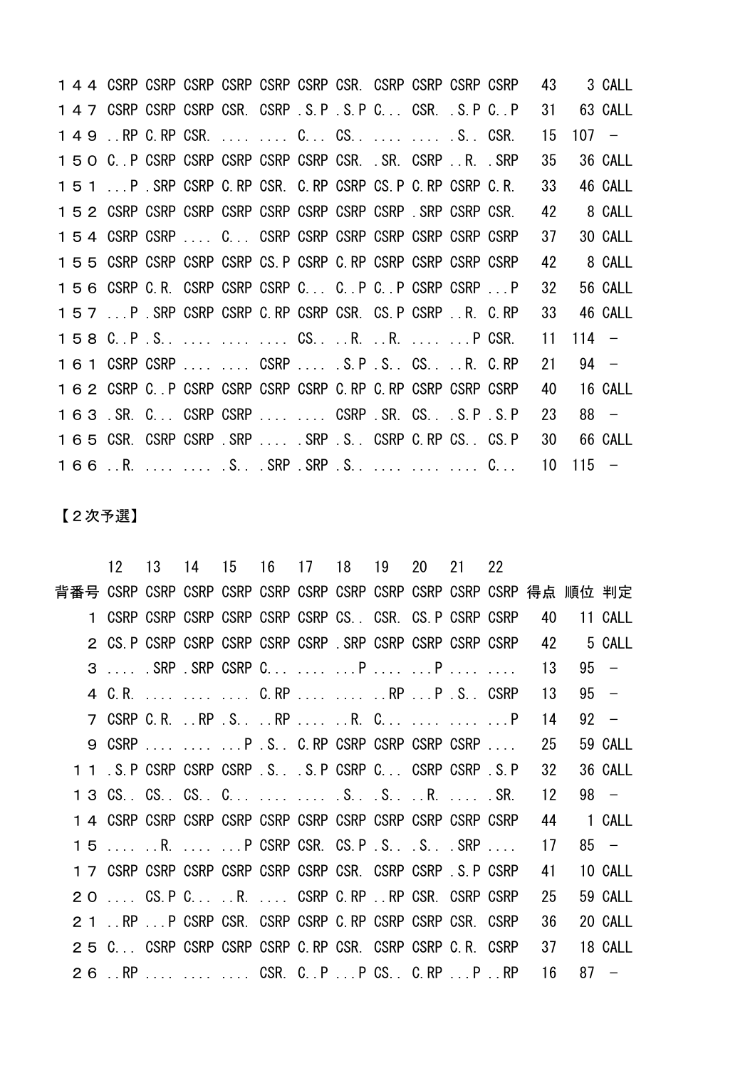| | | | | | | | | | | | | | |
|---|---|---|---|---|---|---|---|---|---|---|---|---|---|
| １４４ | CSRP | CSRP | CSRP | CSRP | CSRP | CSRP | CSR. | CSRP | CSRP | CSRP | CSRP | 43 | 3 CALL |
| １４７ | CSRP | CSRP | CSRP | CSR. | CSRP | .S.P | .S.P | C... | CSR. | .S.P | C..P | 31 | 63 CALL |
| １４９ | ..RP | C.RP | CSR. | .... | .... | C... | CS.. | .... | .... | .S.. | CSR. | 15 | 107 － |
| １５０ | C..P | CSRP | CSRP | CSRP | CSRP | CSRP | CSR. | .SR. | CSRP | ..R. | .SRP | 35 | 36 CALL |
| １５１ | ...P | .SRP | CSRP | C.RP | CSR. | C.RP | CSRP | CS.P | C.RP | CSRP | C.R. | 33 | 46 CALL |
| １５２ | CSRP | CSRP | CSRP | CSRP | CSRP | CSRP | CSRP | CSRP | .SRP | CSRP | CSR. | 42 | 8 CALL |
| １５４ | CSRP | CSRP | .... | C... | CSRP | CSRP | CSRP | CSRP | CSRP | CSRP | CSRP | 37 | 30 CALL |
| １５５ | CSRP | CSRP | CSRP | CSRP | CS.P | CSRP | C.RP | CSRP | CSRP | CSRP | CSRP | 42 | 8 CALL |
| １５６ | CSRP | C.R. | CSRP | CSRP | CSRP | C... | C..P | C..P | CSRP | CSRP | ...P | 32 | 56 CALL |
| １５７ | ...P | .SRP | CSRP | CSRP | C.RP | CSRP | CSR. | CS.P | CSRP | ..R. | C.RP | 33 | 46 CALL |
| １５８ | C..P | .S.. | .... | .... | .... | CS.. | ..R. | ..R. | .... | ...P | CSR. | 11 | 114 － |
| １６１ | CSRP | CSRP | .... | .... | CSRP | .... | .S.P | .S.. | CS.. | ..R. | C.RP | 21 | 94 － |
| １６２ | CSRP | C..P | CSRP | CSRP | CSRP | CSRP | C.RP | C.RP | CSRP | CSRP | CSRP | 40 | 16 CALL |
| １６３ | .SR. | C... | CSRP | CSRP | .... | .... | CSRP | .SR. | CS.. | .S.P | .S.P | 23 | 88 － |
| １６５ | CSR. | CSRP | CSRP | .SRP | .... | .SRP | .S.. | CSRP | C.RP | CS.. | CS.P | 30 | 66 CALL |
| １６６ | ..R. | .... | .... | .S.. | .SRP | .SRP | .S.. | .... | .... | .... | C... | 10 | 115 － |

【２次予選】

| | 12 | 13 | 14 | 15 | 16 | 17 | 18 | 19 | 20 | 21 | 22 | | | |
|---|---|---|---|---|---|---|---|---|---|---|---|---|---|---|
| 背番号 | CSRP | CSRP | CSRP | CSRP | CSRP | CSRP | CSRP | CSRP | CSRP | CSRP | CSRP | 得点 | 順位 | 判定 |
| 1 | CSRP | CSRP | CSRP | CSRP | CSRP | CSRP | CS.. | CSR. | CS.P | CSRP | CSRP | 40 | 11 | CALL |
| 2 | CS.P | CSRP | CSRP | CSRP | CSRP | CSRP | .SRP | CSRP | CSRP | CSRP | CSRP | 42 | 5 | CALL |
| 3 | .... | .SRP | .SRP | CSRP | C... | .... | ...P | .... | ...P | .... | .... | 13 | 95 | － |
| 4 | C.R. | .... | .... | .... | C.RP | .... | .... | ..RP | ...P | .S.. | CSRP | 13 | 95 | － |
| 7 | CSRP | C.R. | ..RP | .S.. | ..RP | .... | ..R. | C... | .... | .... | ...P | 14 | 92 | － |
| 9 | CSRP | .... | .... | ...P | .S.. | C.RP | CSRP | CSRP | CSRP | CSRP | .... | 25 | 59 | CALL |
| １１ | .S.P | CSRP | CSRP | CSRP | .S.. | .S.P | CSRP | C... | CSRP | CSRP | .S.P | 32 | 36 | CALL |
| １３ | CS.. | CS.. | CS.. | C... | .... | .... | .S.. | .S.. | ..R. | .... | .SR. | 12 | 98 | － |
| １４ | CSRP | CSRP | CSRP | CSRP | CSRP | CSRP | CSRP | CSRP | CSRP | CSRP | CSRP | 44 | 1 | CALL |
| １５ | .... | ..R. | .... | ...P | CSRP | CSR. | CS.P | .S.. | .S.. | .SRP | .... | 17 | 85 | － |
| １７ | CSRP | CSRP | CSRP | CSRP | CSRP | CSRP | CSR. | CSRP | CSRP | .S.P | CSRP | 41 | 10 | CALL |
| ２０ | .... | CS.P | C... | ..R. | .... | CSRP | C.RP | ..RP | CSR. | CSRP | CSRP | 25 | 59 | CALL |
| ２１ | ..RP | ...P | CSRP | CSR. | CSRP | CSRP | C.RP | CSRP | CSRP | CSR. | CSRP | 36 | 20 | CALL |
| ２５ | C... | CSRP | CSRP | CSRP | CSRP | C.RP | CSR. | CSRP | CSRP | C.R. | CSRP | 37 | 18 | CALL |
| ２６ | ..RP | .... | .... | .... | CSR. | C..P | ...P | CS.. | C.RP | ...P | ..RP | 16 | 87 | － |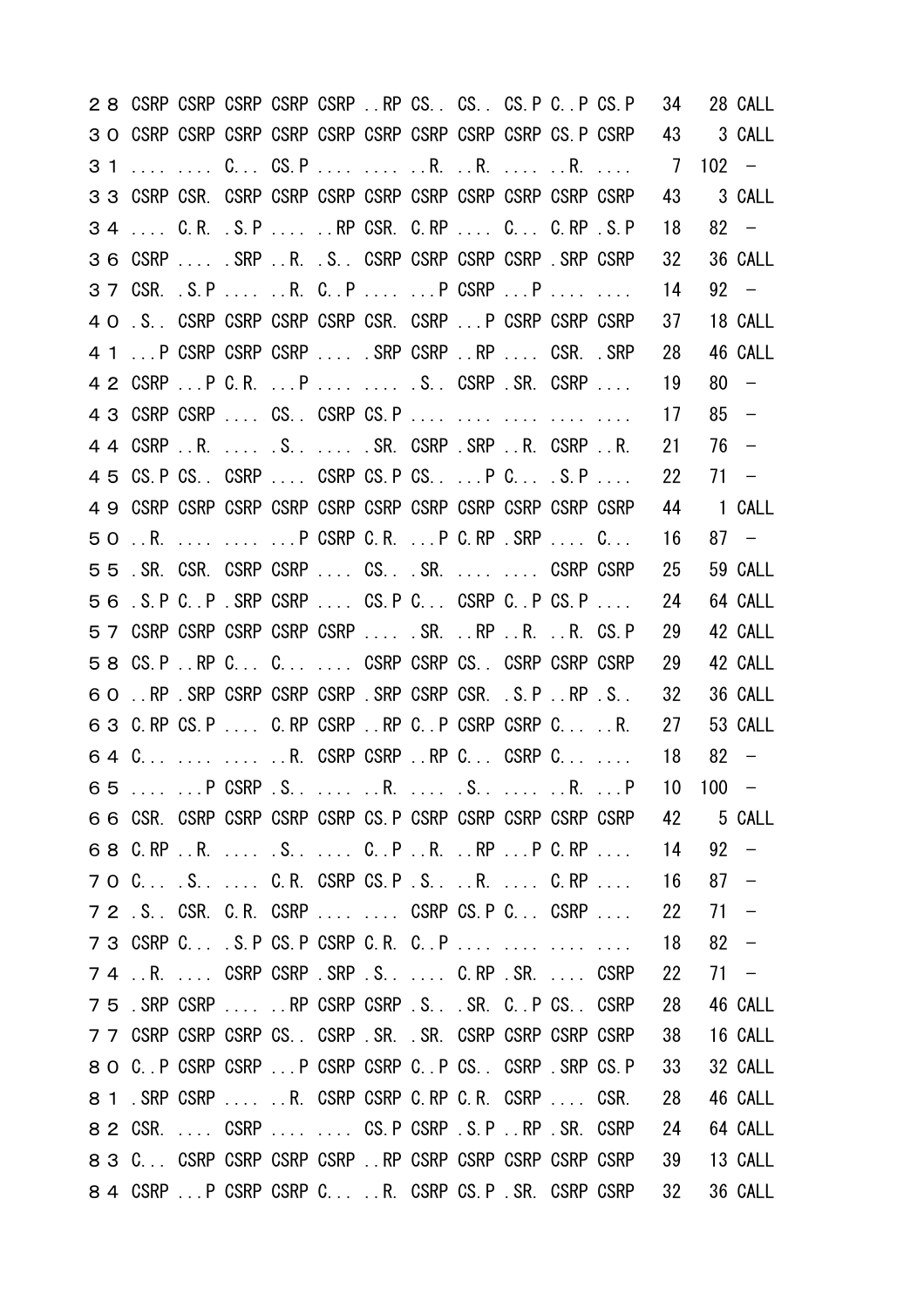```
２８ CSRP CSRP CSRP CSRP CSRP ..RP CS.. CS.. CS.P C..P CS.P   34   28 CALL
３０ CSRP CSRP CSRP CSRP CSRP CSRP CSRP CSRP CSRP CS.P CSRP   43    3 CALL
３１ .... .... C... CS.P .... .... ..R. ..R. .... ..R. ....    7  102  －
３３ CSRP CSR. CSRP CSRP CSRP CSRP CSRP CSRP CSRP CSRP CSRP   43    3 CALL
３４ .... C.R. .S.P .... ..RP CSR. C.RP .... C... C.RP .S.P   18   82  －
３６ CSRP .... .SRP ..R. .S.. CSRP CSRP CSRP CSRP .SRP CSRP   32   36 CALL
３７ CSR. .S.P .... ..R. C..P .... ...P CSRP ...P .... ....   14   92  －
４０ .S.. CSRP CSRP CSRP CSRP CSR. CSRP ...P CSRP CSRP CSRP   37   18 CALL
４１ ...P CSRP CSRP CSRP .... .SRP CSRP ..RP .... CSR. .SRP   28   46 CALL
４２ CSRP ...P C.R. ...P .... .... .S.. CSRP .SR. CSRP ....   19   80  －
４３ CSRP CSRP .... CS.. CSRP CS.P .... .... .... .... ....   17   85  －
４４ CSRP ..R. .... .S.. .... .SR. CSRP .SRP ..R. CSRP ..R.   21   76  －
４５ CS.P CS.. CSRP .... CSRP CS.P CS.. ...P C... .S.P ....   22   71  －
４９ CSRP CSRP CSRP CSRP CSRP CSRP CSRP CSRP CSRP CSRP CSRP   44    1 CALL
５０ ..R. .... .... ...P CSRP C.R. ...P C.RP .SRP .... C...   16   87  －
５５ .SR. CSR. CSRP CSRP .... CS.. .SR. .... .... CSRP CSRP   25   59 CALL
５６ .S.P C..P .SRP CSRP .... CS.P C... CSRP C..P CS.P ....   24   64 CALL
５７ CSRP CSRP CSRP CSRP CSRP .... .SR. ..RP ..R. ..R. CS.P   29   42 CALL
５８ CS.P ..RP C... C... .... CSRP CSRP CS.. CSRP CSRP CSRP   29   42 CALL
６０ ..RP .SRP CSRP CSRP CSRP .SRP CSRP CSR. .S.P ..RP .S..   32   36 CALL
６３ C.RP CS.P .... C.RP CSRP ..RP C..P CSRP CSRP C... ..R.   27   53 CALL
６４ C... .... .... ..R. CSRP CSRP ..RP C... CSRP C... ....   18   82  －
６５ .... ...P CSRP .S.. .... ..R. .... .S.. .... ..R. ...P   10  100  －
６６ CSR. CSRP CSRP CSRP CSRP CS.P CSRP CSRP CSRP CSRP CSRP   42    5 CALL
６８ C.RP ..R. .... .S.. .... C..P ..R. ..RP ...P C.RP ....   14   92  －
７０ C... .S.. .... C.R. CSRP CS.P .S.. ..R. .... C.RP ....   16   87  －
７２ .S.. CSR. C.R. CSRP .... .... CSRP CS.P C... CSRP ....   22   71  －
７３ CSRP C... .S.P CS.P CSRP C.R. C..P .... .... .... ....   18   82  －
７４ ..R. .... CSRP CSRP .SRP .S.. .... C.RP .SR. .... CSRP   22   71  －
７５ .SRP CSRP .... ..RP CSRP CSRP .S.. .SR. C..P CS.. CSRP   28   46 CALL
７７ CSRP CSRP CSRP CS.. CSRP .SR. .SR. CSRP CSRP CSRP CSRP   38   16 CALL
８０ C..P CSRP CSRP ...P CSRP CSRP C..P CS.. CSRP .SRP CS.P   33   32 CALL
８１ .SRP CSRP .... ..R. CSRP CSRP C.RP C.R. CSRP .... CSR.   28   46 CALL
８２ CSR. .... CSRP .... .... CS.P CSRP .S.P ..RP .SR. CSRP   24   64 CALL
８３ C... CSRP CSRP CSRP CSRP ..RP CSRP CSRP CSRP CSRP CSRP   39   13 CALL
８４ CSRP ...P CSRP CSRP C... ..R. CSRP CS.P .SR. CSRP CSRP   32   36 CALL
```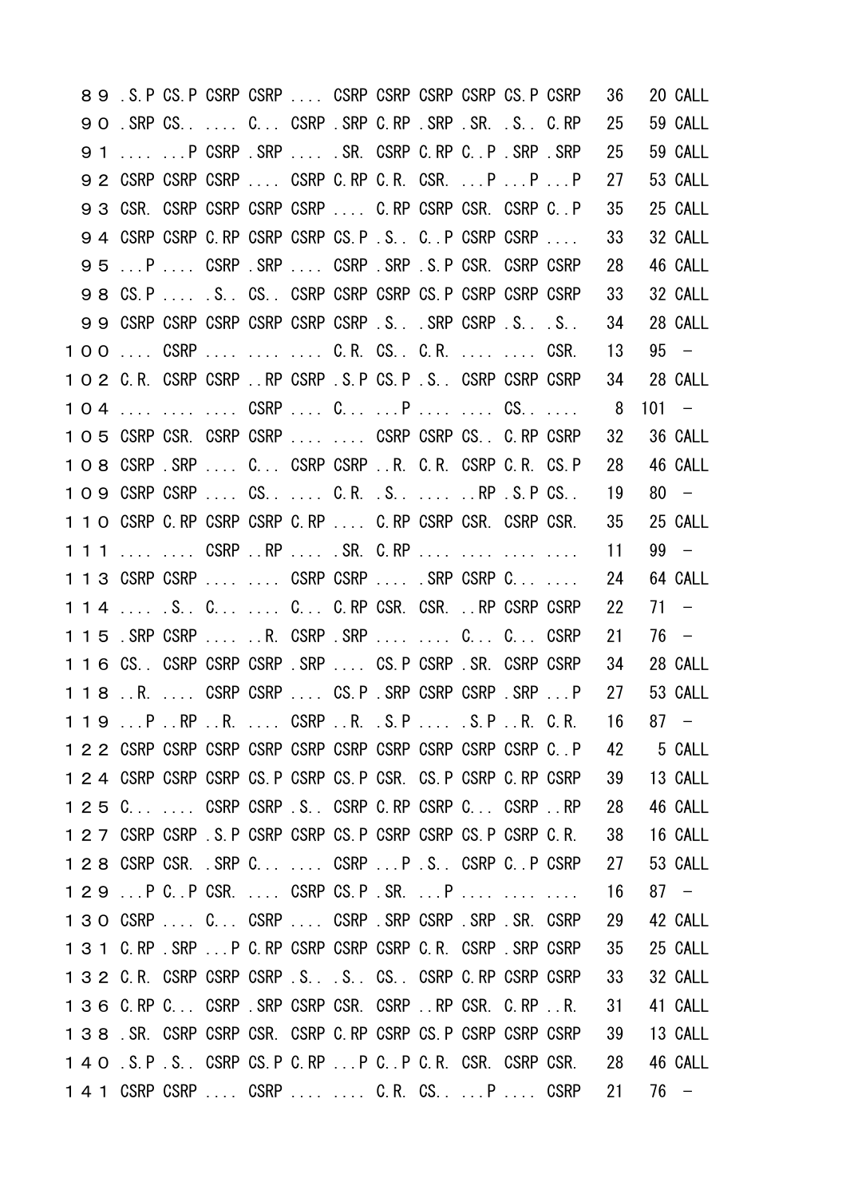```
８９ .S.P CS.P CSRP CSRP .... CSRP CSRP CSRP CSRP CS.P CSRP  36   20 CALL
９０ .SRP CS.. .... C... CSRP .SRP C.RP .SRP .SR. .S.. C.RP  25   59 CALL
９１ .... ...P CSRP .SRP .... .SR. CSRP C.RP C..P .SRP .SRP  25   59 CALL
９２ CSRP CSRP CSRP .... CSRP C.RP C.R. CSR. ...P ...P ...P  27   53 CALL
９３ CSR. CSRP CSRP CSRP CSRP .... C.RP CSRP CSR. CSRP C..P  35   25 CALL
９４ CSRP CSRP C.RP CSRP CSRP CS.P .S.. C..P CSRP CSRP ....  33   32 CALL
９５ ...P .... CSRP .SRP .... CSRP .SRP .S.P CSR. CSRP CSRP  28   46 CALL
９８ CS.P .... .S.. CS.. CSRP CSRP CSRP CS.P CSRP CSRP CSRP  33   32 CALL
９９ CSRP CSRP CSRP CSRP CSRP CSRP .S.. .SRP CSRP .S.. .S..  34   28 CALL
１００ .... CSRP .... .... .... C.R. CS.. C.R. .... .... CSR.  13   95  －
１０２ C.R. CSRP CSRP ..RP CSRP .S.P CS.P .S.. CSRP CSRP CSRP  34   28 CALL
１０４ .... .... .... CSRP .... C... ...P .... .... CS.. ....   8  101  －
１０５ CSRP CSR. CSRP CSRP .... .... CSRP CSRP CS.. C.RP CSRP  32   36 CALL
１０８ CSRP .SRP .... C... CSRP CSRP ..R. C.R. CSRP C.R. CS.P  28   46 CALL
１０９ CSRP CSRP .... CS.. .... C.R. .S.. .... ..RP .S.P CS..  19   80  －
１１０ CSRP C.RP CSRP CSRP C.RP .... C.RP CSRP CSR. CSRP CSR.  35   25 CALL
１１１ .... .... CSRP ..RP .... .SR. C.RP .... .... .... ....  11   99  －
１１３ CSRP CSRP .... .... CSRP CSRP .... .SRP CSRP C... ....  24   64 CALL
１１４ .... .S.. C... .... C... C.RP CSR. CSR. ..RP CSRP CSRP  22   71  －
１１５ .SRP CSRP .... ..R. CSRP .SRP .... .... C... C... CSRP  21   76  －
１１６ CS.. CSRP CSRP CSRP .SRP .... CS.P CSRP .SR. CSRP CSRP  34   28 CALL
１１８ ..R. .... CSRP CSRP .... CS.P .SRP CSRP CSRP .SRP ...P  27   53 CALL
１１９ ...P ..RP ..R. .... CSRP ..R. .S.P .... .S.P ..R. C.R.  16   87  －
１２２ CSRP CSRP CSRP CSRP CSRP CSRP CSRP CSRP CSRP CSRP C..P  42    5 CALL
１２４ CSRP CSRP CSRP CS.P CSRP CS.P CSR. CS.P CSRP C.RP CSRP  39   13 CALL
１２５ C... .... CSRP CSRP .S.. CSRP C.RP CSRP C... CSRP ..RP  28   46 CALL
１２７ CSRP CSRP .S.P CSRP CSRP CS.P CSRP CSRP CS.P CSRP C.R.  38   16 CALL
１２８ CSRP CSR. .SRP C... .... CSRP ...P .S.. CSRP C..P CSRP  27   53 CALL
１２９ ...P C..P CSR. .... CSRP CS.P .SR. ...P .... .... ....  16   87  －
１３０ CSRP .... C... CSRP .... CSRP .SRP CSRP .SRP .SR. CSRP  29   42 CALL
１３１ C.RP .SRP ...P C.RP CSRP CSRP CSRP C.R. CSRP .SRP CSRP  35   25 CALL
１３２ C.R. CSRP CSRP CSRP .S.. .S.. CS.. CSRP C.RP CSRP CSRP  33   32 CALL
１３６ C.RP C... CSRP .SRP CSRP CSR. CSRP ..RP CSR. C.RP ..R.  31   41 CALL
１３８ .SR. CSRP CSRP CSR. CSRP C.RP CSRP CS.P CSRP CSRP CSRP  39   13 CALL
１４０ .S.P .S.. CSRP CS.P C.RP ...P C..P C.R. CSR. CSRP CSR.  28   46 CALL
１４１ CSRP CSRP .... CSRP .... .... C.R. CS.. ...P .... CSRP  21   76  －
```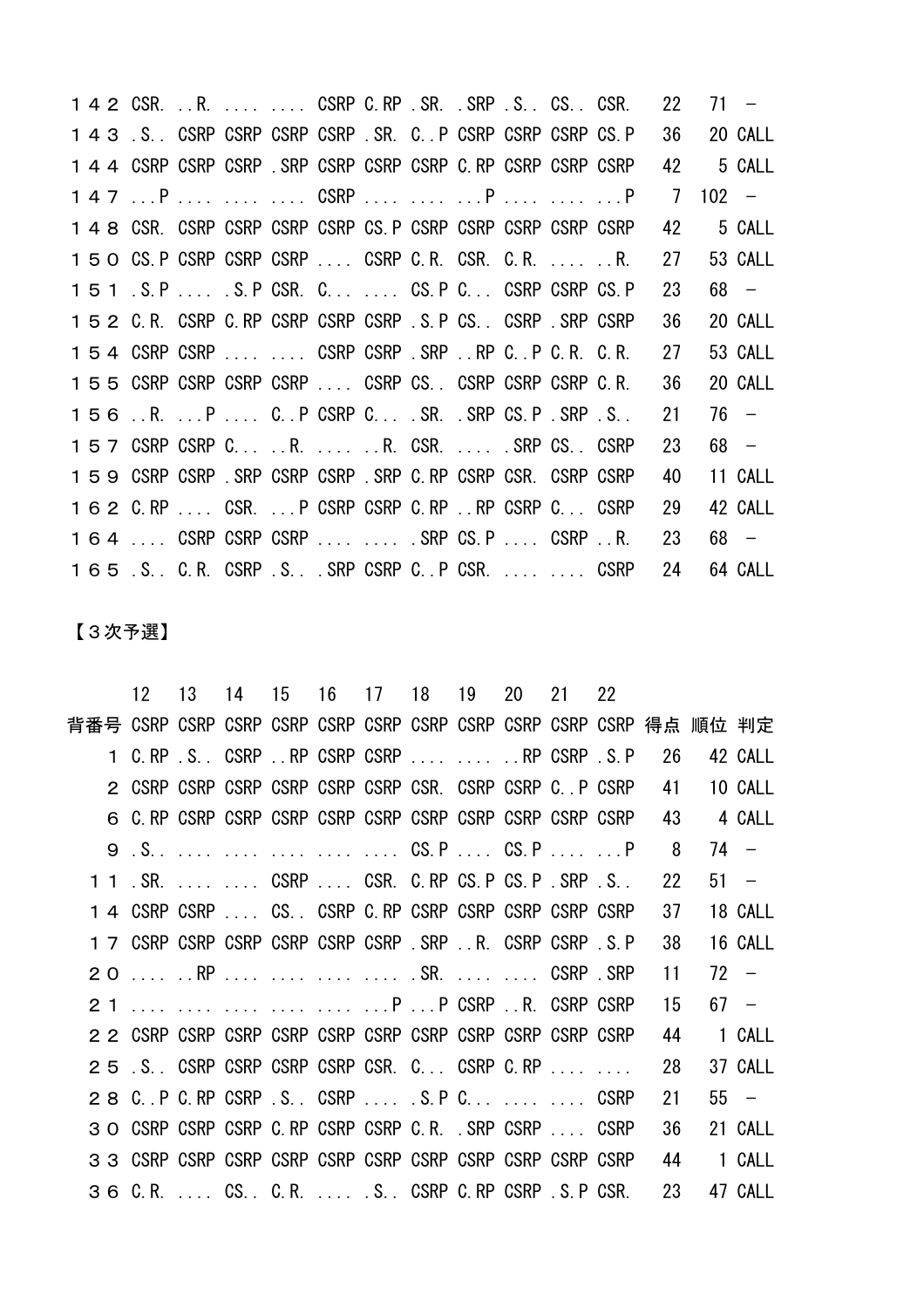| | | | | | | | | | | | | | | |
|---|---|---|---|---|---|---|---|---|---|---|---|---|---|---|
| １４２ | CSR. | ..R. | .... | .... | CSRP | C.RP | .SR. | .SRP | .S.. | CS.. | CSR. | 22 | 71 | － |
| １４３ | .S.. | CSRP | CSRP | CSRP | CSRP | .SR. | C..P | CSRP | CSRP | CSRP | CS.P | 36 | 20 | CALL |
| １４４ | CSRP | CSRP | CSRP | .SRP | CSRP | CSRP | CSRP | C.RP | CSRP | CSRP | CSRP | 42 | 5 | CALL |
| １４７ | ...P | .... | .... | .... | CSRP | .... | .... | ...P | .... | .... | ...P | 7 | 102 | － |
| １４８ | CSR. | CSRP | CSRP | CSRP | CSRP | CS.P | CSRP | CSRP | CSRP | CSRP | CSRP | 42 | 5 | CALL |
| １５０ | CS.P | CSRP | CSRP | CSRP | .... | CSRP | C.R. | CSR. | C.R. | .... | ..R. | 27 | 53 | CALL |
| １５１ | .S.P | .... | .S.P | CSR. | C... | .... | CS.P | C... | CSRP | CSRP | CS.P | 23 | 68 | － |
| １５２ | C.R. | CSRP | C.RP | CSRP | CSRP | CSRP | .S.P | CS.. | CSRP | .SRP | CSRP | 36 | 20 | CALL |
| １５４ | CSRP | CSRP | .... | .... | CSRP | CSRP | .SRP | ..RP | C..P | C.R. | C.R. | 27 | 53 | CALL |
| １５５ | CSRP | CSRP | CSRP | CSRP | .... | CSRP | CS.. | CSRP | CSRP | CSRP | C.R. | 36 | 20 | CALL |
| １５６ | ..R. | ...P | .... | C..P | CSRP | C... | .SR. | .SRP | CS.P | .SRP | .S.. | 21 | 76 | － |
| １５７ | CSRP | CSRP | C... | ..R. | .... | ..R. | CSR. | .... | .SRP | CS.. | CSRP | 23 | 68 | － |
| １５９ | CSRP | CSRP | .SRP | CSRP | CSRP | .SRP | C.RP | CSRP | CSR. | CSRP | CSRP | 40 | 11 | CALL |
| １６２ | C.RP | .... | CSR. | ...P | CSRP | CSRP | C.RP | ..RP | CSRP | C... | CSRP | 29 | 42 | CALL |
| １６４ | .... | CSRP | CSRP | CSRP | .... | .... | .SRP | CS.P | .... | CSRP | ..R. | 23 | 68 | － |
| １６５ | .S.. | C.R. | CSRP | .S.. | .SRP | CSRP | C..P | CSR. | .... | .... | CSRP | 24 | 64 | CALL |

【３次予選】

| | 12 | 13 | 14 | 15 | 16 | 17 | 18 | 19 | 20 | 21 | 22 | | | |
|---|---|---|---|---|---|---|---|---|---|---|---|---|---|---|
| 背番号 | CSRP | CSRP | CSRP | CSRP | CSRP | CSRP | CSRP | CSRP | CSRP | CSRP | CSRP | 得点 | 順位 | 判定 |
| 1 | C.RP | .S.. | CSRP | ..RP | CSRP | CSRP | .... | .... | ..RP | CSRP | .S.P | 26 | 42 | CALL |
| 2 | CSRP | CSRP | CSRP | CSRP | CSRP | CSRP | CSR. | CSRP | CSRP | C..P | CSRP | 41 | 10 | CALL |
| 6 | C.RP | CSRP | CSRP | CSRP | CSRP | CSRP | CSRP | CSRP | CSRP | CSRP | CSRP | 43 | 4 | CALL |
| 9 | .S.. | .... | .... | .... | .... | .... | CS.P | .... | CS.P | .... | ...P | 8 | 74 | － |
| １１ | .SR. | .... | .... | CSRP | .... | CSR. | C.RP | CS.P | CS.P | .SRP | .S.. | 22 | 51 | － |
| １４ | CSRP | CSRP | .... | CS.. | CSRP | C.RP | CSRP | CSRP | CSRP | CSRP | CSRP | 37 | 18 | CALL |
| １７ | CSRP | CSRP | CSRP | CSRP | CSRP | CSRP | .SRP | ..R. | CSRP | CSRP | .S.P | 38 | 16 | CALL |
| ２０ | .... | ..RP | .... | .... | .... | .... | .SR. | .... | .... | CSRP | .SRP | 11 | 72 | － |
| ２１ | .... | .... | .... | .... | .... | ...P | ...P | CSRP | ..R. | CSRP | CSRP | 15 | 67 | － |
| ２２ | CSRP | CSRP | CSRP | CSRP | CSRP | CSRP | CSRP | CSRP | CSRP | CSRP | CSRP | 44 | 1 | CALL |
| ２５ | .S.. | CSRP | CSRP | CSRP | CSRP | CSR. | C... | CSRP | C.RP | .... | .... | 28 | 37 | CALL |
| ２８ | C..P | C.RP | CSRP | .S.. | CSRP | .... | .S.P | C... | .... | .... | CSRP | 21 | 55 | － |
| ３０ | CSRP | CSRP | CSRP | C.RP | CSRP | CSRP | C.R. | .SRP | CSRP | .... | CSRP | 36 | 21 | CALL |
| ３３ | CSRP | CSRP | CSRP | CSRP | CSRP | CSRP | CSRP | CSRP | CSRP | CSRP | CSRP | 44 | 1 | CALL |
| ３６ | C.R. | .... | CS.. | C.R. | .... | .S.. | CSRP | C.RP | CSRP | .S.P | CSR. | 23 | 47 | CALL |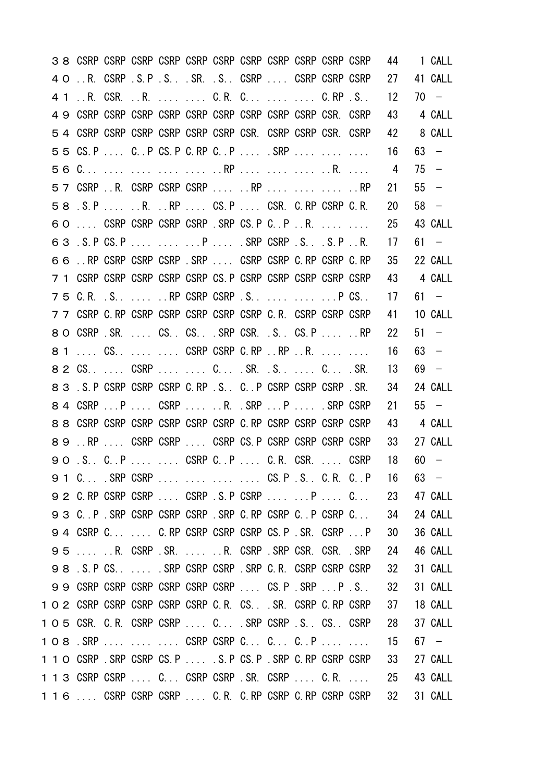```
３８ CSRP CSRP CSRP CSRP CSRP CSRP CSRP CSRP CSRP CSRP CSRP   44    1 CALL
４０ ..R. CSRP .S.P .S.. .SR. .S.. CSRP .... CSRP CSRP CSRP   27   41 CALL
４１ ..R. CSR. ..R. .... .... C.R. C... .... .... C.RP .S..   12   70  －
４９ CSRP CSRP CSRP CSRP CSRP CSRP CSRP CSRP CSRP CSR. CSRP   43    4 CALL
５４ CSRP CSRP CSRP CSRP CSRP CSRP CSR. CSRP CSRP CSR. CSRP   42    8 CALL
５５ CS.P .... C..P CS.P C.RP C..P .... .SRP .... .... ....   16   63  －
５６ C... .... .... .... .... ..RP .... .... .... ..R. ....    4   75  －
５７ CSRP ..R. CSRP CSRP CSRP .... ..RP .... .... .... ..RP   21   55  －
５８ .S.P .... ..R. ..RP .... CS.P .... CSR. C.RP CSRP C.R.   20   58  －
６０ .... CSRP CSRP CSRP CSRP .SRP CS.P C..P ..R. .... ....   25   43 CALL
６３ .S.P CS.P .... .... ...P .... .SRP CSRP .S.. .S.P ..R.   17   61  －
６６ ..RP CSRP CSRP CSRP .SRP .... CSRP CSRP C.RP CSRP C.RP   35   22 CALL
７１ CSRP CSRP CSRP CSRP CSRP CS.P CSRP CSRP CSRP CSRP CSRP   43    4 CALL
７５ C.R. .S.. .... ..RP CSRP CSRP .S.. .... .... ...P CS..   17   61  －
７７ CSRP C.RP CSRP CSRP CSRP CSRP CSRP C.R. CSRP CSRP CSRP   41   10 CALL
８０ CSRP .SR. .... CS.. CS.. .SRP CSR. .S.. CS.P .... ..RP   22   51  －
８１ .... CS.. .... .... CSRP CSRP C.RP ..RP ..R. .... ....   16   63  －
８２ CS.. .... CSRP .... .... C... .SR. .S.. .... C... .SR.   13   69  －
８３ .S.P CSRP CSRP CSRP C.RP .S.. C..P CSRP CSRP CSRP .SR.   34   24 CALL
８４ CSRP ...P .... CSRP .... ..R. .SRP ...P .... .SRP CSRP   21   55  －
８８ CSRP CSRP CSRP CSRP CSRP CSRP C.RP CSRP CSRP CSRP CSRP   43    4 CALL
８９ ..RP .... CSRP CSRP .... CSRP CS.P CSRP CSRP CSRP CSRP   33   27 CALL
９０ .S.. C..P .... .... CSRP C..P .... C.R. CSR. .... CSRP   18   60  －
９１ C... .SRP CSRP .... .... .... .... CS.P .S.. C.R. C..P   16   63  －
９２ C.RP CSRP CSRP .... CSRP .S.P CSRP .... ...P .... C...   23   47 CALL
９３ C..P .SRP CSRP CSRP CSRP .SRP C.RP CSRP C..P CSRP C...   34   24 CALL
９４ CSRP C... .... C.RP CSRP CSRP CSRP CS.P .SR. CSRP ...P   30   36 CALL
９５ .... ..R. CSRP .SR. .... ..R. CSRP .SRP CSR. CSR. .SRP   24   46 CALL
９８ .S.P CS.. .... .SRP CSRP CSRP .SRP C.R. CSRP CSRP CSRP   32   31 CALL
９９ CSRP CSRP CSRP CSRP CSRP CSRP .... CS.P .SRP ...P .S..   32   31 CALL
１０２ CSRP CSRP CSRP CSRP CSRP C.R. CS.. .SR. CSRP C.RP CSRP   37   18 CALL
１０５ CSR. C.R. CSRP CSRP .... C... .SRP CSRP .S.. CS.. CSRP   28   37 CALL
１０８ .SRP .... .... .... CSRP CSRP C... C... C..P .... ....   15   67  －
１１０ CSRP .SRP CSRP CS.P .... .S.P CS.P .SRP C.RP CSRP CSRP   33   27 CALL
１１３ CSRP CSRP .... C... CSRP CSRP .SR. CSRP .... C.R. ....   25   43 CALL
１１６ .... CSRP CSRP CSRP .... C.R. C.RP CSRP C.RP CSRP CSRP   32   31 CALL
```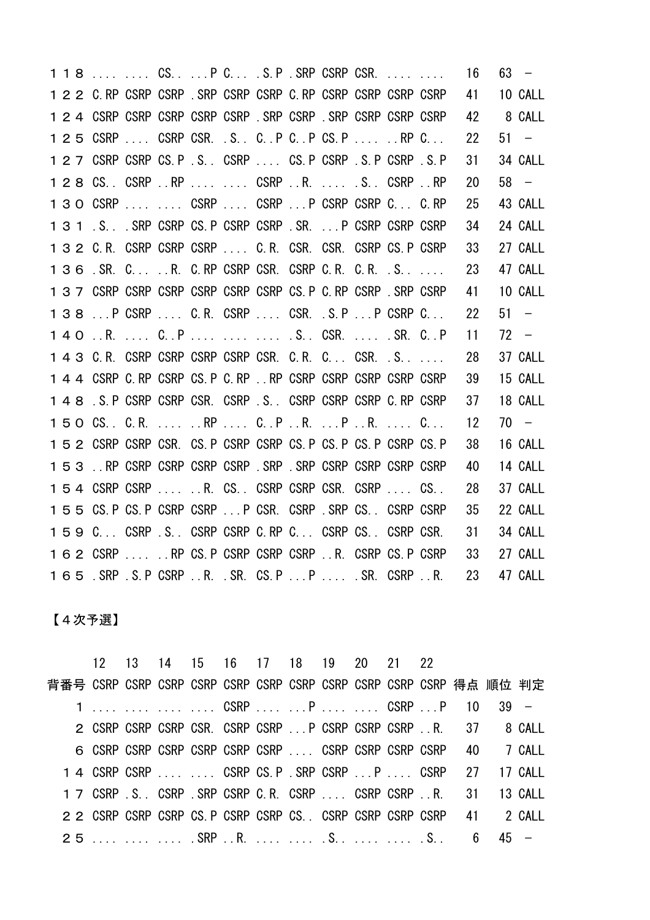| | | | | | | | | | | | | | |
|---|---|---|---|---|---|---|---|---|---|---|---|---|---|
| １１８ | .... | .... | CS.. | ...P | C... | .S.P | .SRP | CSRP | CSR. | .... | .... | 16 | 63 | － |
| １２２ | C.RP | CSRP | CSRP | .SRP | CSRP | CSRP | C.RP | CSRP | CSRP | CSRP | CSRP | 41 | 10 | CALL |
| １２４ | CSRP | CSRP | CSRP | CSRP | CSRP | .SRP | CSRP | .SRP | CSRP | CSRP | CSRP | 42 | 8 | CALL |
| １２５ | CSRP | .... | CSRP | CSR. | .S.. | C..P | C..P | CS.P | .... | ..RP | C... | 22 | 51 | － |
| １２７ | CSRP | CSRP | CS.P | .S.. | CSRP | .... | CS.P | CSRP | .S.P | CSRP | .S.P | 31 | 34 | CALL |
| １２８ | CS.. | CSRP | ..RP | .... | .... | CSRP | ..R. | .... | .S.. | CSRP | ..RP | 20 | 58 | － |
| １３０ | CSRP | .... | .... | CSRP | .... | CSRP | ...P | CSRP | CSRP | C... | C.RP | 25 | 43 | CALL |
| １３１ | .S.. | .SRP | CSRP | CS.P | CSRP | CSRP | .SR. | ...P | CSRP | CSRP | CSRP | 34 | 24 | CALL |
| １３２ | C.R. | CSRP | CSRP | CSRP | .... | C.R. | CSR. | CSR. | CSRP | CS.P | CSRP | 33 | 27 | CALL |
| １３６ | .SR. | C... | ..R. | C.RP | CSRP | CSR. | CSRP | C.R. | C.R. | .S.. | .... | 23 | 47 | CALL |
| １３７ | CSRP | CSRP | CSRP | CSRP | CSRP | CSRP | CS.P | C.RP | CSRP | .SRP | CSRP | 41 | 10 | CALL |
| １３８ | ...P | CSRP | .... | C.R. | CSRP | .... | CSR. | .S.P | ...P | CSRP | C... | 22 | 51 | － |
| １４０ | ..R. | .... | C..P | .... | .... | .... | .S.. | CSR. | .... | .SR. | C..P | 11 | 72 | － |
| １４３ | C.R. | CSRP | CSRP | CSRP | CSRP | CSR. | C.R. | C... | CSR. | .S.. | .... | 28 | 37 | CALL |
| １４４ | CSRP | C.RP | CSRP | CS.P | C.RP | ..RP | CSRP | CSRP | CSRP | CSRP | CSRP | 39 | 15 | CALL |
| １４８ | .S.P | CSRP | CSRP | CSR. | CSRP | .S.. | CSRP | CSRP | CSRP | C.RP | CSRP | 37 | 18 | CALL |
| １５０ | CS.. | C.R. | .... | ..RP | .... | C..P | ..R. | ...P | ..R. | .... | C... | 12 | 70 | － |
| １５２ | CSRP | CSRP | CSR. | CS.P | CSRP | CSRP | CS.P | CS.P | CS.P | CSRP | CS.P | 38 | 16 | CALL |
| １５３ | ..RP | CSRP | CSRP | CSRP | CSRP | .SRP | .SRP | CSRP | CSRP | CSRP | CSRP | 40 | 14 | CALL |
| １５４ | CSRP | CSRP | .... | ..R. | CS.. | CSRP | CSRP | CSR. | CSRP | .... | CS.. | 28 | 37 | CALL |
| １５５ | CS.P | CS.P | CSRP | CSRP | ...P | CSR. | CSRP | .SRP | CS.. | CSRP | CSRP | 35 | 22 | CALL |
| １５９ | C... | CSRP | .S.. | CSRP | CSRP | C.RP | C... | CSRP | CS.. | CSRP | CSR. | 31 | 34 | CALL |
| １６２ | CSRP | .... | ..RP | CS.P | CSRP | CSRP | CSRP | ..R. | CSRP | CS.P | CSRP | 33 | 27 | CALL |
| １６５ | .SRP | .S.P | CSRP | ..R. | .SR. | CS.P | ...P | .... | .SR. | CSRP | ..R. | 23 | 47 | CALL |

【４次予選】

| | 12 | 13 | 14 | 15 | 16 | 17 | 18 | 19 | 20 | 21 | 22 | | | |
|---|---|---|---|---|---|---|---|---|---|---|---|---|---|---|
| 背番号 | CSRP | CSRP | CSRP | CSRP | CSRP | CSRP | CSRP | CSRP | CSRP | CSRP | CSRP | 得点 | 順位 | 判定 |
| １ | .... | .... | .... | .... | CSRP | .... | ...P | .... | .... | CSRP | ...P | 10 | 39 | － |
| ２ | CSRP | CSRP | CSRP | CSR. | CSRP | CSRP | ...P | CSRP | CSRP | CSRP | ..R. | 37 | 8 | CALL |
| ６ | CSRP | CSRP | CSRP | CSRP | CSRP | CSRP | .... | CSRP | CSRP | CSRP | CSRP | 40 | 7 | CALL |
| １４ | CSRP | CSRP | .... | .... | CSRP | CS.P | .SRP | CSRP | ...P | .... | CSRP | 27 | 17 | CALL |
| １７ | CSRP | .S.. | CSRP | .SRP | CSRP | C.R. | CSRP | .... | CSRP | CSRP | ..R. | 31 | 13 | CALL |
| ２２ | CSRP | CSRP | CSRP | CS.P | CSRP | CSRP | CS.. | CSRP | CSRP | CSRP | CSRP | 41 | 2 | CALL |
| ２５ | .... | .... | .... | .SRP | ..R. | .... | .... | .S.. | .... | .... | .S.. | 6 | 45 | － |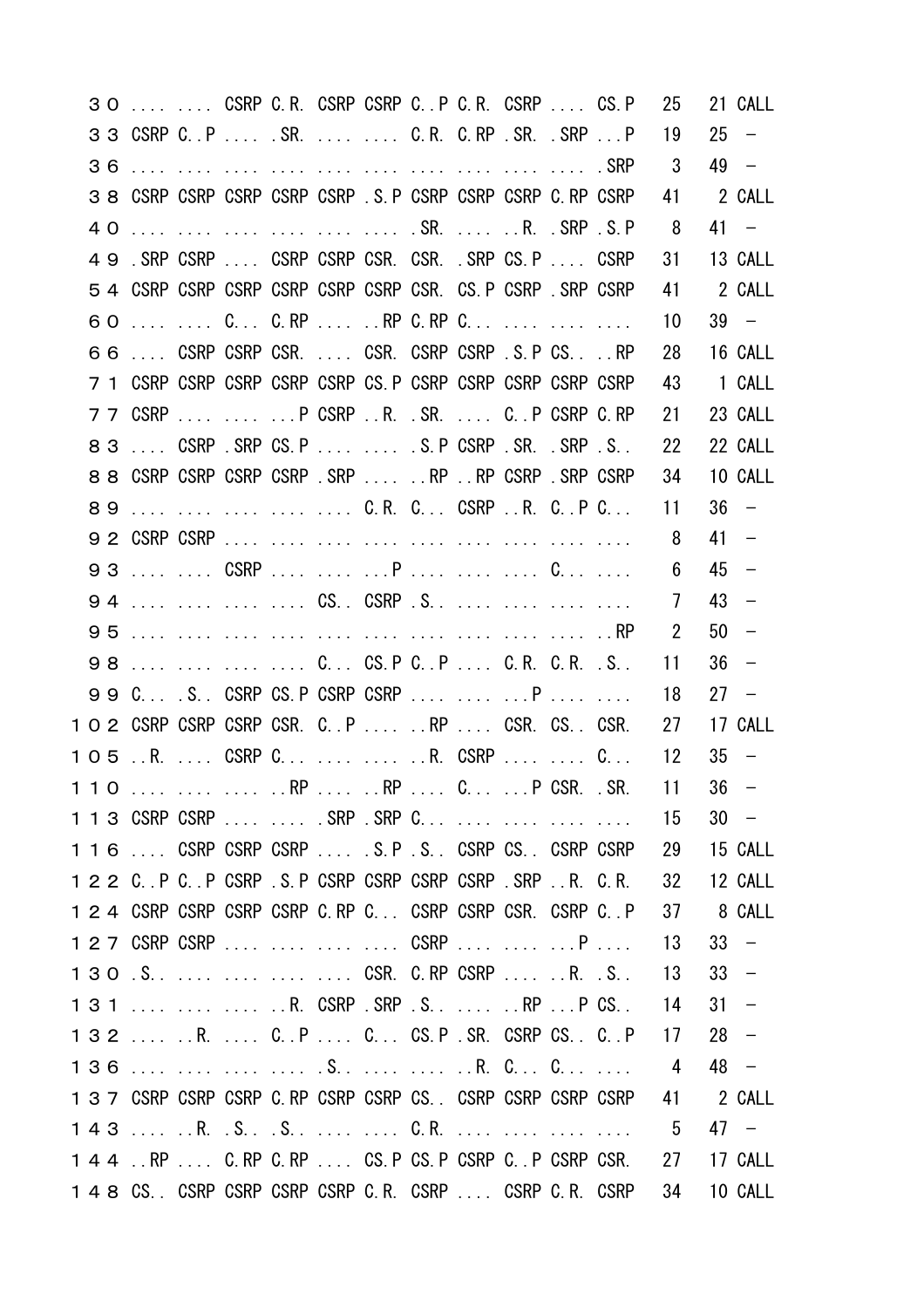| | | | | | | | | | | | | | | |
|---|---|---|---|---|---|---|---|---|---|---|---|---|---|---|
| ３０ | .... | .... | CSRP | C.R. | CSRP | CSRP | C..P | C.R. | CSRP | .... | CS.P | 25 | 21 | CALL |
| ３３ | CSRP | C..P | .... | .SR. | .... | .... | C.R. | C.RP | .SR. | .SRP | ...P | 19 | 25 | – |
| ３６ | .... | .... | .... | .... | .... | .... | .... | .... | .... | .... | .SRP | 3 | 49 | – |
| ３８ | CSRP | CSRP | CSRP | CSRP | CSRP | .S.P | CSRP | CSRP | CSRP | C.RP | CSRP | 41 | 2 | CALL |
| ４０ | .... | .... | .... | .... | .... | .... | .SR. | .... | ..R. | .SRP | .S.P | 8 | 41 | – |
| ４９ | .SRP | CSRP | .... | CSRP | CSRP | CSR. | CSR. | .SRP | CS.P | .... | CSRP | 31 | 13 | CALL |
| ５４ | CSRP | CSRP | CSRP | CSRP | CSRP | CSRP | CSR. | CS.P | CSRP | .SRP | CSRP | 41 | 2 | CALL |
| ６０ | .... | .... | C... | C.RP | .... | ..RP | C.RP | C... | .... | .... | .... | 10 | 39 | – |
| ６６ | .... | CSRP | CSRP | CSR. | .... | CSR. | CSRP | CSRP | .S.P | CS.. | ..RP | 28 | 16 | CALL |
| ７１ | CSRP | CSRP | CSRP | CSRP | CSRP | CS.P | CSRP | CSRP | CSRP | CSRP | CSRP | 43 | 1 | CALL |
| ７７ | CSRP | .... | .... | ...P | CSRP | ..R. | .SR. | .... | C..P | CSRP | C.RP | 21 | 23 | CALL |
| ８３ | .... | CSRP | .SRP | CS.P | .... | .... | .S.P | CSRP | .SR. | .SRP | .S.. | 22 | 22 | CALL |
| ８８ | CSRP | CSRP | CSRP | CSRP | .SRP | .... | ..RP | ..RP | CSRP | .SRP | CSRP | 34 | 10 | CALL |
| ８９ | .... | .... | .... | .... | .... | C.R. | C... | CSRP | ..R. | C..P | C... | 11 | 36 | – |
| ９２ | CSRP | CSRP | .... | .... | .... | .... | .... | .... | .... | .... | .... | 8 | 41 | – |
| ９３ | .... | .... | CSRP | .... | .... | ...P | .... | .... | .... | C... | .... | 6 | 45 | – |
| ９４ | .... | .... | .... | .... | CS.. | CSRP | .S.. | .... | .... | .... | .... | 7 | 43 | – |
| ９５ | .... | .... | .... | .... | .... | .... | .... | .... | .... | .... | ..RP | 2 | 50 | – |
| ９８ | .... | .... | .... | .... | C... | CS.P | C..P | .... | C.R. | C.R. | .S.. | 11 | 36 | – |
| ９９ | C... | .S.. | CSRP | CS.P | CSRP | CSRP | .... | .... | ...P | .... | .... | 18 | 27 | – |
| １０２ | CSRP | CSRP | CSRP | CSR. | C..P | .... | ..RP | .... | CSR. | CS.. | CSR. | 27 | 17 | CALL |
| １０５ | ..R. | .... | CSRP | C... | .... | .... | ..R. | CSRP | .... | .... | C... | 12 | 35 | – |
| １１０ | .... | .... | .... | ..RP | .... | ..RP | .... | C... | ...P | CSR. | .SR. | 11 | 36 | – |
| １１３ | CSRP | CSRP | .... | .... | .SRP | .SRP | C... | .... | .... | .... | .... | 15 | 30 | – |
| １１６ | .... | CSRP | CSRP | CSRP | .... | .S.P | .S.. | CSRP | CS.. | CSRP | CSRP | 29 | 15 | CALL |
| １２２ | C..P | C..P | CSRP | .S.P | CSRP | CSRP | CSRP | CSRP | .SRP | ..R. | C.R. | 32 | 12 | CALL |
| １２４ | CSRP | CSRP | CSRP | CSRP | C.RP | C... | CSRP | CSRP | CSR. | CSRP | C..P | 37 | 8 | CALL |
| １２７ | CSRP | CSRP | .... | .... | .... | .... | CSRP | .... | .... | ...P | .... | 13 | 33 | – |
| １３０ | .S.. | .... | .... | .... | .... | CSR. | C.RP | CSRP | .... | ..R. | .S.. | 13 | 33 | – |
| １３１ | .... | .... | .... | ..R. | CSRP | .SRP | .S.. | .... | ..RP | ...P | CS.. | 14 | 31 | – |
| １３２ | .... | ..R. | .... | C..P | .... | C... | CS.P | .SR. | CSRP | CS.. | C..P | 17 | 28 | – |
| １３６ | .... | .... | .... | .... | .S.. | .... | .... | ..R. | C... | C... | .... | 4 | 48 | – |
| １３７ | CSRP | CSRP | CSRP | C.RP | CSRP | CSRP | CS.. | CSRP | CSRP | CSRP | CSRP | 41 | 2 | CALL |
| １４３ | .... | ..R. | .S.. | .S.. | .... | .... | C.R. | .... | .... | .... | .... | 5 | 47 | – |
| １４４ | ..RP | .... | C.RP | C.RP | .... | CS.P | CS.P | CSRP | C..P | CSRP | CSR. | 27 | 17 | CALL |
| １４８ | CS.. | CSRP | CSRP | CSRP | CSRP | C.R. | CSRP | .... | CSRP | C.R. | CSRP | 34 | 10 | CALL |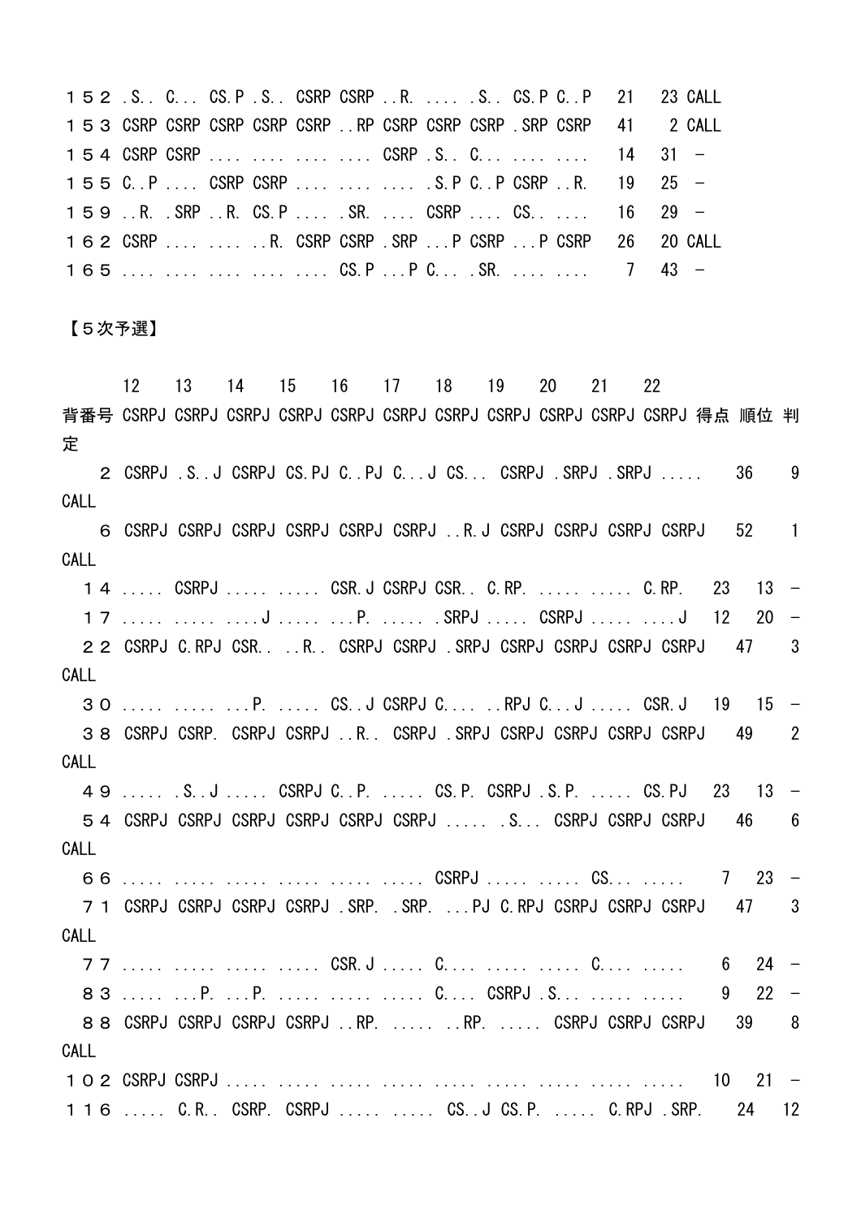| | | | | | | | | | | | | | |
|---|---|---|---|---|---|---|---|---|---|---|---|---|---|
| １５２ | .S.. | C... | CS.P | .S.. | CSRP | CSRP | ..R. | .... | .S.. | CS.P | C..P | 21 | 23 CALL |
| １５３ | CSRP | CSRP | CSRP | CSRP | CSRP | ..RP | CSRP | CSRP | CSRP | .SRP | CSRP | 41 | 2 CALL |
| １５４ | CSRP | CSRP | .... | .... | .... | .... | CSRP | .S.. | C... | .... | .... | 14 | 31 － |
| １５５ | C..P | .... | CSRP | CSRP | .... | .... | .... | .S.P | C..P | CSRP | ..R. | 19 | 25 － |
| １５９ | ..R. | .SRP | ..R. | CS.P | .... | .SR. | .... | CSRP | .... | CS.. | .... | 16 | 29 － |
| １６２ | CSRP | .... | .... | ..R. | CSRP | CSRP | .SRP | ...P | CSRP | ...P | CSRP | 26 | 20 CALL |
| １６５ | .... | .... | .... | .... | .... | CS.P | ...P | C... | .SR. | .... | .... | 7 | 43 － |

【５次予選】

| | 12 | 13 | 14 | 15 | 16 | 17 | 18 | 19 | 20 | 21 | 22 | | | |
|---|---|---|---|---|---|---|---|---|---|---|---|---|---|---|
| 背番号 | CSRPJ | CSRPJ | CSRPJ | CSRPJ | CSRPJ | CSRPJ | CSRPJ | CSRPJ | CSRPJ | CSRPJ | CSRPJ | 得点 | 順位 | 判定 |
| ２ | CSRPJ | .S..J | CSRPJ | CS.PJ | C..PJ | C...J | CS... | CSRPJ | .SRPJ | .SRPJ | ..... | 36 | 9 | CALL |
| ６ | CSRPJ | CSRPJ | CSRPJ | CSRPJ | CSRPJ | CSRPJ | ..R.J | CSRPJ | CSRPJ | CSRPJ | CSRPJ | 52 | 1 | CALL |
| １４ | ..... | CSRPJ | ..... | ..... | CSR.J | CSRPJ | CSR.. | C.RP. | ..... | ..... | C.RP. | 23 | 13 | － |
| １７ | ..... | ..... | ....J | ..... | ...P. | ..... | .SRPJ | ..... | CSRPJ | ..... | ....J | 12 | 20 | － |
| ２２ | CSRPJ | C.RPJ | CSR.. | ..R.. | CSRPJ | CSRPJ | .SRPJ | CSRPJ | CSRPJ | CSRPJ | CSRPJ | 47 | 3 | CALL |
| ３０ | ..... | ..... | ...P. | ..... | CS..J | CSRPJ | C.... | ..RPJ | C...J | ..... | CSR.J | 19 | 15 | － |
| ３８ | CSRPJ | CSRP. | CSRPJ | CSRPJ | ..R.. | CSRPJ | .SRPJ | CSRPJ | CSRPJ | CSRPJ | CSRPJ | 49 | 2 | CALL |
| ４９ | ..... | .S..J | ..... | CSRPJ | C..P. | ..... | CS.P. | CSRPJ | .S.P. | ..... | CS.PJ | 23 | 13 | － |
| ５４ | CSRPJ | CSRPJ | CSRPJ | CSRPJ | CSRPJ | CSRPJ | ..... | .S... | CSRPJ | CSRPJ | CSRPJ | 46 | 6 | CALL |
| ６６ | ..... | ..... | ..... | ..... | ..... | ..... | CSRPJ | ..... | ..... | CS... | ..... | 7 | 23 | － |
| ７１ | CSRPJ | CSRPJ | CSRPJ | CSRPJ | .SRP. | .SRP. | ...PJ | C.RPJ | CSRPJ | CSRPJ | CSRPJ | 47 | 3 | CALL |
| ７７ | ..... | ..... | ..... | ..... | CSR.J | ..... | C.... | ..... | ..... | C.... | ..... | 6 | 24 | － |
| ８３ | ..... | ...P. | ...P. | ..... | ..... | ..... | C.... | CSRPJ | .S... | ..... | ..... | 9 | 22 | － |
| ８８ | CSRPJ | CSRPJ | CSRPJ | CSRPJ | ..RP. | ..... | ..RP. | ..... | CSRPJ | CSRPJ | CSRPJ | 39 | 8 | CALL |
| １０２ | CSRPJ | CSRPJ | ..... | ..... | ..... | ..... | ..... | ..... | ..... | ..... | ..... | 10 | 21 | － |
| １１６ | ..... | C.R.. | CSRP. | CSRPJ | ..... | ..... | CS..J | CS.P. | ..... | C.RPJ | .SRP. | 24 | 12 | |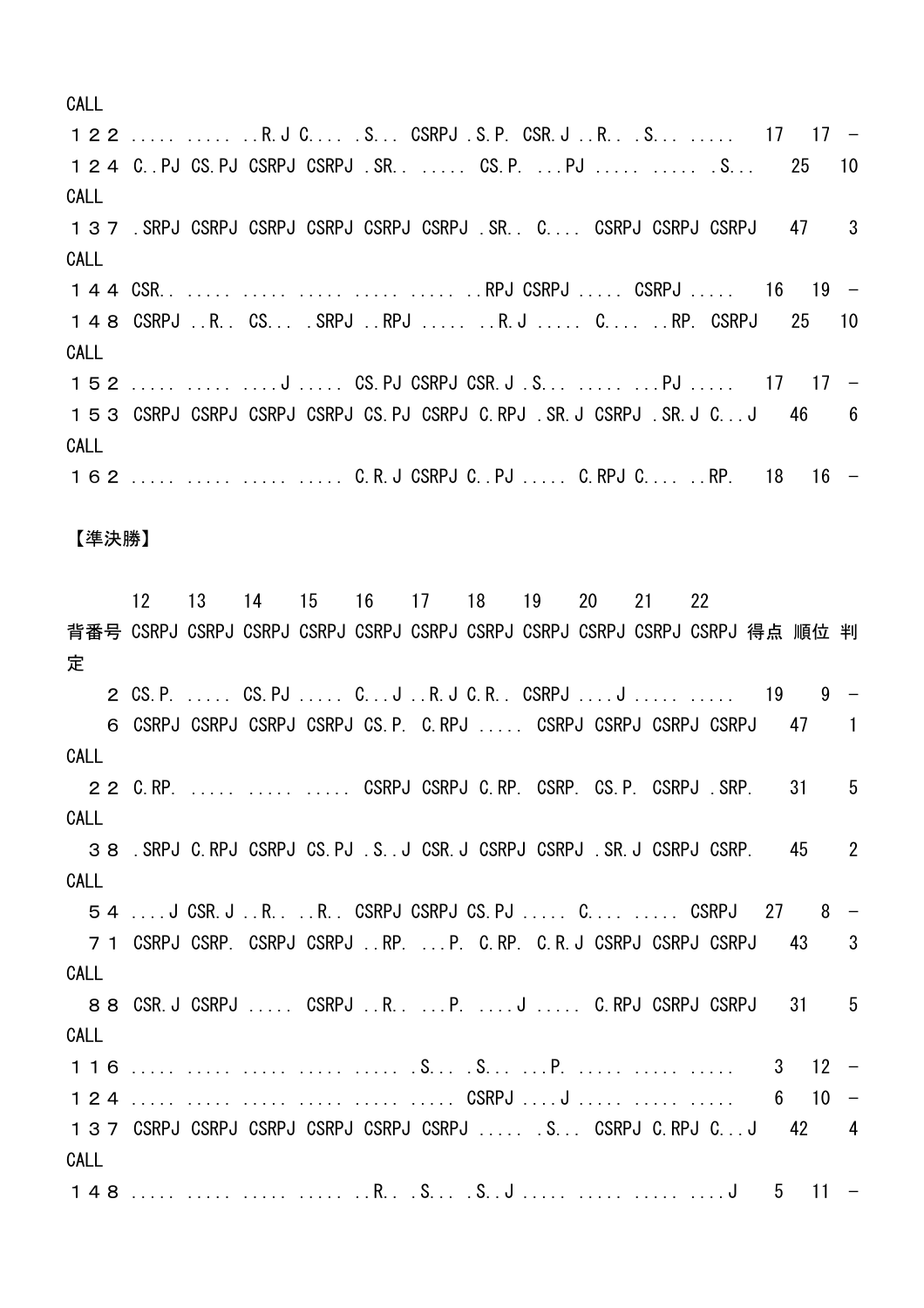CALL

| 背番号 | | | | | | | | | | | | 得点 | 順位 | 判定 |
|---|---|---|---|---|---|---|---|---|---|---|---|---|---|---|
| １２２ | ..... | ..... | ..R.J | C.... | .S... | CSRPJ | .S.P. | CSR.J | ..R.. | .S... | ..... | 17 | 17 | − |
| １２４ | C..PJ | CS.PJ | CSRPJ | CSRPJ | .SR.. | ..... | CS.P. | ...PJ | ..... | ..... | .S... | 25 | 10 | CALL |
| １３７ | .SRPJ | CSRPJ | CSRPJ | CSRPJ | CSRPJ | CSRPJ | .SR.. | C.... | CSRPJ | CSRPJ | CSRPJ | 47 | 3 | CALL |
| １４４ | CSR.. | ..... | ..... | ..... | ..... | ..... | ..RPJ | CSRPJ | ..... | CSRPJ | ..... | 16 | 19 | − |
| １４８ | CSRPJ | ..R.. | CS... | .SRPJ | ..RPJ | ..... | ..R.J | ..... | C.... | ..RP. | CSRPJ | 25 | 10 | CALL |
| １５２ | ..... | ..... | ....J | ..... | CS.PJ | CSRPJ | CSR.J | .S... | ..... | ...PJ | ..... | 17 | 17 | − |
| １５３ | CSRPJ | CSRPJ | CSRPJ | CSRPJ | CS.PJ | CSRPJ | C.RPJ | .SR.J | CSRPJ | .SR.J | C...J | 46 | 6 | CALL |
| １６２ | ..... | ..... | ..... | ..... | C.R.J | CSRPJ | C..PJ | ..... | C.RPJ | C.... | ..RP. | 18 | 16 | − |

【準決勝】

| | 12 | 13 | 14 | 15 | 16 | 17 | 18 | 19 | 20 | 21 | 22 | | | |
|---|---|---|---|---|---|---|---|---|---|---|---|---|---|---|
| 背番号 | CSRPJ | CSRPJ | CSRPJ | CSRPJ | CSRPJ | CSRPJ | CSRPJ | CSRPJ | CSRPJ | CSRPJ | CSRPJ | 得点 | 順位 | 判定 |
| ２ | CS.P. | ..... | CS.PJ | ..... | C...J | ..R.J | C.R.. | CSRPJ | ....J | ..... | ..... | 19 | 9 | − |
| ６ | CSRPJ | CSRPJ | CSRPJ | CSRPJ | CS.P. | C.RPJ | ..... | CSRPJ | CSRPJ | CSRPJ | CSRPJ | 47 | 1 | CALL |
| ２２ | C.RP. | ..... | ..... | ..... | CSRPJ | CSRPJ | C.RP. | CSRP. | CS.P. | CSRPJ | .SRP. | 31 | 5 | CALL |
| ３８ | .SRPJ | C.RPJ | CSRPJ | CS.PJ | .S..J | CSR.J | CSRPJ | CSRPJ | .SR.J | CSRPJ | CSRP. | 45 | 2 | CALL |
| ５４ | ....J | CSR.J | ..R.. | ..R.. | CSRPJ | CSRPJ | CS.PJ | ..... | C.... | ..... | CSRPJ | 27 | 8 | − |
| ７１ | CSRPJ | CSRP. | CSRPJ | CSRPJ | ..RP. | ...P. | C.RP. | C.R.J | CSRPJ | CSRPJ | CSRPJ | 43 | 3 | CALL |
| ８８ | CSR.J | CSRPJ | ..... | CSRPJ | ..R.. | ...P. | ....J | ..... | C.RPJ | CSRPJ | CSRPJ | 31 | 5 | CALL |
| １１６ | ..... | ..... | ..... | ..... | ..... | .S... | .S... | ...P. | ..... | ..... | ..... | 3 | 12 | − |
| １２４ | ..... | ..... | ..... | ..... | ..... | ..... | CSRPJ | ....J | ..... | ..... | ..... | 6 | 10 | − |
| １３７ | CSRPJ | CSRPJ | CSRPJ | CSRPJ | CSRPJ | CSRPJ | ..... | .S... | CSRPJ | C.RPJ | C...J | 42 | 4 | CALL |
| １４８ | ..... | ..... | ..... | ..... | ..R.. | .S... | .S..J | ..... | ..... | ..... | ....J | 5 | 11 | − |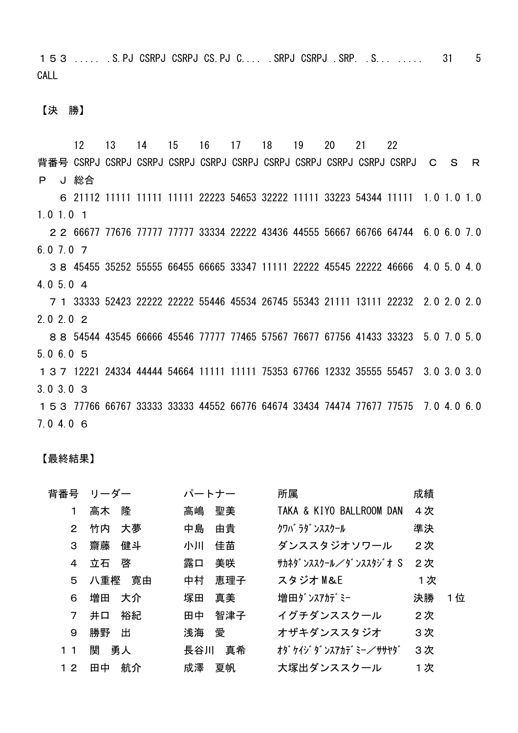１５３ ..... .S.PJ CSRPJ CSRPJ CS.PJ C.... .SRPJ CSRPJ .SRP. .S... .....　　31　　5 CALL

【決　勝】

| 背番号 | 12 CSRPJ | 13 CSRPJ | 14 CSRPJ | 15 CSRPJ | 16 CSRPJ | 17 CSRPJ | 18 CSRPJ | 19 CSRPJ | 20 CSRPJ | 21 CSRPJ | 22 CSRPJ | Ｃ | Ｓ | Ｒ | Ｐ | Ｊ | 総合 |
|---|---|---|---|---|---|---|---|---|---|---|---|---|---|---|---|---|---|
| ６ | 21112 | 11111 | 11111 | 11111 | 22223 | 54653 | 32222 | 11111 | 33223 | 54344 | 11111 | 1.0 | 1.0 | 1.0 | 1.0 | 1.0 | １ |
| ２２ | 66677 | 77676 | 77777 | 77777 | 33334 | 22222 | 43436 | 44555 | 56667 | 66766 | 64744 | 6.0 | 6.0 | 7.0 | 6.0 | 7.0 | ７ |
| ３８ | 45455 | 35252 | 55555 | 66455 | 66665 | 33347 | 11111 | 22222 | 45545 | 22222 | 46666 | 4.0 | 5.0 | 4.0 | 4.0 | 5.0 | ４ |
| ７１ | 33333 | 52423 | 22222 | 22222 | 55446 | 45534 | 26745 | 55343 | 21111 | 13111 | 22232 | 2.0 | 2.0 | 2.0 | 2.0 | 2.0 | ２ |
| ８８ | 54544 | 43545 | 66666 | 45546 | 77777 | 77465 | 57567 | 76677 | 67756 | 41433 | 33323 | 5.0 | 7.0 | 5.0 | 5.0 | 6.0 | ５ |
| １３７ | 12221 | 24334 | 44444 | 54664 | 11111 | 11111 | 75353 | 67766 | 12332 | 35555 | 55457 | 3.0 | 3.0 | 3.0 | 3.0 | 3.0 | ３ |
| １５３ | 77766 | 66767 | 33333 | 33333 | 44552 | 66776 | 64674 | 33434 | 74474 | 77677 | 77575 | 7.0 | 4.0 | 6.0 | 7.0 | 4.0 | ６ |

【最終結果】

| 背番号 | リーダー | パートナー | 所属 | 成績 |
|---|---|---|---|---|
| １ | 高木　隆 | 高嶋　聖美 | TAKA & KIYO BALLROOM DAN | ４次 |
| ２ | 竹内　大夢 | 中島　由貴 | ｸﾜﾊﾞﾗﾀﾞﾝｽｽｸｰﾙ | 準決 |
| ３ | 齋藤　健斗 | 小川　佳苗 | ダンススタジオソワール | ２次 |
| ４ | 立石　啓 | 露口　美咲 | ｻｶﾈﾀﾞﾝｽｽｸｰﾙ／ﾀﾞﾝｽｽﾀｼﾞｵＳ | ２次 |
| ５ | 八重樫　寛由 | 中村　恵理子 | スタジオＭ&Ｅ | １次 |
| ６ | 増田　大介 | 塚田　真美 | 増田ﾀﾞﾝｽｱｶﾃﾞﾐｰ | 決勝　１位 |
| ７ | 井口　裕紀 | 田中　智津子 | イグチダンススクール | ２次 |
| ９ | 勝野　出 | 浅海　愛 | オザキダンススタジオ | ３次 |
| １１ | 関　勇人 | 長谷川　真希 | ｵﾀﾞｹｲｼﾞﾀﾞﾝｽｱｶﾃﾞﾐｰ／ｻｻﾔﾀﾞ | ３次 |
| １２ | 田中　航介 | 成澤　夏帆 | 大塚出ダンススクール | １次 |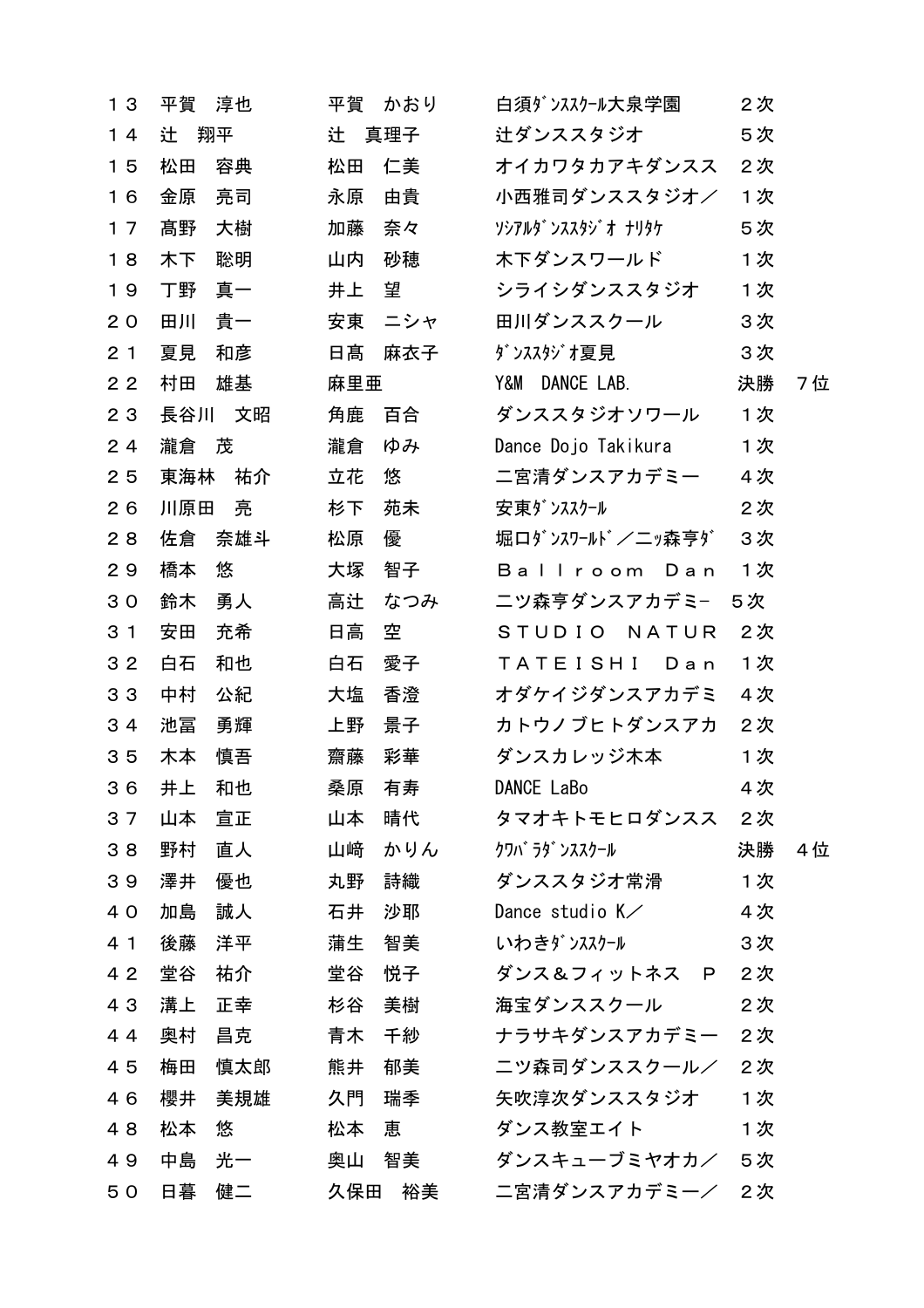| | | | | | |
|---|---|---|---|---|---|
| １３ | 平賀　淳也 | 平賀　かおり | 白須ﾀﾞﾝｽｽｸｰﾙ大泉学園 | ２次 | |
| １４ | 辻　翔平 | 辻　真理子 | 辻ダンススタジオ | ５次 | |
| １５ | 松田　容典 | 松田　仁美 | オイカワタカアキダンスス | ２次 | |
| １６ | 金原　亮司 | 永原　由貴 | 小西雅司ダンススタジオ／ | １次 | |
| １７ | 髙野　大樹 | 加藤　奈々 | ｿｼｱﾙﾀﾞﾝｽｽﾀｼﾞｵ ﾅﾘﾀｹ | ５次 | |
| １８ | 木下　聡明 | 山内　砂穂 | 木下ダンスワールド | １次 | |
| １９ | 丁野　真一 | 井上　望 | シライシダンススタジオ | １次 | |
| ２０ | 田川　貴一 | 安東　ニシャ | 田川ダンススクール | ３次 | |
| ２１ | 夏見　和彦 | 日髙　麻衣子 | ﾀﾞﾝｽｽﾀｼﾞｵ夏見 | ３次 | |
| ２２ | 村田　雄基 | 麻里亜 | Y&M　DANCE LAB. | 決勝 | ７位 |
| ２３ | 長谷川　文昭 | 角鹿　百合 | ダンススタジオソワール | １次 | |
| ２４ | 瀧倉　茂 | 瀧倉　ゆみ | Dance Dojo Takikura | １次 | |
| ２５ | 東海林　祐介 | 立花　悠 | 二宮清ダンスアカデミー | ４次 | |
| ２６ | 川原田　亮 | 杉下　苑未 | 安東ﾀﾞﾝｽｽｸｰﾙ | ２次 | |
| ２８ | 佐倉　奈雄斗 | 松原　優 | 堀口ﾀﾞﾝｽﾜｰﾙﾄﾞ／二ッ森亨ﾀﾞ | ３次 | |
| ２９ | 橋本　悠 | 大塚　智子 | Ｂａｌｌｒｏｏｍ　Ｄａｎ | １次 | |
| ３０ | 鈴木　勇人 | 高辻　なつみ | 二ツ森亨ダンスアカデミｰ | ５次 | |
| ３１ | 安田　充希 | 日高　空 | ＳＴＵＤＩＯ　ＮＡＴＵＲ | ２次 | |
| ３２ | 白石　和也 | 白石　愛子 | ＴＡＴＥＩＳＨＩ　Ｄａｎ | １次 | |
| ３３ | 中村　公紀 | 大塩　香澄 | オダケイジダンスアカデミ | ４次 | |
| ３４ | 池冨　勇輝 | 上野　景子 | カトウノブヒトダンスアカ | ２次 | |
| ３５ | 木本　慎吾 | 齋藤　彩華 | ダンスカレッジ木本 | １次 | |
| ３６ | 井上　和也 | 桑原　有寿 | DANCE LaBo | ４次 | |
| ３７ | 山本　宣正 | 山本　晴代 | タマオキトモヒロダンスス | ２次 | |
| ３８ | 野村　直人 | 山﨑　かりん | ｸﾜﾊﾞﾗﾀﾞﾝｽｽｸｰﾙ | 決勝 | ４位 |
| ３９ | 澤井　優也 | 丸野　詩織 | ダンススタジオ常滑 | １次 | |
| ４０ | 加島　誠人 | 石井　沙耶 | Dance studio K／ | ４次 | |
| ４１ | 後藤　洋平 | 蒲生　智美 | いわきﾀﾞﾝｽｽｸｰﾙ | ３次 | |
| ４２ | 堂谷　祐介 | 堂谷　悦子 | ダンス＆フィットネス　Ｐ | ２次 | |
| ４３ | 溝上　正幸 | 杉谷　美樹 | 海宝ダンススクール | ２次 | |
| ４４ | 奥村　昌克 | 青木　千紗 | ナラサキダンスアカデミー | ２次 | |
| ４５ | 梅田　慎太郎 | 熊井　郁美 | 二ツ森司ダンススクール／ | ２次 | |
| ４６ | 櫻井　美規雄 | 久門　瑞季 | 矢吹淳次ダンススタジオ | １次 | |
| ４８ | 松本　悠 | 松本　恵 | ダンス教室エイト | １次 | |
| ４９ | 中島　光一 | 奥山　智美 | ダンスキューブミヤオカ／ | ５次 | |
| ５０ | 日暮　健二 | 久保田　裕美 | 二宮清ダンスアカデミー／ | ２次 | |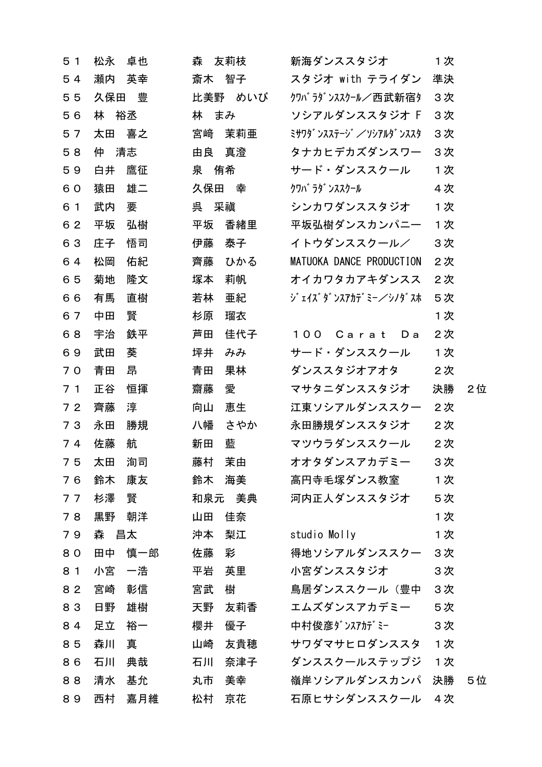| | | | | | |
|---|---|---|---|---|---|
| ５１ | 松永　卓也 | 森　友莉枝 | 新海ダンススタジオ | １次 | |
| ５４ | 瀬内　英幸 | 斎木　智子 | スタジオ with テライダン | 準決 | |
| ５５ | 久保田　豊 | 比美野　めいび | ｸﾜﾊﾞﾗﾀﾞﾝｽｽｸｰﾙ／西武新宿ﾀ | ３次 | |
| ５６ | 林　裕丞 | 林　まみ | ソシアルダンススタジオＦ | ３次 | |
| ５７ | 太田　喜之 | 宮崎　茉莉亜 | ﾐｻﾜﾀﾞﾝｽｽﾃｰｼﾞ／ｿｼｱﾙﾀﾞﾝｽｽﾀ | ３次 | |
| ５８ | 仲　清志 | 由良　真澄 | タナカヒデカズダンスワー | ３次 | |
| ５９ | 白井　鷹征 | 泉　侑希 | サード・ダンススクール | １次 | |
| ６０ | 猿田　雄二 | 久保田　幸 | ｸﾜﾊﾞﾗﾀﾞﾝｽｽｸｰﾙ | ４次 | |
| ６１ | 武内　要 | 呉　采禛 | シンカワダンススタジオ | １次 | |
| ６２ | 平坂　弘樹 | 平坂　香緒里 | 平坂弘樹ダンスカンパニー | １次 | |
| ６３ | 庄子　悟司 | 伊藤　泰子 | イトウダンススクール／ | ３次 | |
| ６４ | 松岡　佑紀 | 齊藤　ひかる | MATUOKA DANCE PRODUCTION | ２次 | |
| ６５ | 菊地　隆文 | 塚本　莉帆 | オイカワタカアキダンスス | ２次 | |
| ６６ | 有馬　直樹 | 若林　亜紀 | ｼﾞｪｲｽﾞﾀﾞﾝｽｱｶﾃﾞﾐｰ／ｼﾉﾀﾞｽﾎ | ５次 | |
| ６７ | 中田　賢 | 杉原　瑠衣 | | １次 | |
| ６８ | 宇治　鉄平 | 芦田　佳代子 | １００　Ｃａｒａｔ　Ｄａ | ２次 | |
| ６９ | 武田　葵 | 坪井　みみ | サード・ダンススクール | １次 | |
| ７０ | 青田　昂 | 青田　果林 | ダンススタジオアオタ | ２次 | |
| ７１ | 正谷　恒揮 | 齋藤　愛 | マサタニダンススタジオ | 決勝 | ２位 |
| ７２ | 齊藤　淳 | 向山　恵生 | 江東ソシアルダンススクー | ２次 | |
| ７３ | 永田　勝規 | 八幡　さやか | 永田勝規ダンススタジオ | ２次 | |
| ７４ | 佐藤　航 | 新田　藍 | マツウラダンススクール | ２次 | |
| ７５ | 太田　洵司 | 藤村　茉由 | オオタダンスアカデミー | ３次 | |
| ７６ | 鈴木　康友 | 鈴木　海美 | 高円寺毛塚ダンス教室 | １次 | |
| ７７ | 杉澤　賢 | 和泉元　美典 | 河内正人ダンススタジオ | ５次 | |
| ７８ | 黒野　朝洋 | 山田　佳奈 | | １次 | |
| ７９ | 森　昌太 | 沖本　梨江 | studio Molly | １次 | |
| ８０ | 田中　慎一郎 | 佐藤　彩 | 得地ソシアルダンススクー | ３次 | |
| ８１ | 小宮　一浩 | 平岩　英里 | 小宮ダンススタジオ | ３次 | |
| ８２ | 宮崎　彰信 | 宮武　樹 | 鳥居ダンススクール（豊中 | ３次 | |
| ８３ | 日野　雄樹 | 天野　友莉香 | エムズダンスアカデミー | ５次 | |
| ８４ | 足立　裕一 | 櫻井　優子 | 中村俊彦ﾀﾞﾝｽｱｶﾃﾞﾐｰ | ３次 | |
| ８５ | 森川　真 | 山崎　友貴穂 | サワダマサヒロダンススタ | １次 | |
| ８６ | 石川　典哉 | 石川　奈津子 | ダンススクールステップジ | １次 | |
| ８８ | 清水　基允 | 丸市　美幸 | 嶺岸ソシアルダンスカンパ | 決勝 | ５位 |
| ８９ | 西村　嘉月維 | 松村　京花 | 石原ヒサシダンススクール | ４次 | |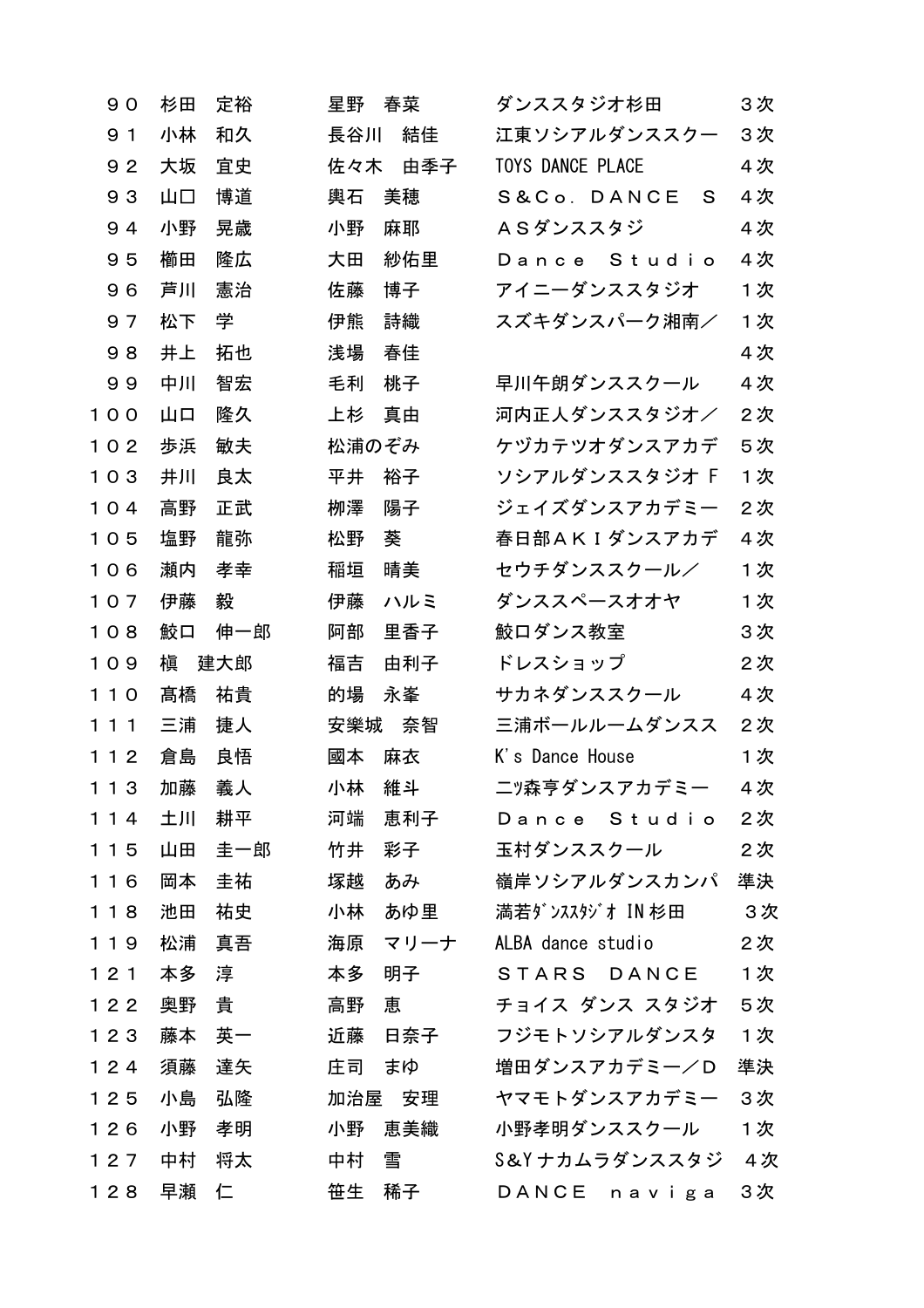| | | | | |
|---|---|---|---|---|
| ９０ | 杉田　定裕 | 星野　春菜 | ダンススタジオ杉田 | ３次 |
| ９１ | 小林　和久 | 長谷川　結佳 | 江東ソシアルダンススクー | ３次 |
| ９２ | 大坂　宜史 | 佐々木　由季子 | TOYS DANCE PLACE | ４次 |
| ９３ | 山口　博道 | 輿石　美穂 | Ｓ＆Ｃｏ．ＤＡＮＣＥ　Ｓ | ４次 |
| ９４ | 小野　晃歳 | 小野　麻耶 | ＡＳダンススタジ | ４次 |
| ９５ | 櫛田　隆広 | 大田　紗佑里 | Ｄａｎｃｅ　Ｓｔｕｄｉｏ | ４次 |
| ９６ | 芦川　憲治 | 佐藤　博子 | アイニーダンススタジオ | １次 |
| ９７ | 松下　学 | 伊熊　詩織 | スズキダンスパーク湘南／ | １次 |
| ９８ | 井上　拓也 | 浅場　春佳 | | ４次 |
| ９９ | 中川　智宏 | 毛利　桃子 | 早川午朗ダンススクール | ４次 |
| １００ | 山口　隆久 | 上杉　真由 | 河内正人ダンススタジオ／ | ２次 |
| １０２ | 歩浜　敏夫 | 松浦のぞみ | ケヅカテツオダンスアカデ | ５次 |
| １０３ | 井川　良太 | 平井　裕子 | ソシアルダンススタジオＦ | １次 |
| １０４ | 高野　正武 | 栁澤　陽子 | ジェイズダンスアカデミー | ２次 |
| １０５ | 塩野　龍弥 | 松野　葵 | 春日部ＡＫＩダンスアカデ | ４次 |
| １０６ | 瀬内　孝幸 | 稲垣　晴美 | セウチダンススクール／ | １次 |
| １０７ | 伊藤　毅 | 伊藤　ハルミ | ダンススペースオオヤ | １次 |
| １０８ | 鮫口　伸一郎 | 阿部　里香子 | 鮫口ダンス教室 | ３次 |
| １０９ | 槇　建大郎 | 福吉　由利子 | ドレスショップ | ２次 |
| １１０ | 髙橋　祐貴 | 的場　永峯 | サカネダンススクール | ４次 |
| １１１ | 三浦　捷人 | 安樂城　奈智 | 三浦ボールルームダンスス | ２次 |
| １１２ | 倉島　良悟 | 國本　麻衣 | K's Dance House | １次 |
| １１３ | 加藤　義人 | 小林　維斗 | 二ツ森亨ダンスアカデミー | ４次 |
| １１４ | 土川　耕平 | 河端　恵利子 | Ｄａｎｃｅ　Ｓｔｕｄｉｏ | ２次 |
| １１５ | 山田　圭一郎 | 竹井　彩子 | 玉村ダンススクール | ２次 |
| １１６ | 岡本　圭祐 | 塚越　あみ | 嶺岸ソシアルダンスカンパ | 準決 |
| １１８ | 池田　祐史 | 小林　あゆ里 | 満若ﾀﾞﾝｽｽﾀｼﾞｵ IN 杉田 | ３次 |
| １１９ | 松浦　真吾 | 海原　マリーナ | ALBA dance studio | ２次 |
| １２１ | 本多　淳 | 本多　明子 | ＳＴＡＲＳ　ＤＡＮＣＥ | １次 |
| １２２ | 奥野　貴 | 高野　恵 | チョイス ダンス スタジオ | ５次 |
| １２３ | 藤本　英一 | 近藤　日奈子 | フジモトソシアルダンスタ | １次 |
| １２４ | 須藤　達矢 | 庄司　まゆ | 増田ダンスアカデミー／Ｄ | 準決 |
| １２５ | 小島　弘隆 | 加治屋　安理 | ヤマモトダンスアカデミー | ３次 |
| １２６ | 小野　孝明 | 小野　恵美織 | 小野孝明ダンススクール | １次 |
| １２７ | 中村　将太 | 中村　雪 | S&Yナカムラダンススタジ | ４次 |
| １２８ | 早瀬　仁 | 笹生　稀子 | ＤＡＮＣＥ　ｎａｖｉｇａ | ３次 |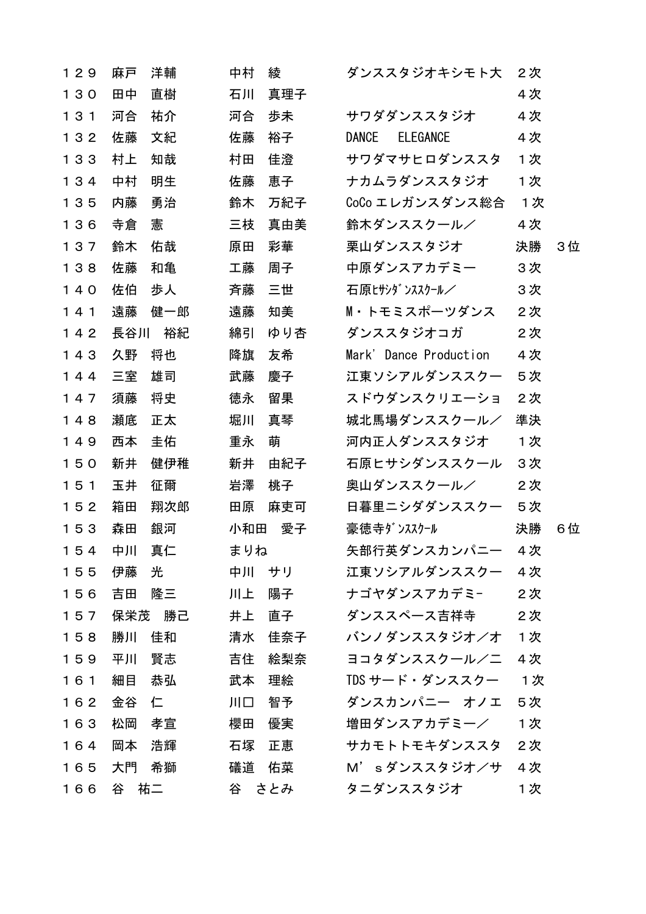| | | | | | |
|---|---|---|---|---|---|
| １２９ | 麻戸　洋輔 | 中村　綾 | ダンススタジオキシモト大 | ２次 | |
| １３０ | 田中　直樹 | 石川　真理子 | | ４次 | |
| １３１ | 河合　祐介 | 河合　歩未 | サワダダンススタジオ | ４次 | |
| １３２ | 佐藤　文紀 | 佐藤　裕子 | DANCE　ELEGANCE | ４次 | |
| １３３ | 村上　知哉 | 村田　佳澄 | サワダマサヒロダンススタ | １次 | |
| １３４ | 中村　明生 | 佐藤　恵子 | ナカムラダンススタジオ | １次 | |
| １３５ | 内藤　勇治 | 鈴木　万紀子 | CoCo エレガンスダンス総合 | １次 | |
| １３６ | 寺倉　憲 | 三枝　真由美 | 鈴木ダンススクール／ | ４次 | |
| １３７ | 鈴木　佑哉 | 原田　彩華 | 栗山ダンススタジオ | 決勝 | ３位 |
| １３８ | 佐藤　和亀 | 工藤　周子 | 中原ダンスアカデミー | ３次 | |
| １４０ | 佐伯　歩人 | 斉藤　三世 | 石原ﾋｻｼﾀﾞﾝｽｽｸｰﾙ／ | ３次 | |
| １４１ | 遠藤　健一郎 | 遠藤　知美 | M・トモミスポーツダンス | ２次 | |
| １４２ | 長谷川　裕紀 | 綿引　ゆり杏 | ダンススタジオコガ | ２次 | |
| １４３ | 久野　将也 | 降旗　友希 | Mark’ Dance Production | ４次 | |
| １４４ | 三室　雄司 | 武藤　慶子 | 江東ソシアルダンススクー | ５次 | |
| １４７ | 須藤　将史 | 徳永　留果 | スドウダンスクリエーショ | ２次 | |
| １４８ | 瀬底　正太 | 堀川　真琴 | 城北馬場ダンススクール／ | 準決 | |
| １４９ | 西本　圭佑 | 重永　萌 | 河内正人ダンススタジオ | １次 | |
| １５０ | 新井　健伊稚 | 新井　由紀子 | 石原ヒサシダンススクール | ３次 | |
| １５１ | 玉井　征爾 | 岩澤　桃子 | 奥山ダンススクール／ | ２次 | |
| １５２ | 箱田　翔次郎 | 田原　麻吏可 | 日暮里ニシダダンススクー | ５次 | |
| １５３ | 森田　銀河 | 小和田　愛子 | 豪徳寺ﾀﾞﾝｽｽｸｰﾙ | 決勝 | ６位 |
| １５４ | 中川　真仁 | まりね | 矢部行英ダンスカンパニー | ４次 | |
| １５５ | 伊藤　光 | 中川　サリ | 江東ソシアルダンススクー | ４次 | |
| １５６ | 吉田　隆三 | 川上　陽子 | ナゴヤダンスアカデミｰ | ２次 | |
| １５７ | 保栄茂　勝己 | 井上　直子 | ダンススペース吉祥寺 | ２次 | |
| １５８ | 勝川　佳和 | 清水　佳奈子 | バンノダンススタジオ／オ | １次 | |
| １５９ | 平川　賢志 | 吉住　絵梨奈 | ヨコタダンススクール／ニ | ４次 | |
| １６１ | 細目　恭弘 | 武本　理絵 | TDS サード・ダンススクー | １次 | |
| １６２ | 金谷　仁 | 川口　智予 | ダンスカンパニー　オノエ | ５次 | |
| １６３ | 松岡　孝宣 | 櫻田　優実 | 増田ダンスアカデミー／ | １次 | |
| １６４ | 岡本　浩輝 | 石塚　正恵 | サカモトトモキダンススタ | ２次 | |
| １６５ | 大門　希獅 | 礒道　佑菜 | M’ｓダンススタジオ／サ | ４次 | |
| １６６ | 谷　祐二 | 谷　さとみ | タニダンススタジオ | １次 | |